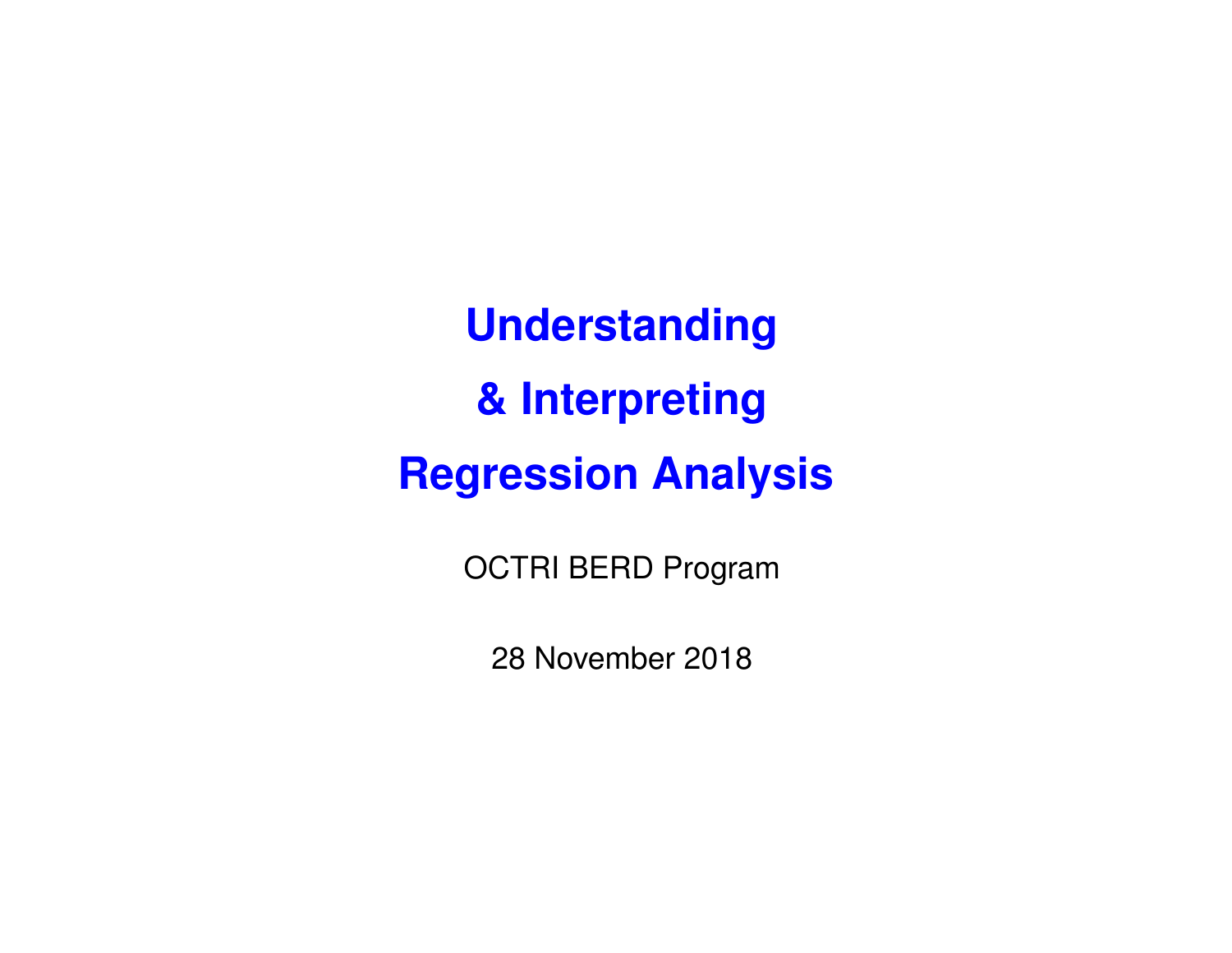# Understanding

# & Interpreting

# Regression Analysis

OCTRI BERD Program

28 November 2018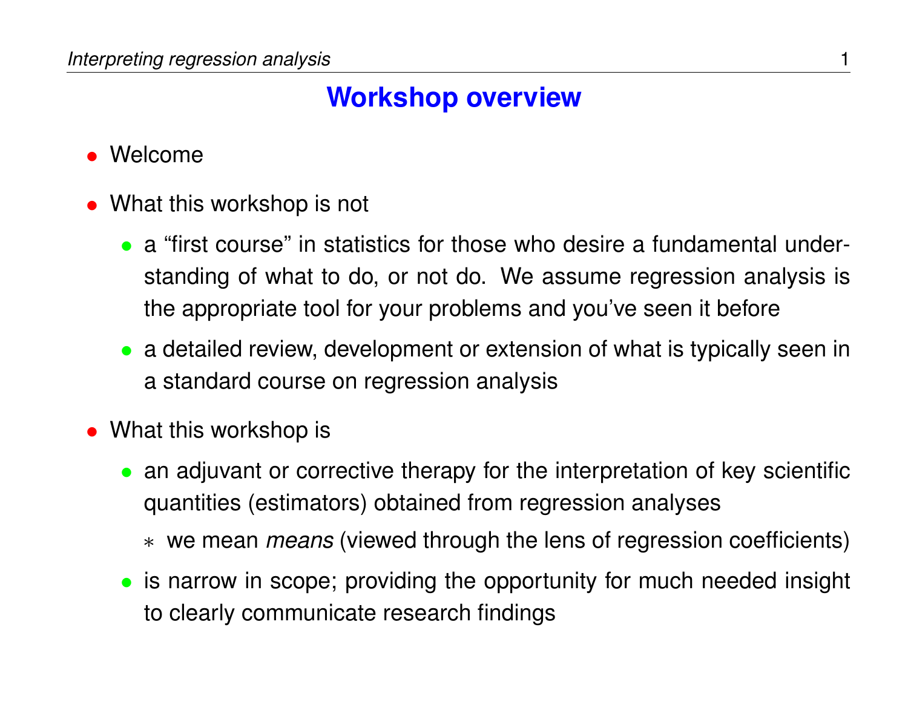# Workshop overview

- Welcome
- What this workshop is not
  - a "first course" in statistics for those who desire a fundamental understanding of what to do, or not do. We assume regression analysis is the appropriate tool for your problems and you've seen it before
  - a detailed review, development or extension of what is typically seen in a standard course on regression analysis
- What this workshop is
  - an adjuvant or corrective therapy for the interpretation of key scientific quantities (estimators) obtained from regression analyses
    - we mean *means* (viewed through the lens of regression coefficients)
  - is narrow in scope; providing the opportunity for much needed insight to clearly communicate research findings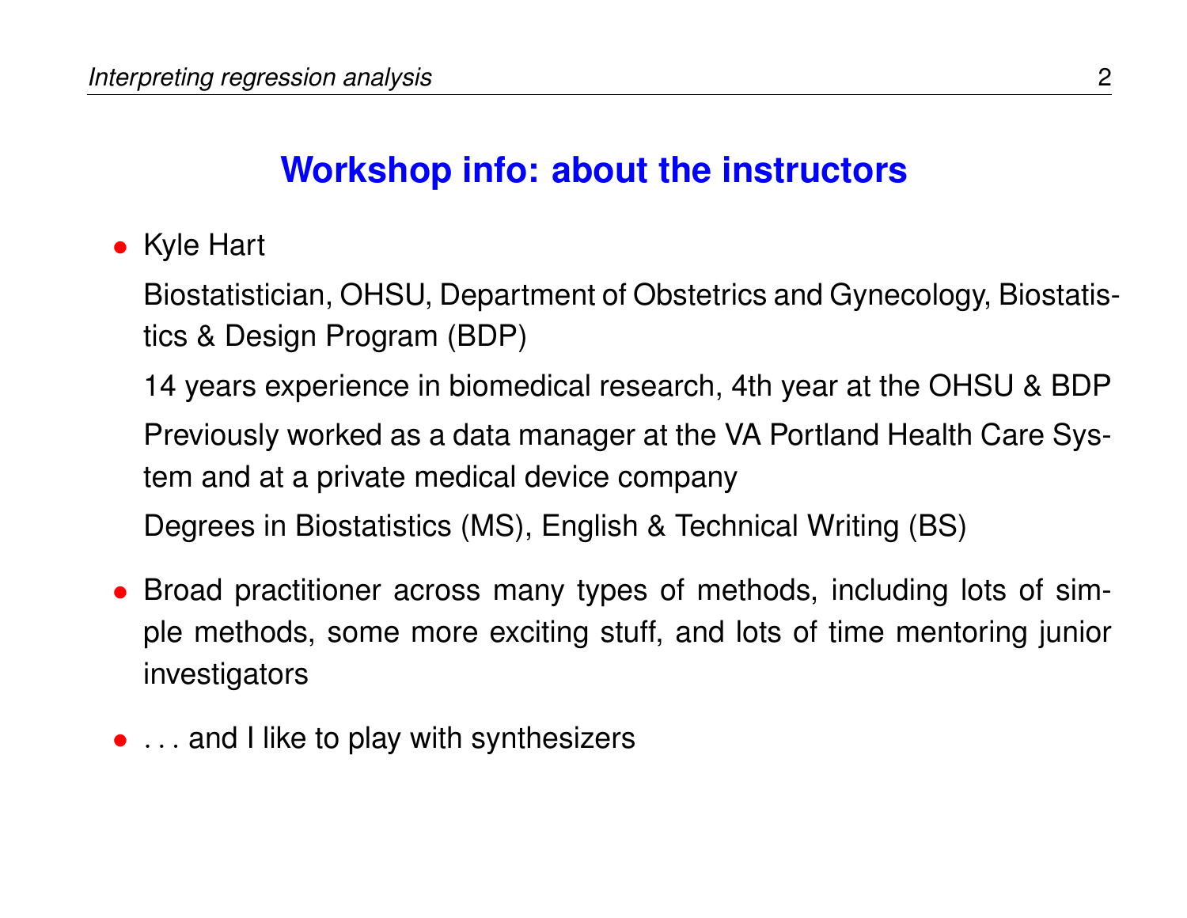## Workshop info: about the instructors

- Kyle Hart

  Biostatistician, OHSU, Department of Obstetrics and Gynecology, Biostatistics & Design Program (BDP)

  14 years experience in biomedical research, 4th year at the OHSU & BDP

  Previously worked as a data manager at the VA Portland Health Care System and at a private medical device company

  Degrees in Biostatistics (MS), English & Technical Writing (BS)

- Broad practitioner across many types of methods, including lots of simple methods, some more exciting stuff, and lots of time mentoring junior investigators

- . . . and I like to play with synthesizers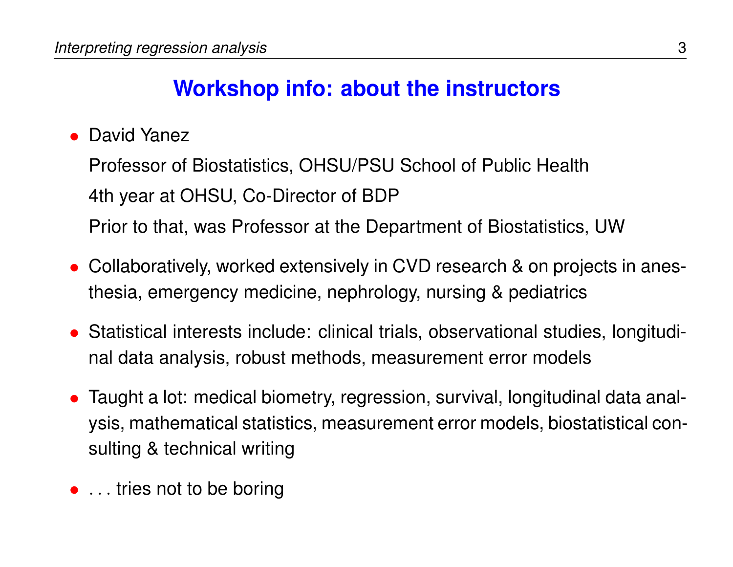## Workshop info: about the instructors

- David Yanez

  Professor of Biostatistics, OHSU/PSU School of Public Health

  4th year at OHSU, Co-Director of BDP

  Prior to that, was Professor at the Department of Biostatistics, UW

- Collaboratively, worked extensively in CVD research & on projects in anesthesia, emergency medicine, nephrology, nursing & pediatrics

- Statistical interests include: clinical trials, observational studies, longitudinal data analysis, robust methods, measurement error models

- Taught a lot: medical biometry, regression, survival, longitudinal data analysis, mathematical statistics, measurement error models, biostatistical consulting & technical writing

- . . . tries not to be boring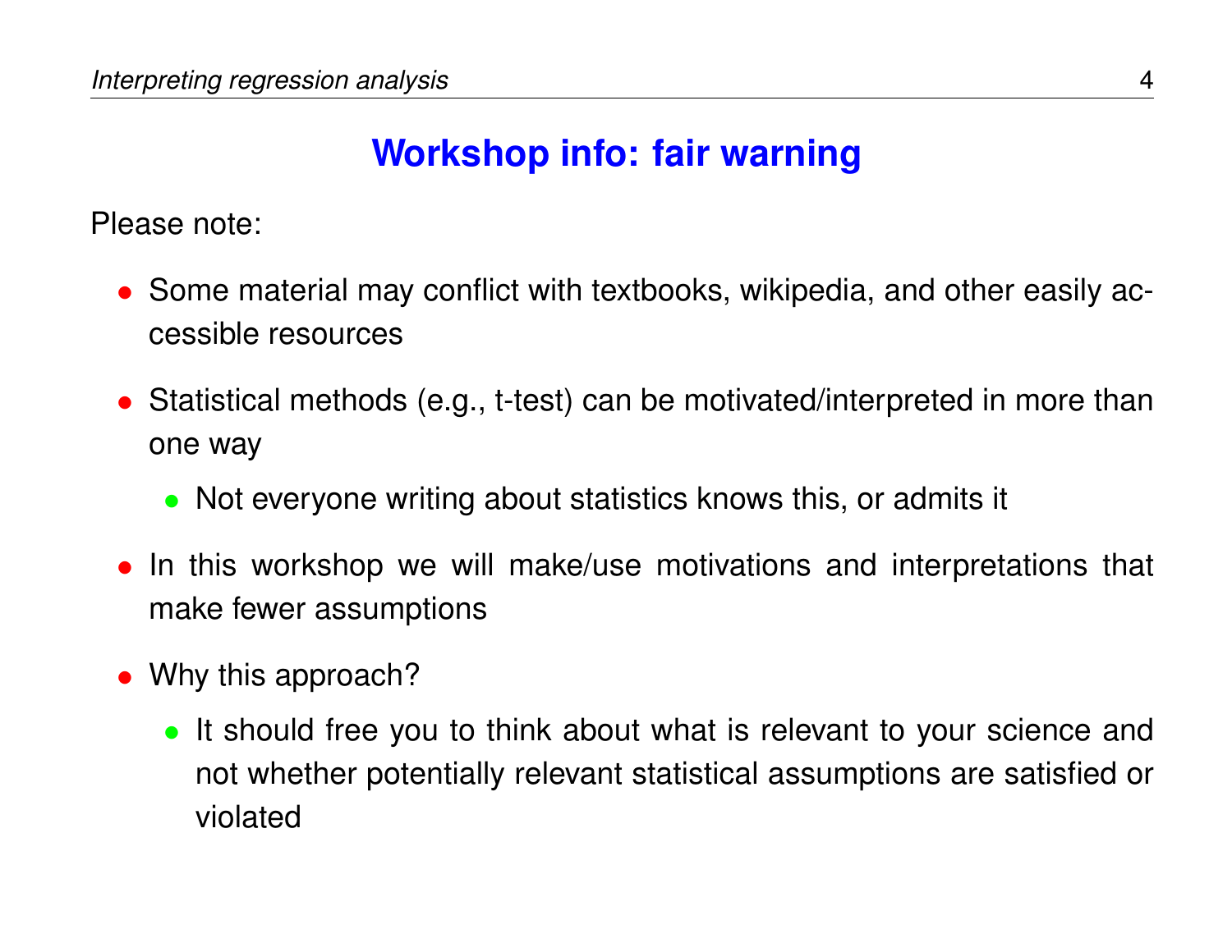## Workshop info: fair warning

Please note:

- Some material may conflict with textbooks, wikipedia, and other easily accessible resources
- Statistical methods (e.g., t-test) can be motivated/interpreted in more than one way
  - Not everyone writing about statistics knows this, or admits it
- In this workshop we will make/use motivations and interpretations that make fewer assumptions
- Why this approach?
  - It should free you to think about what is relevant to your science and not whether potentially relevant statistical assumptions are satisfied or violated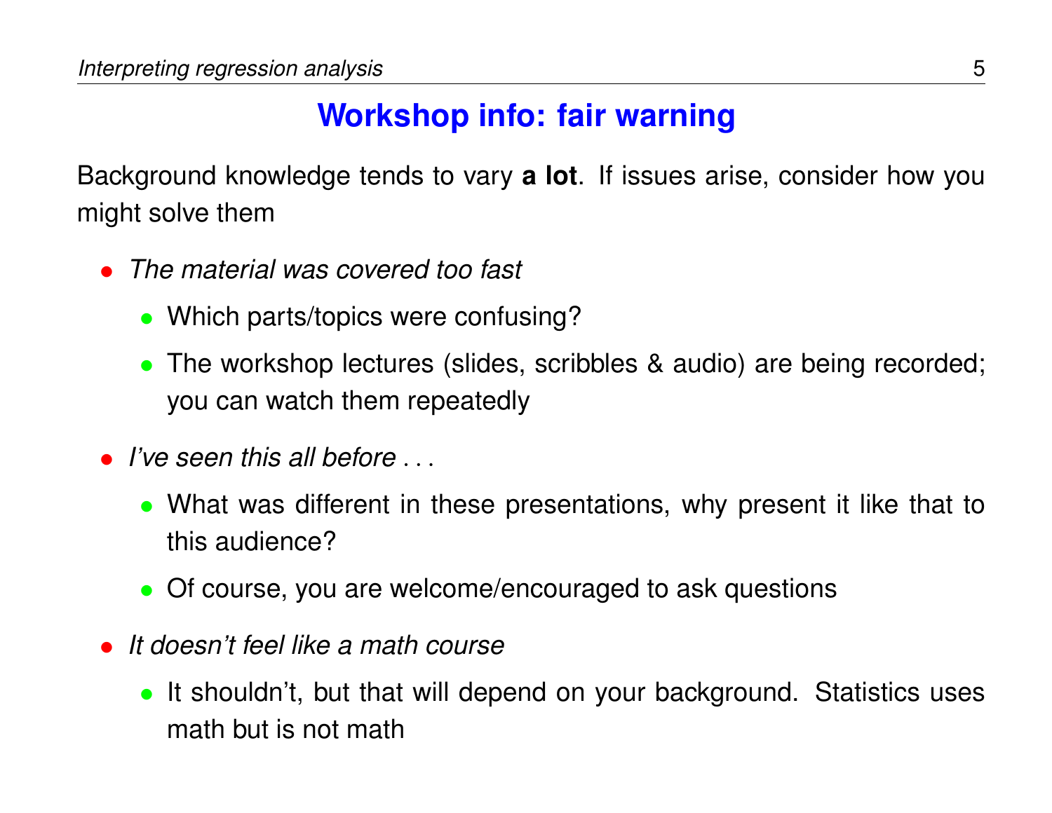## Workshop info: fair warning

Background knowledge tends to vary **a lot**. If issues arise, consider how you might solve them

- *The material was covered too fast*
  - Which parts/topics were confusing?
  - The workshop lectures (slides, scribbles & audio) are being recorded; you can watch them repeatedly
- *I've seen this all before . . .*
  - What was different in these presentations, why present it like that to this audience?
  - Of course, you are welcome/encouraged to ask questions
- *It doesn't feel like a math course*
  - It shouldn't, but that will depend on your background. Statistics uses math but is not math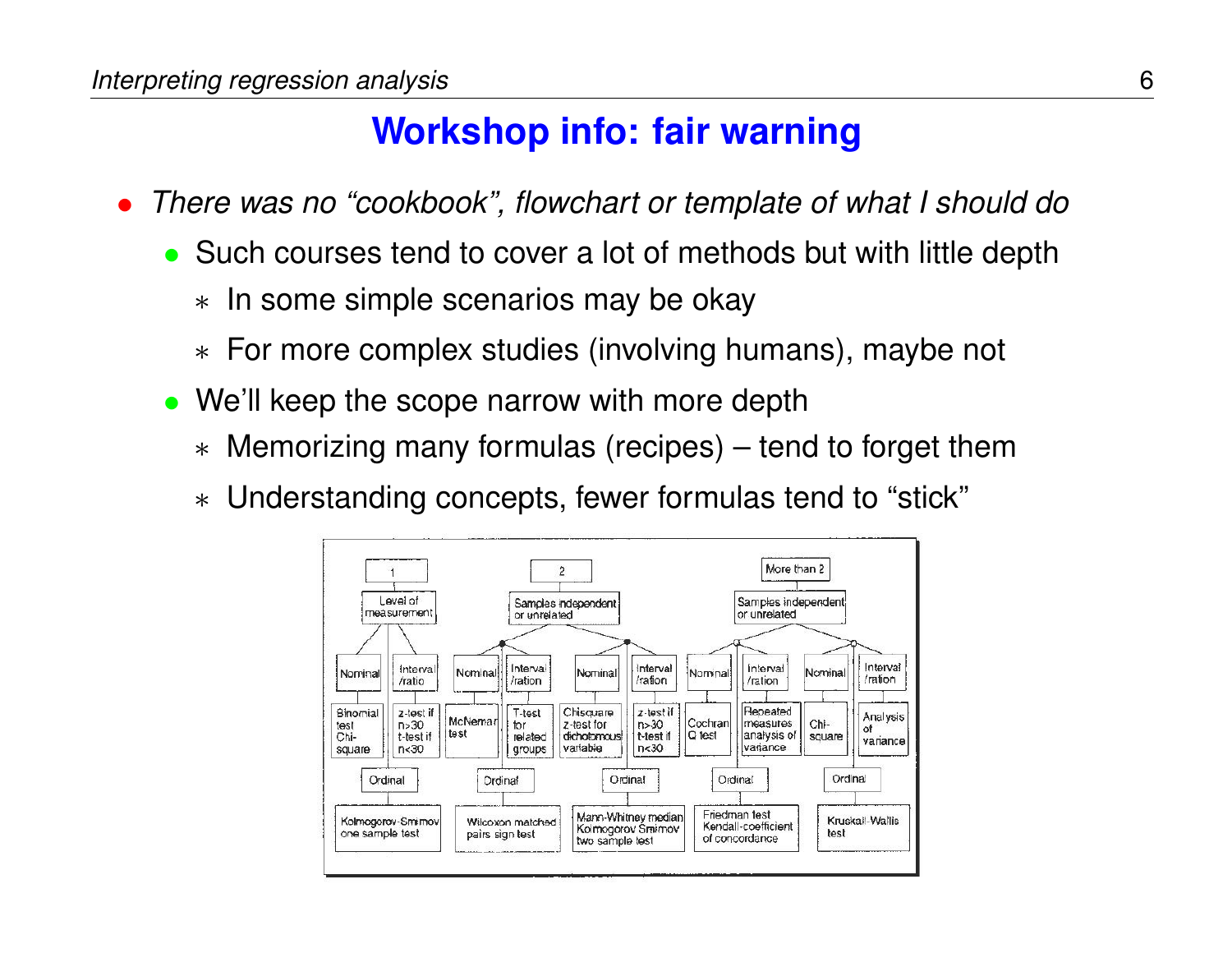## Workshop info: fair warning

- *There was no "cookbook", flowchart or template of what I should do*
  - Such courses tend to cover a lot of methods but with little depth
    - ∗ In some simple scenarios may be okay
    - ∗ For more complex studies (involving humans), maybe not
  - We'll keep the scope narrow with more depth
    - ∗ Memorizing many formulas (recipes) – tend to forget them
    - ∗ Understanding concepts, fewer formulas tend to "stick"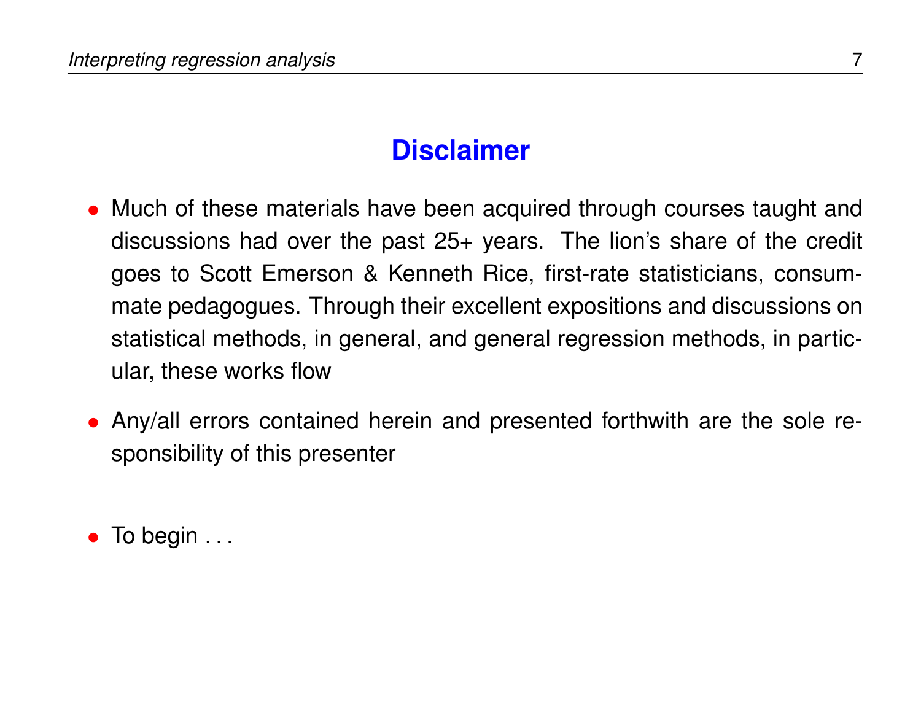## Disclaimer

- Much of these materials have been acquired through courses taught and discussions had over the past 25+ years. The lion's share of the credit goes to Scott Emerson & Kenneth Rice, first-rate statisticians, consummate pedagogues. Through their excellent expositions and discussions on statistical methods, in general, and general regression methods, in particular, these works flow

- Any/all errors contained herein and presented forthwith are the sole responsibility of this presenter

- To begin . . .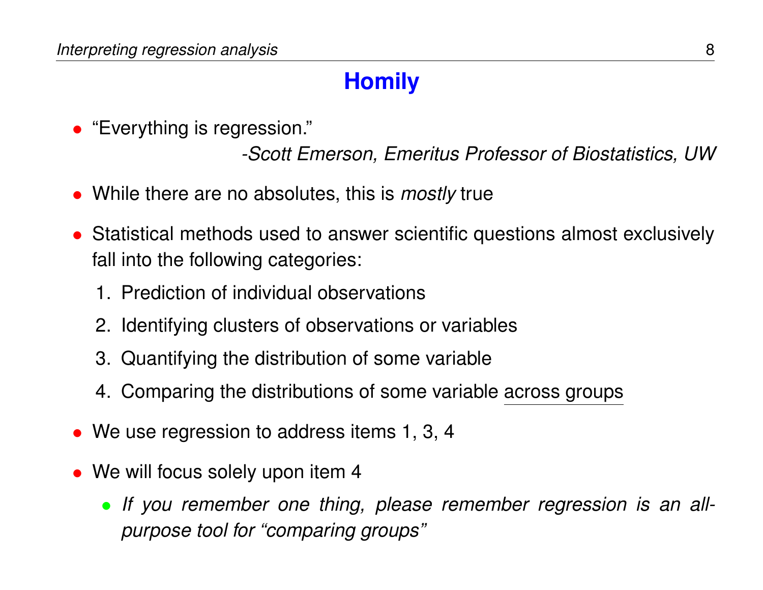## Homily

- "Everything is regression."

  *-Scott Emerson, Emeritus Professor of Biostatistics, UW*

- While there are no absolutes, this is *mostly* true

- Statistical methods used to answer scientific questions almost exclusively fall into the following categories:
  1. Prediction of individual observations
  2. Identifying clusters of observations or variables
  3. Quantifying the distribution of some variable
  4. Comparing the distributions of some variable <u>across groups</u>

- We use regression to address items 1, 3, 4

- We will focus solely upon item 4
  - *If you remember one thing, please remember regression is an all-purpose tool for "comparing groups"*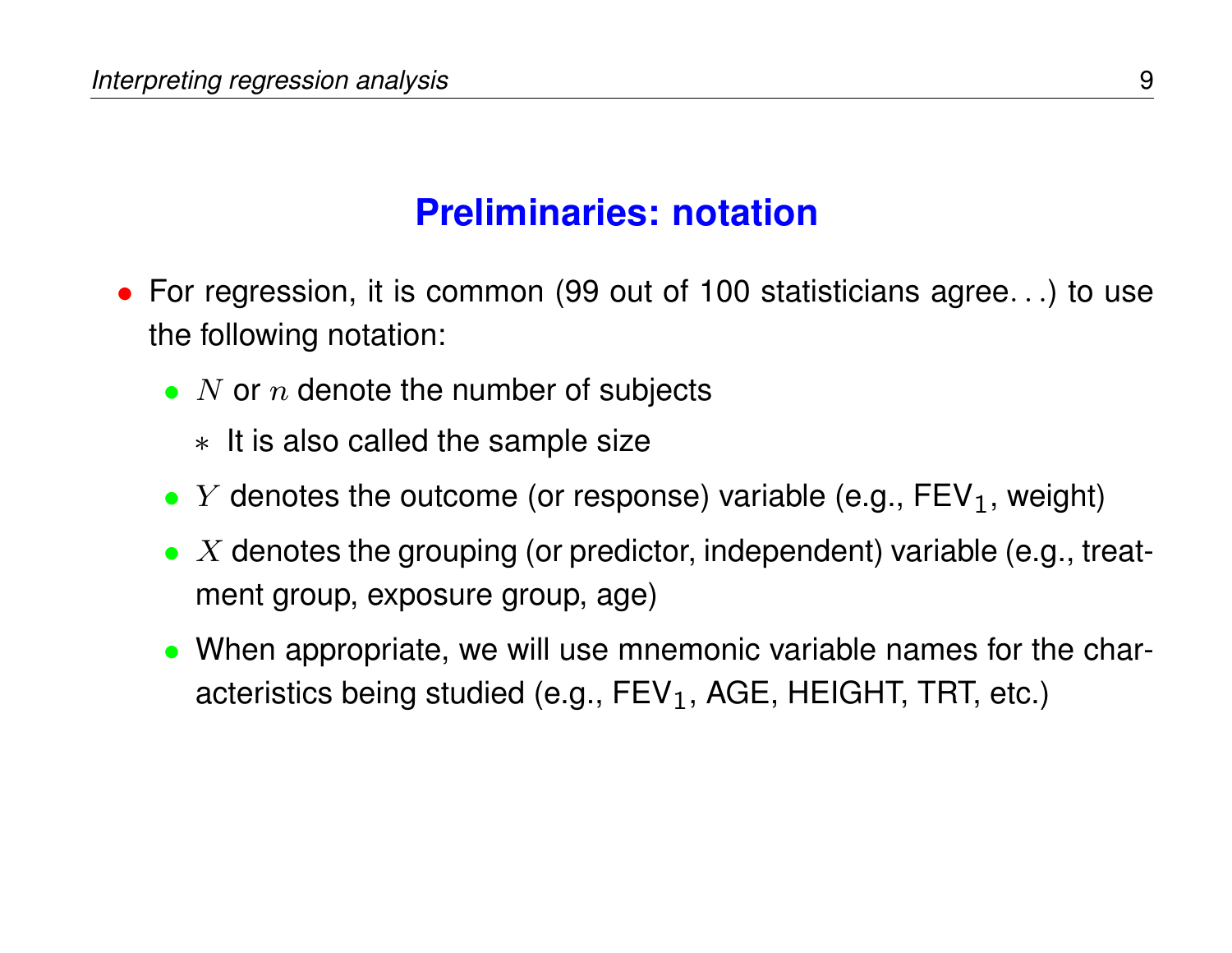## Preliminaries: notation

- For regression, it is common (99 out of 100 statisticians agree. . .) to use the following notation:
  - $N$ or $n$ denote the number of subjects
    - ∗ It is also called the sample size
  - $Y$ denotes the outcome (or response) variable (e.g., $\text{FEV}_1$, weight)
  - $X$ denotes the grouping (or predictor, independent) variable (e.g., treatment group, exposure group, age)
  - When appropriate, we will use mnemonic variable names for the characteristics being studied (e.g., $\text{FEV}_1$, AGE, HEIGHT, TRT, etc.)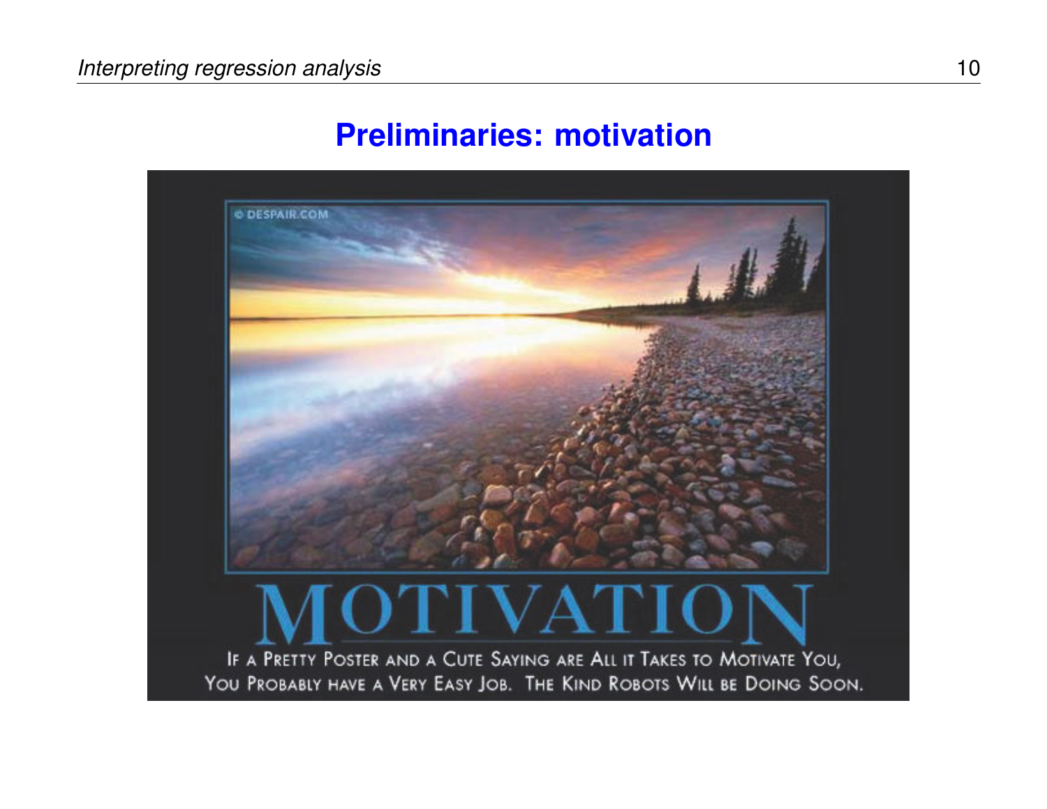## Preliminaries: motivation

© DESPAIR.COM

MOTIVATION

If a Pretty Poster and a Cute Saying are All it Takes to Motivate You, You Probably have a Very Easy Job. The Kind Robots Will be Doing Soon.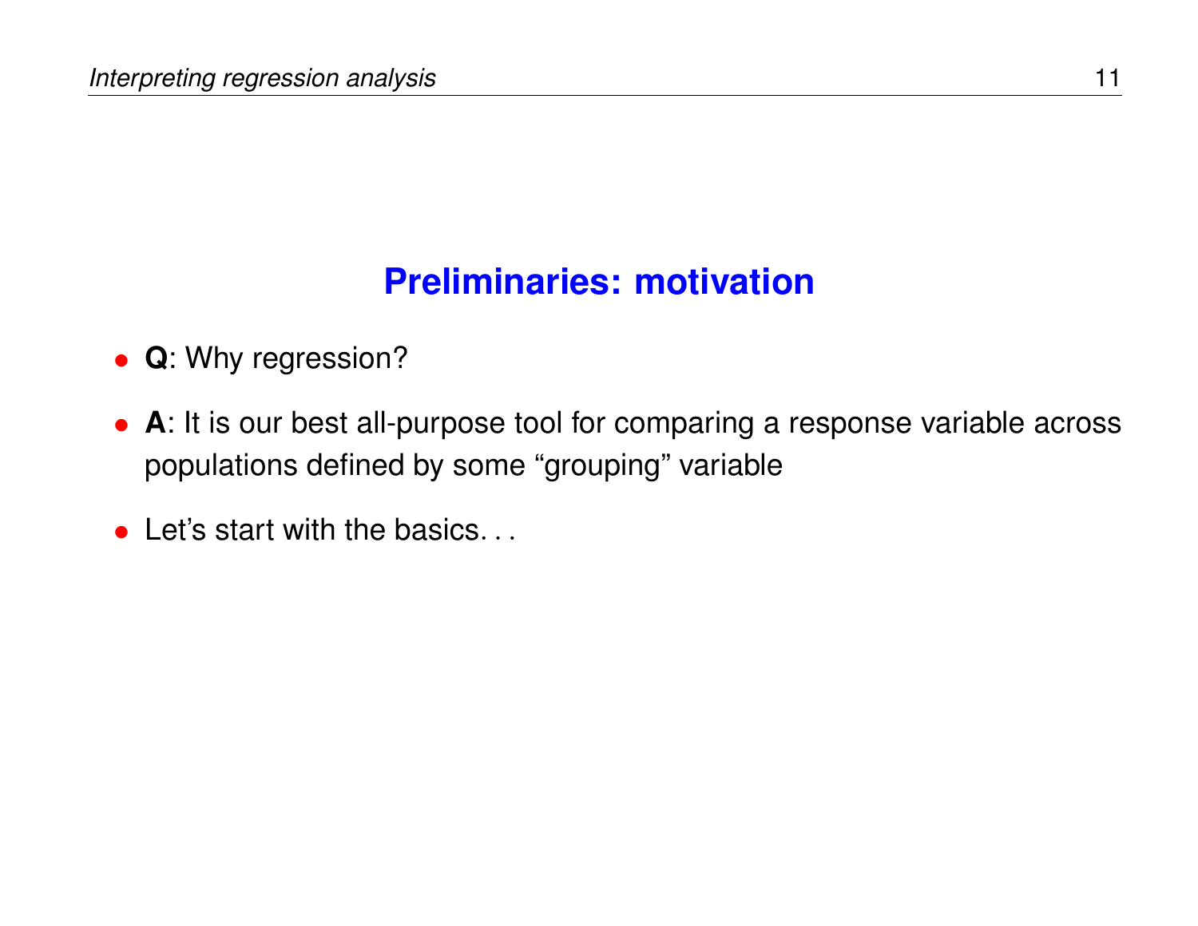## Preliminaries: motivation

- **Q**: Why regression?
- **A**: It is our best all-purpose tool for comparing a response variable across populations defined by some "grouping" variable
- Let's start with the basics. . .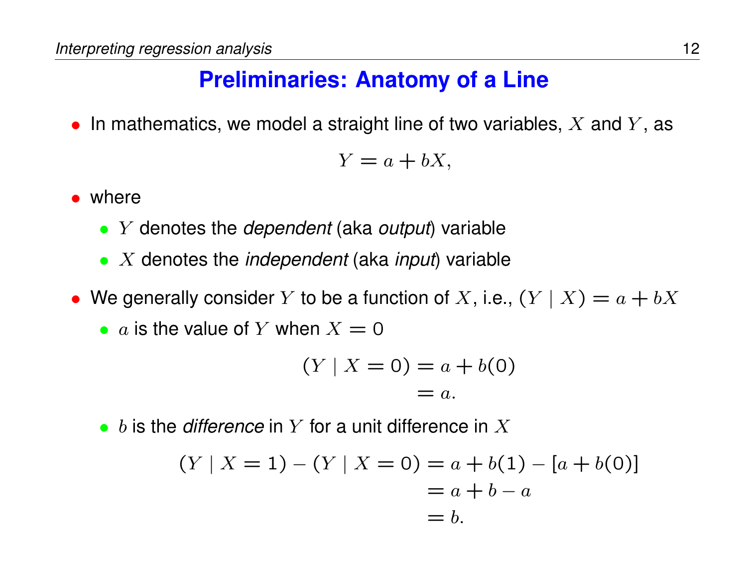## Preliminaries: Anatomy of a Line

- In mathematics, we model a straight line of two variables, $X$ and $Y$, as

$$Y = a + bX,$$

- where
  - $Y$ denotes the *dependent* (aka *output*) variable
  - $X$ denotes the *independent* (aka *input*) variable
- We generally consider $Y$ to be a function of $X$, i.e., $(Y \mid X) = a + bX$
  - $a$ is the value of $Y$ when $X = 0$

$$\begin{aligned}(Y \mid X = 0) &= a + b(0) \\ &= a.\end{aligned}$$

  - $b$ is the *difference* in $Y$ for a unit difference in $X$

$$\begin{aligned}(Y \mid X = 1) - (Y \mid X = 0) &= a + b(1) - [a + b(0)] \\ &= a + b - a \\ &= b.\end{aligned}$$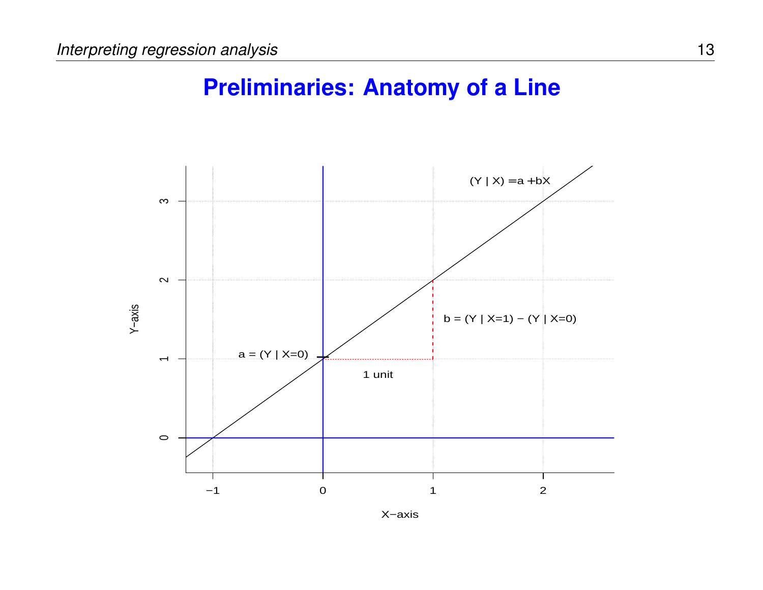# Preliminaries: Anatomy of a Line

(Y | X) =a +bX

b = (Y | X=1) − (Y | X=0)

a = (Y | X=0)

1 unit

Y−axis

X−axis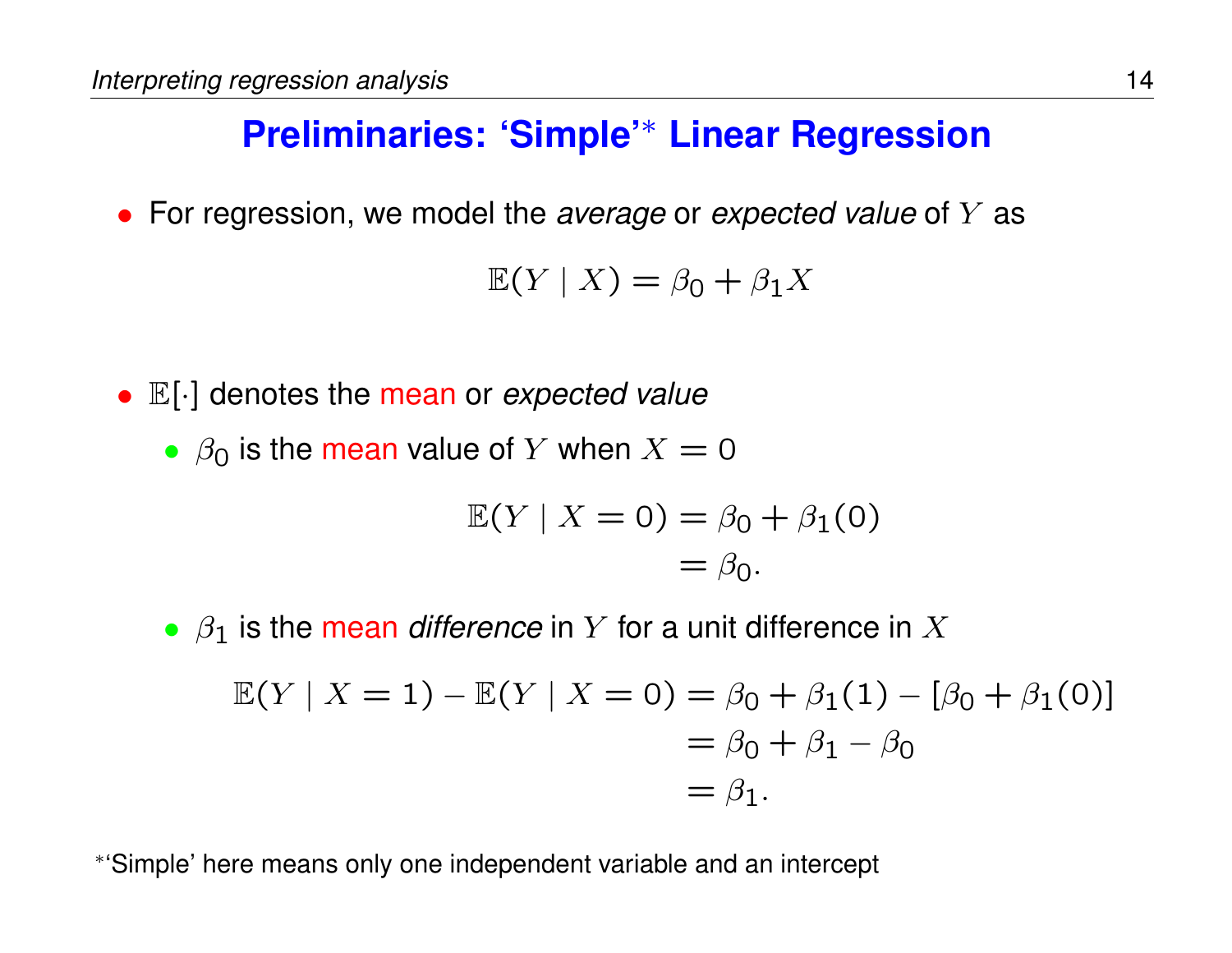## Preliminaries: ‘Simple’* Linear Regression

- For regression, we model the *average* or *expected value* of $Y$ as

$$\mathbb{E}(Y \mid X) = \beta_0 + \beta_1 X$$

- $\mathbb{E}[\cdot]$ denotes the mean or *expected value*
  - $\beta_0$ is the mean value of $Y$ when $X = 0$

$$\begin{aligned} \mathbb{E}(Y \mid X = 0) &= \beta_0 + \beta_1(0) \\ &= \beta_0. \end{aligned}$$

  - $\beta_1$ is the mean *difference* in $Y$ for a unit difference in $X$

$$\begin{aligned} \mathbb{E}(Y \mid X = 1) - \mathbb{E}(Y \mid X = 0) &= \beta_0 + \beta_1(1) - [\beta_0 + \beta_1(0)] \\ &= \beta_0 + \beta_1 - \beta_0 \\ &= \beta_1. \end{aligned}$$

*‘Simple’ here means only one independent variable and an intercept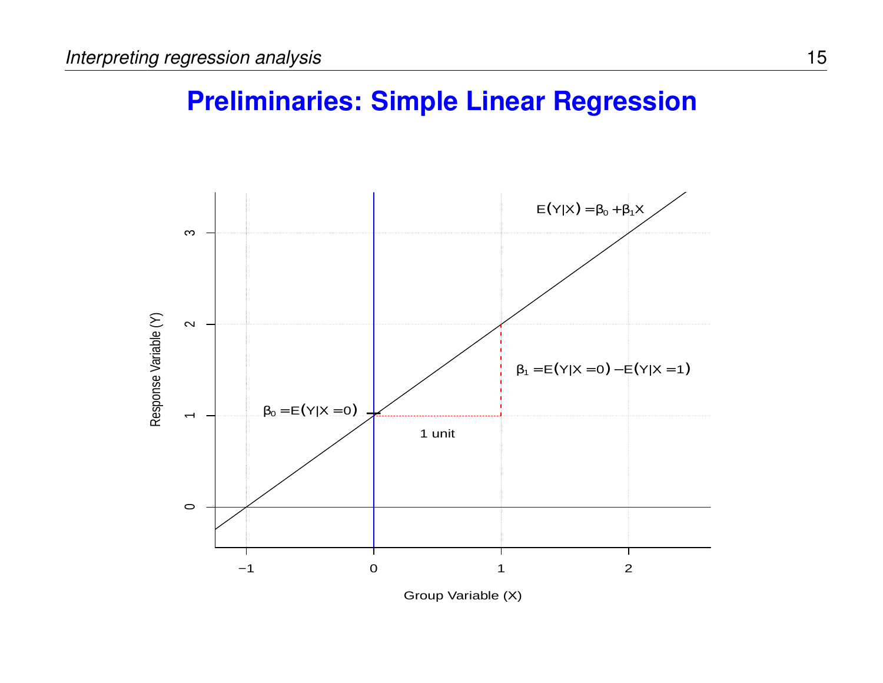## Preliminaries: Simple Linear Regression

$E(Y|X) = \beta_0 + \beta_1 X$

$\beta_0 = E(Y|X = 0)$

$\beta_1 = E(Y|X = 0) - E(Y|X = 1)$

1 unit

Response Variable (Y)

Group Variable (X)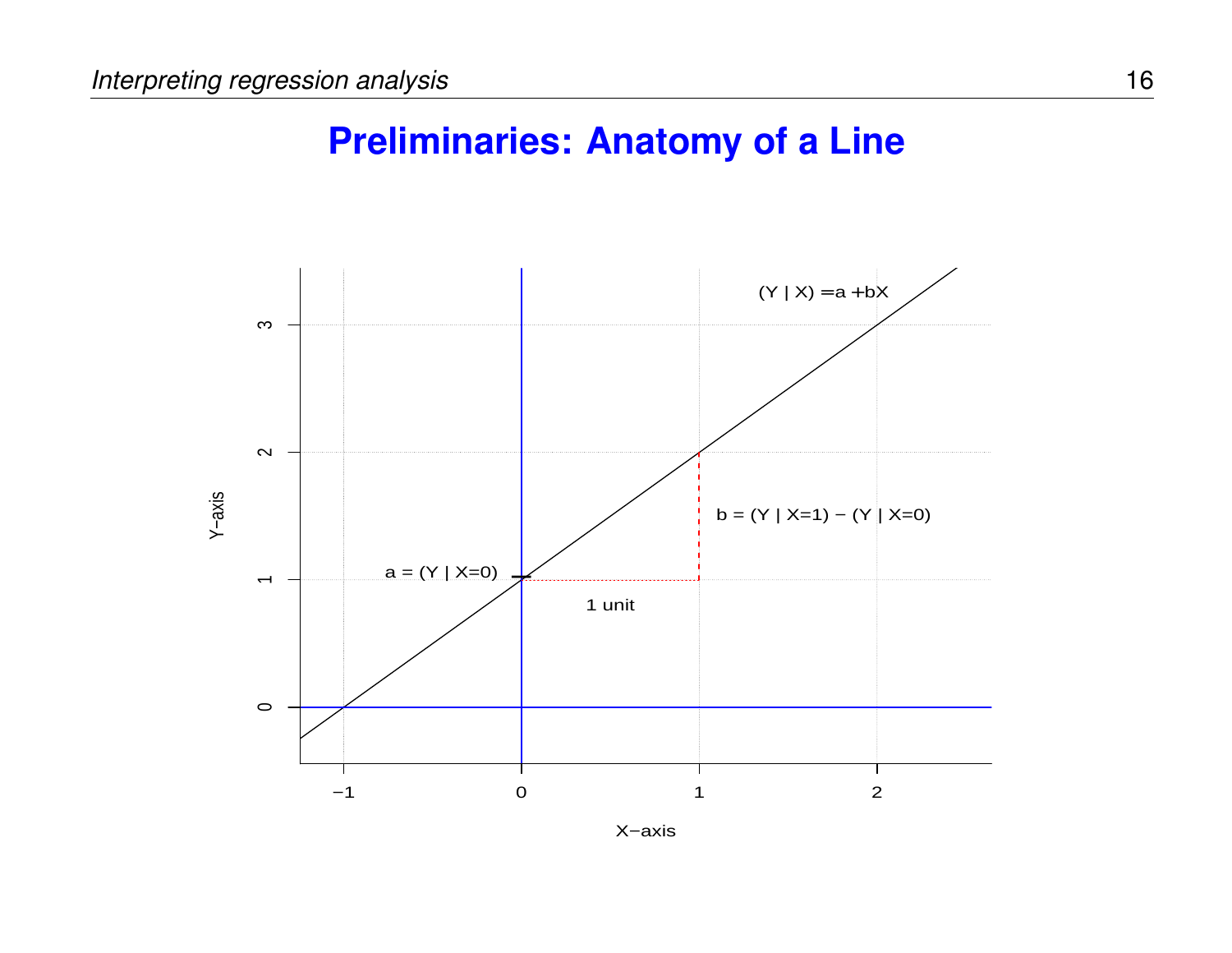## Preliminaries: Anatomy of a Line

$(Y \mid X) = a + bX$

$a = (Y \mid X=0)$

$b = (Y \mid X=1) - (Y \mid X=0)$

1 unit

Y−axis

X−axis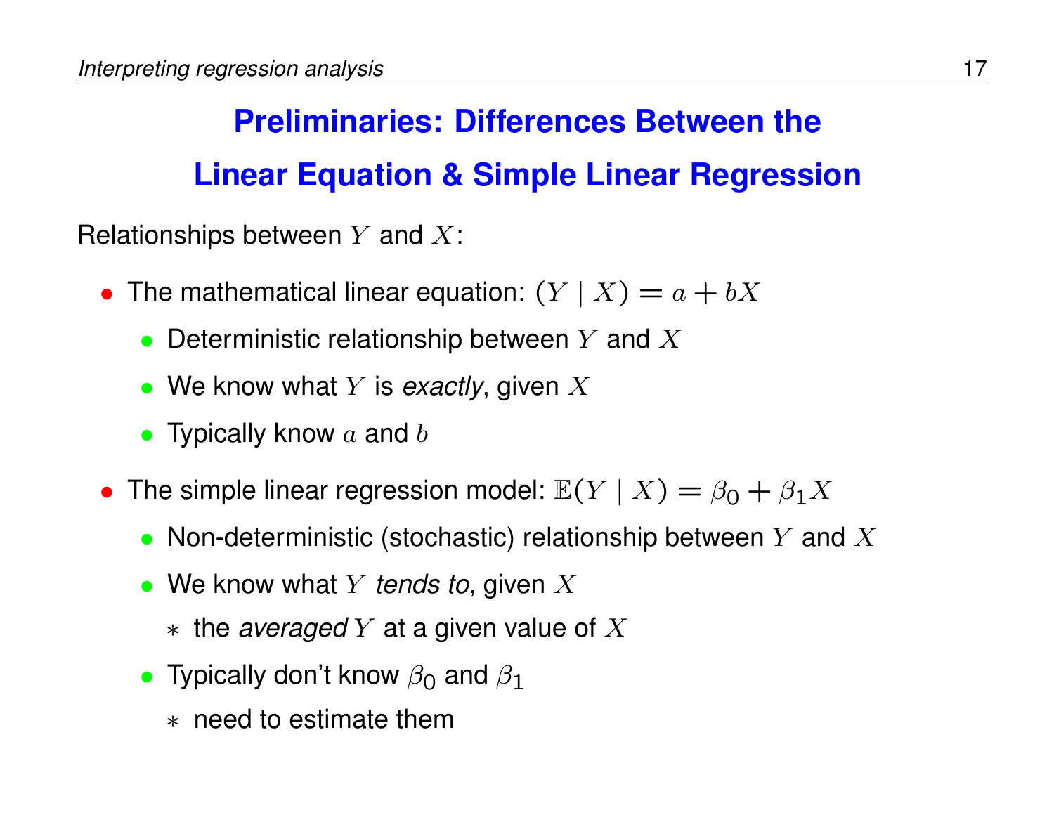## Preliminaries: Differences Between the Linear Equation & Simple Linear Regression

Relationships between $Y$ and $X$:

- The mathematical linear equation: $(Y \mid X) = a + bX$
  - Deterministic relationship between $Y$ and $X$
  - We know what $Y$ is *exactly*, given $X$
  - Typically know $a$ and $b$
- The simple linear regression model: $\mathbb{E}(Y \mid X) = \beta_0 + \beta_1 X$
  - Non-deterministic (stochastic) relationship between $Y$ and $X$
  - We know what $Y$ *tends to*, given $X$
    - the *averaged* $Y$ at a given value of $X$
  - Typically don't know $\beta_0$ and $\beta_1$
    - need to estimate them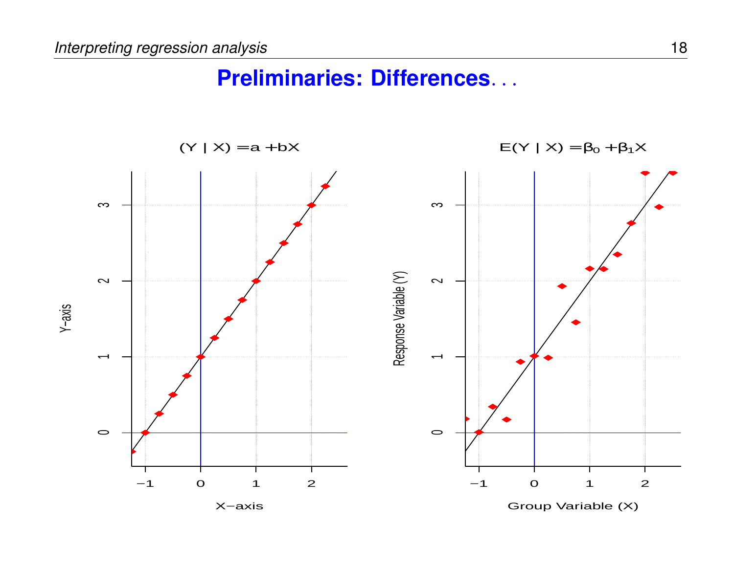# Preliminaries: Differences...

$(Y \mid X) = a + bX$

Y-axis

X-axis

$E(Y \mid X) = \beta_0 + \beta_1 X$

Response Variable (Y)

Group Variable (X)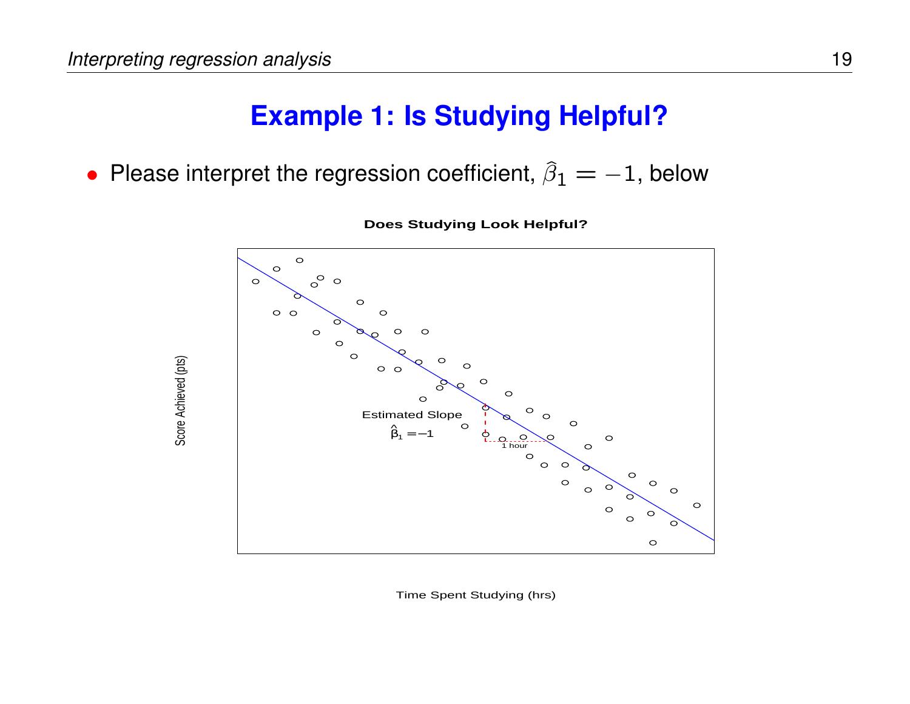# Example 1: Is Studying Helpful?

- Please interpret the regression coefficient, $\widehat{\beta}_1 = -1$, below

**Does Studying Look Helpful?**

Estimated Slope

$\hat{\beta}_1 = -1$

1 hour

Score Achieved (pts)

Time Spent Studying (hrs)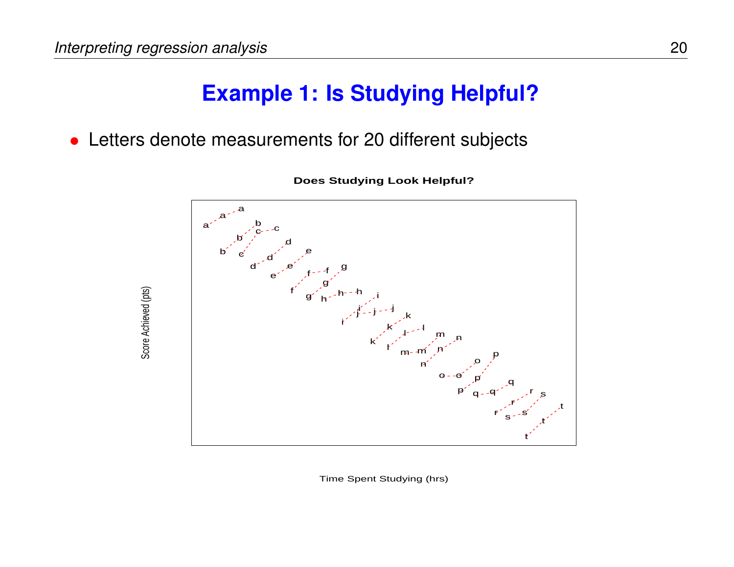## Example 1: Is Studying Helpful?

- Letters denote measurements for 20 different subjects

**Does Studying Look Helpful?**

Score Achieved (pts)

Time Spent Studying (hrs)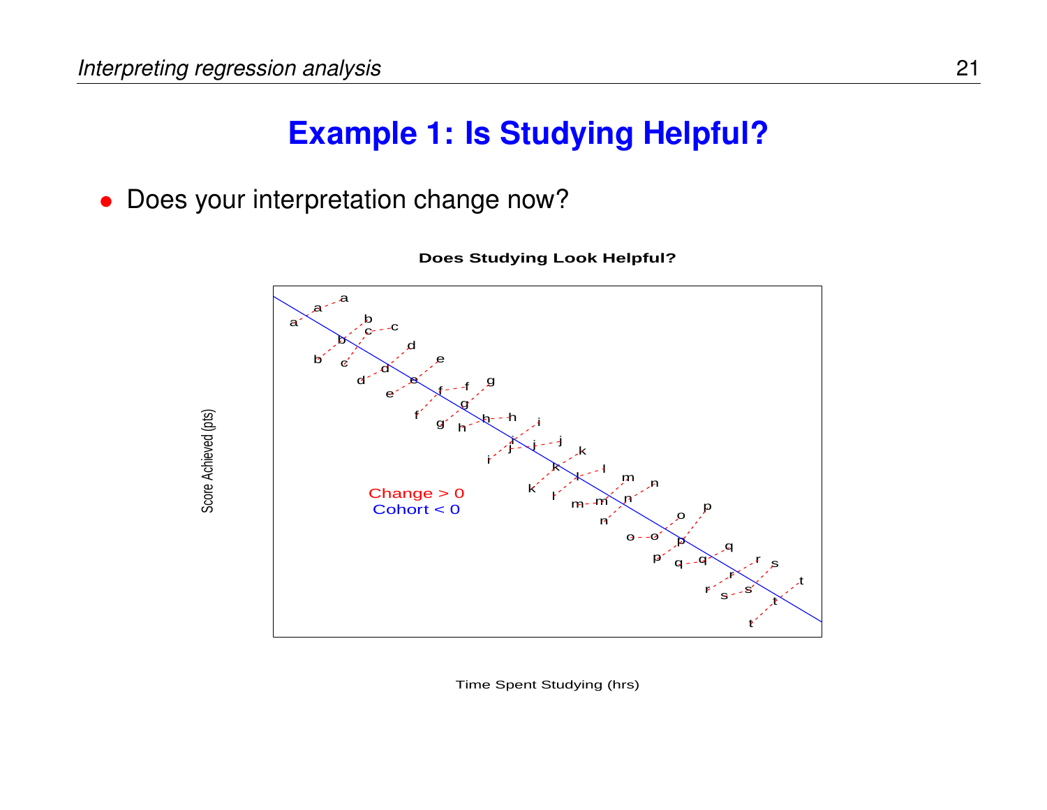# Example 1: Is Studying Helpful?

- Does your interpretation change now?

**Does Studying Look Helpful?**

Change > 0

Cohort < 0

Score Achieved (pts)

Time Spent Studying (hrs)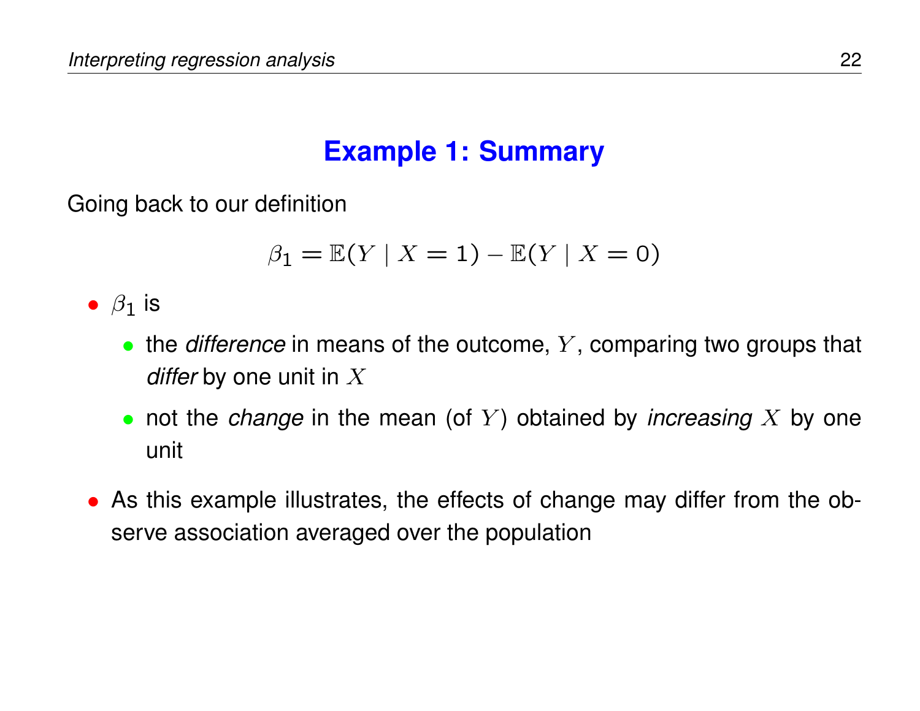## Example 1: Summary

Going back to our definition

$$\beta_1 = \mathbb{E}(Y \mid X = 1) - \mathbb{E}(Y \mid X = 0)$$

- $\beta_1$ is
  - the *difference* in means of the outcome, $Y$, comparing two groups that *differ* by one unit in $X$
  - not the *change* in the mean (of $Y$) obtained by *increasing* $X$ by one unit
- As this example illustrates, the effects of change may differ from the observe association averaged over the population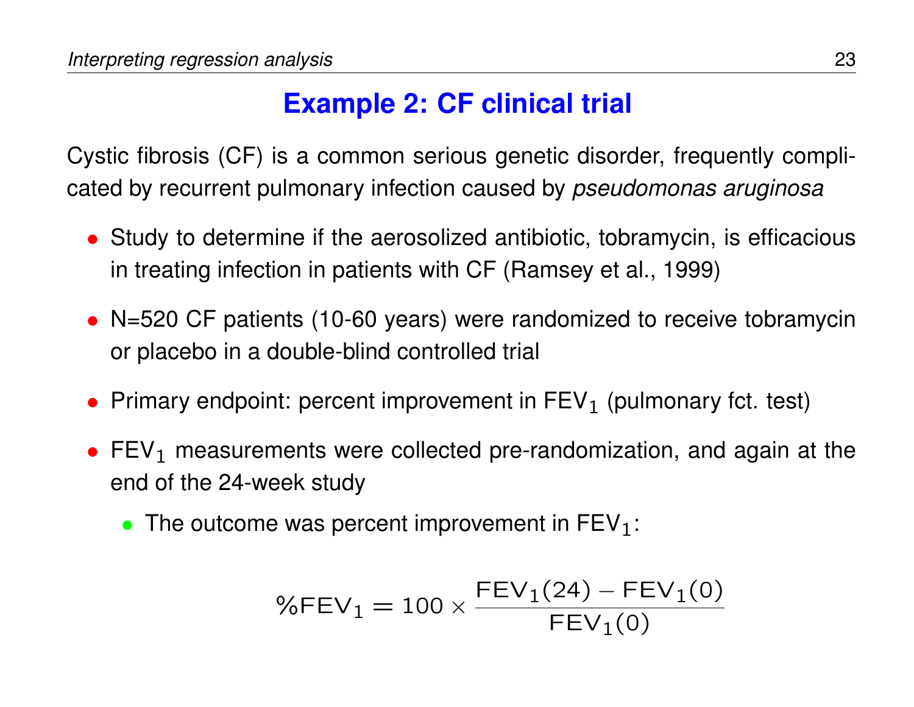# Example 2: CF clinical trial

Cystic fibrosis (CF) is a common serious genetic disorder, frequently complicated by recurrent pulmonary infection caused by *pseudomonas aruginosa*

- Study to determine if the aerosolized antibiotic, tobramycin, is efficacious in treating infection in patients with CF (Ramsey et al., 1999)
- N=520 CF patients (10-60 years) were randomized to receive tobramycin or placebo in a double-blind controlled trial
- Primary endpoint: percent improvement in $\text{FEV}_1$ (pulmonary fct. test)
- $\text{FEV}_1$ measurements were collected pre-randomization, and again at the end of the 24-week study
  - The outcome was percent improvement in $\text{FEV}_1$:

$$\%\text{FEV}_1 = 100 \times \frac{\text{FEV}_1(24) - \text{FEV}_1(0)}{\text{FEV}_1(0)}$$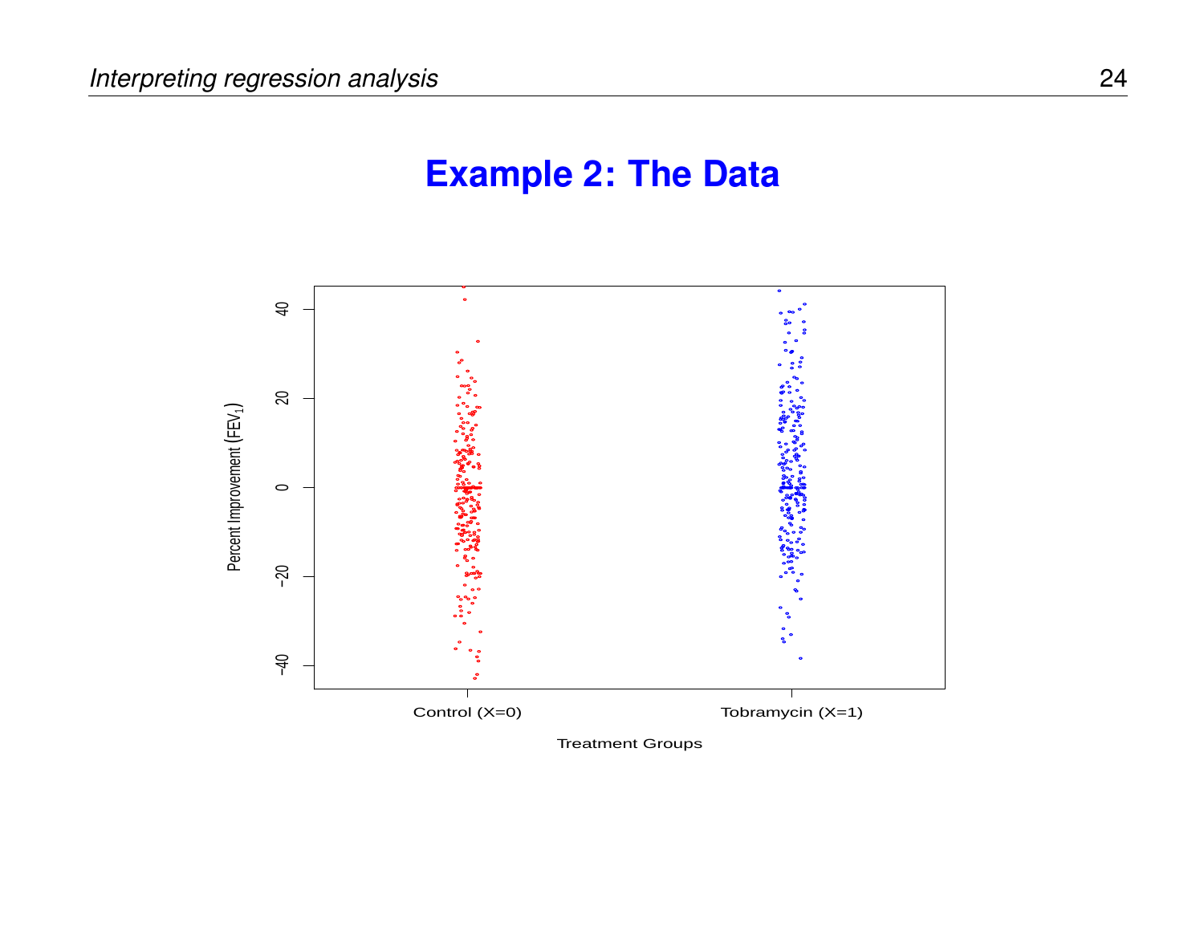# Example 2: The Data

Percent Improvement ($FEV_1$)

Control (X=0)

Tobramycin (X=1)

Treatment Groups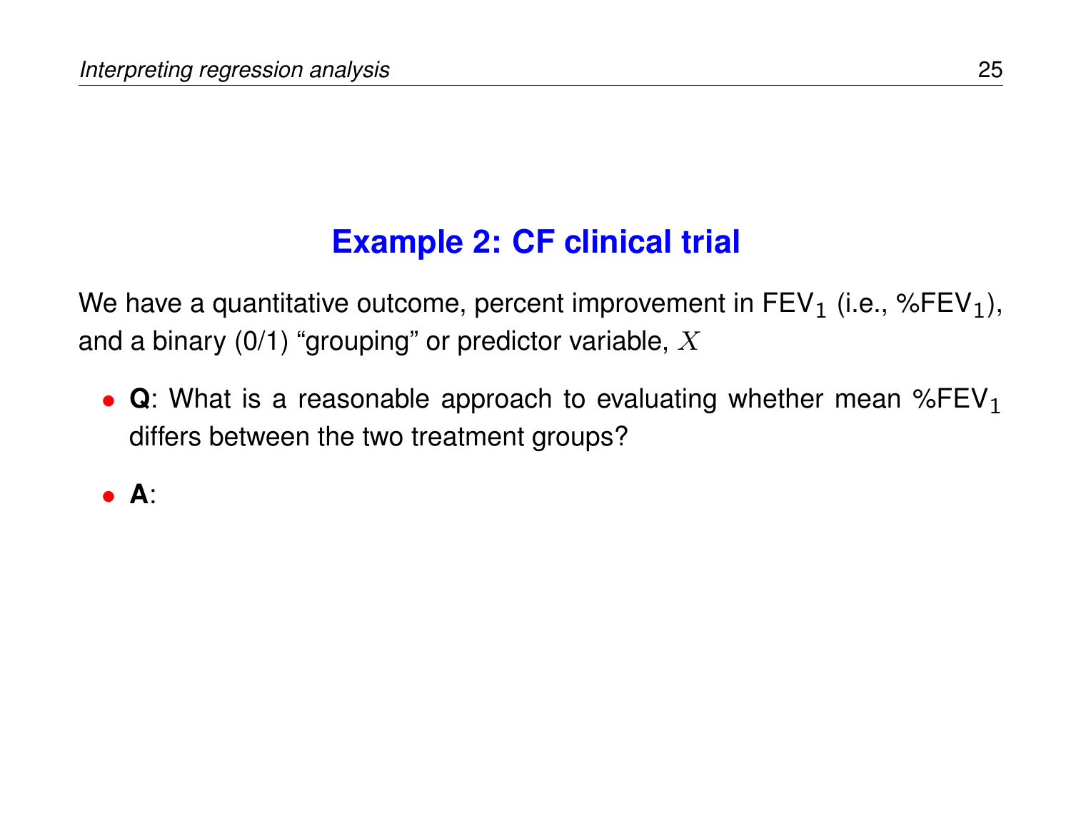## Example 2: CF clinical trial

We have a quantitative outcome, percent improvement in $\text{FEV}_1$ (i.e., $\%\text{FEV}_1$), and a binary (0/1) “grouping” or predictor variable, $X$

- **Q**: What is a reasonable approach to evaluating whether mean $\%\text{FEV}_1$ differs between the two treatment groups?
- **A**: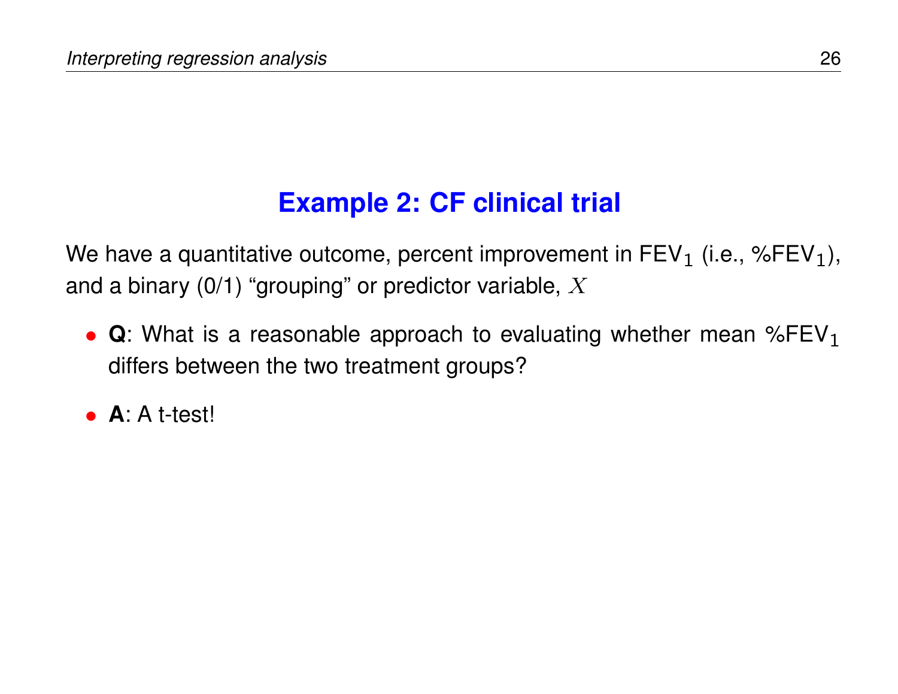## Example 2: CF clinical trial

We have a quantitative outcome, percent improvement in $\text{FEV}_1$ (i.e., $\%\text{FEV}_1$), and a binary (0/1) "grouping" or predictor variable, $X$

- **Q**: What is a reasonable approach to evaluating whether mean $\%\text{FEV}_1$ differs between the two treatment groups?
- **A**: A t-test!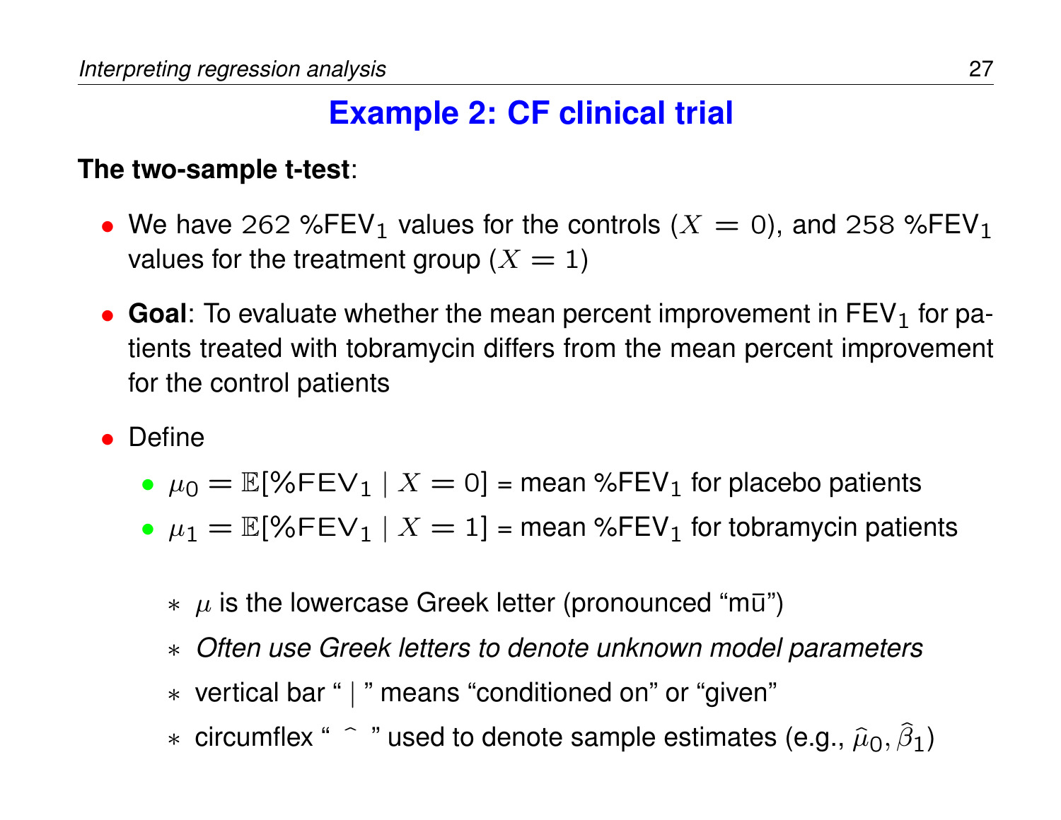# Example 2: CF clinical trial

**The two-sample t-test**:

- We have 262 %FEV$_1$ values for the controls ($X = 0$), and 258 %FEV$_1$ values for the treatment group ($X = 1$)
- **Goal**: To evaluate whether the mean percent improvement in FEV$_1$ for patients treated with tobramycin differs from the mean percent improvement for the control patients
- Define
  - $\mu_0 = \mathbb{E}[\%\text{FEV}_1 \mid X = 0]$ = mean %FEV$_1$ for placebo patients
  - $\mu_1 = \mathbb{E}[\%\text{FEV}_1 \mid X = 1]$ = mean %FEV$_1$ for tobramycin patients
    - $\mu$ is the lowercase Greek letter (pronounced "mū")
    - *Often use Greek letters to denote unknown model parameters*
    - vertical bar " | " means "conditioned on" or "given"
    - circumflex " ^ " used to denote sample estimates (e.g., $\widehat{\mu}_0, \widehat{\beta}_1$)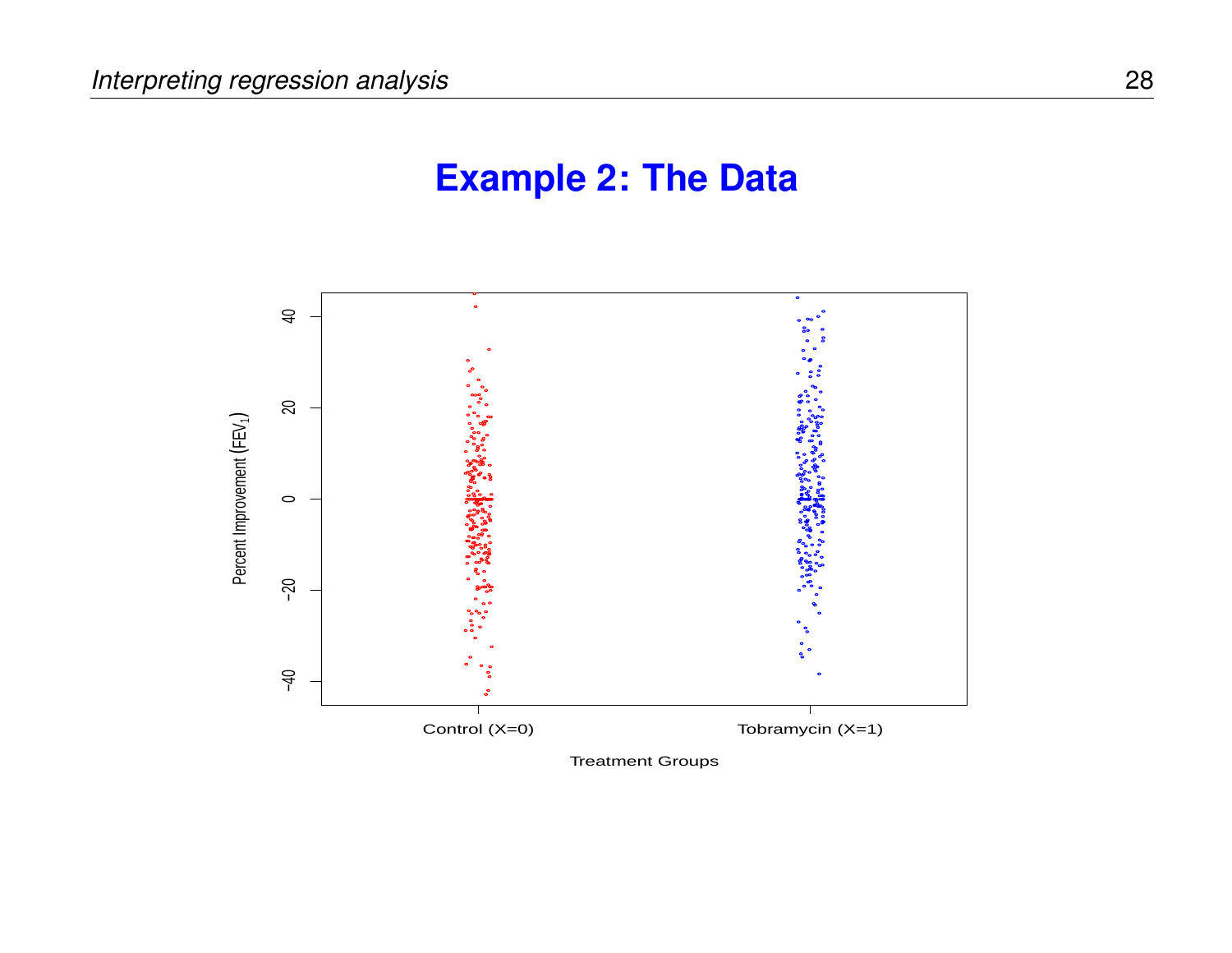# Example 2: The Data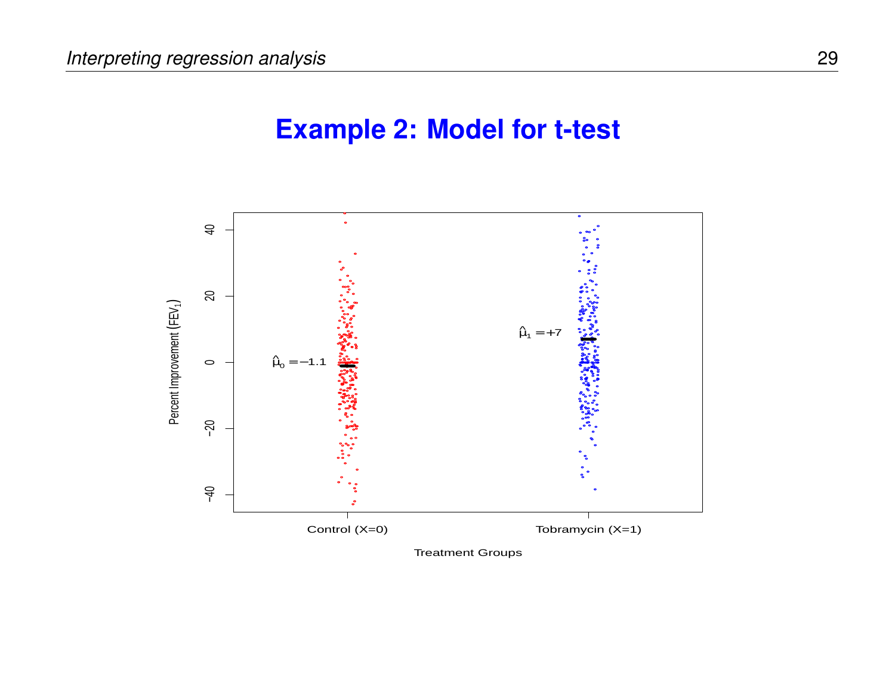# Example 2: Model for t-test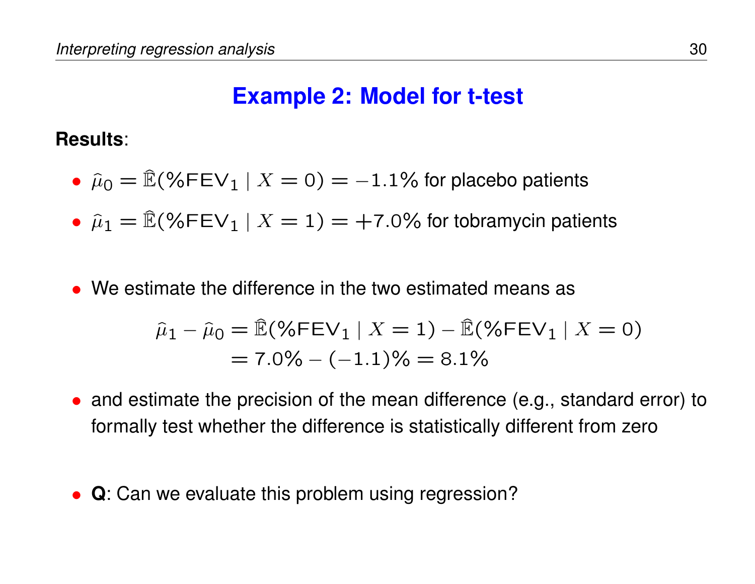## Example 2: Model for t-test

**Results**:

- $\widehat{\mu}_0 = \widehat{\mathbb{E}}(\%\text{FEV}_1 \mid X = 0) = -1.1\%$ for placebo patients
- $\widehat{\mu}_1 = \widehat{\mathbb{E}}(\%\text{FEV}_1 \mid X = 1) = +7.0\%$ for tobramycin patients

- We estimate the difference in the two estimated means as

$$
\begin{aligned}
\widehat{\mu}_1 - \widehat{\mu}_0 &= \widehat{\mathbb{E}}(\%\text{FEV}_1 \mid X = 1) - \widehat{\mathbb{E}}(\%\text{FEV}_1 \mid X = 0) \\
&= 7.0\% - (-1.1)\% = 8.1\%
\end{aligned}
$$

- and estimate the precision of the mean difference (e.g., standard error) to formally test whether the difference is statistically different from zero

- **Q**: Can we evaluate this problem using regression?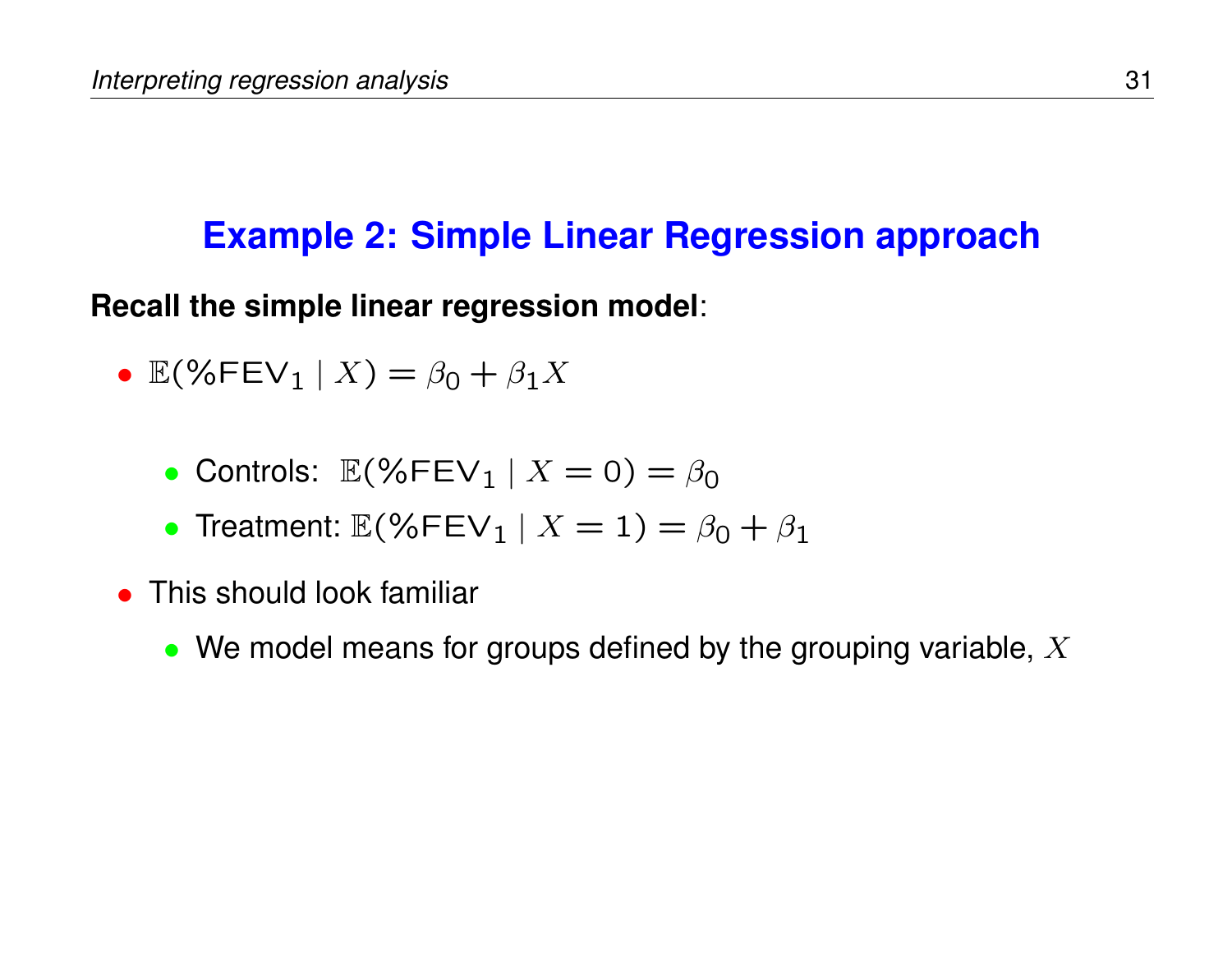## Example 2: Simple Linear Regression approach

**Recall the simple linear regression model**:

- $\mathbb{E}(\%\text{FEV}_1 \mid X) = \beta_0 + \beta_1 X$
  - Controls: $\mathbb{E}(\%\text{FEV}_1 \mid X = 0) = \beta_0$
  - Treatment: $\mathbb{E}(\%\text{FEV}_1 \mid X = 1) = \beta_0 + \beta_1$
- This should look familiar
  - We model means for groups defined by the grouping variable, $X$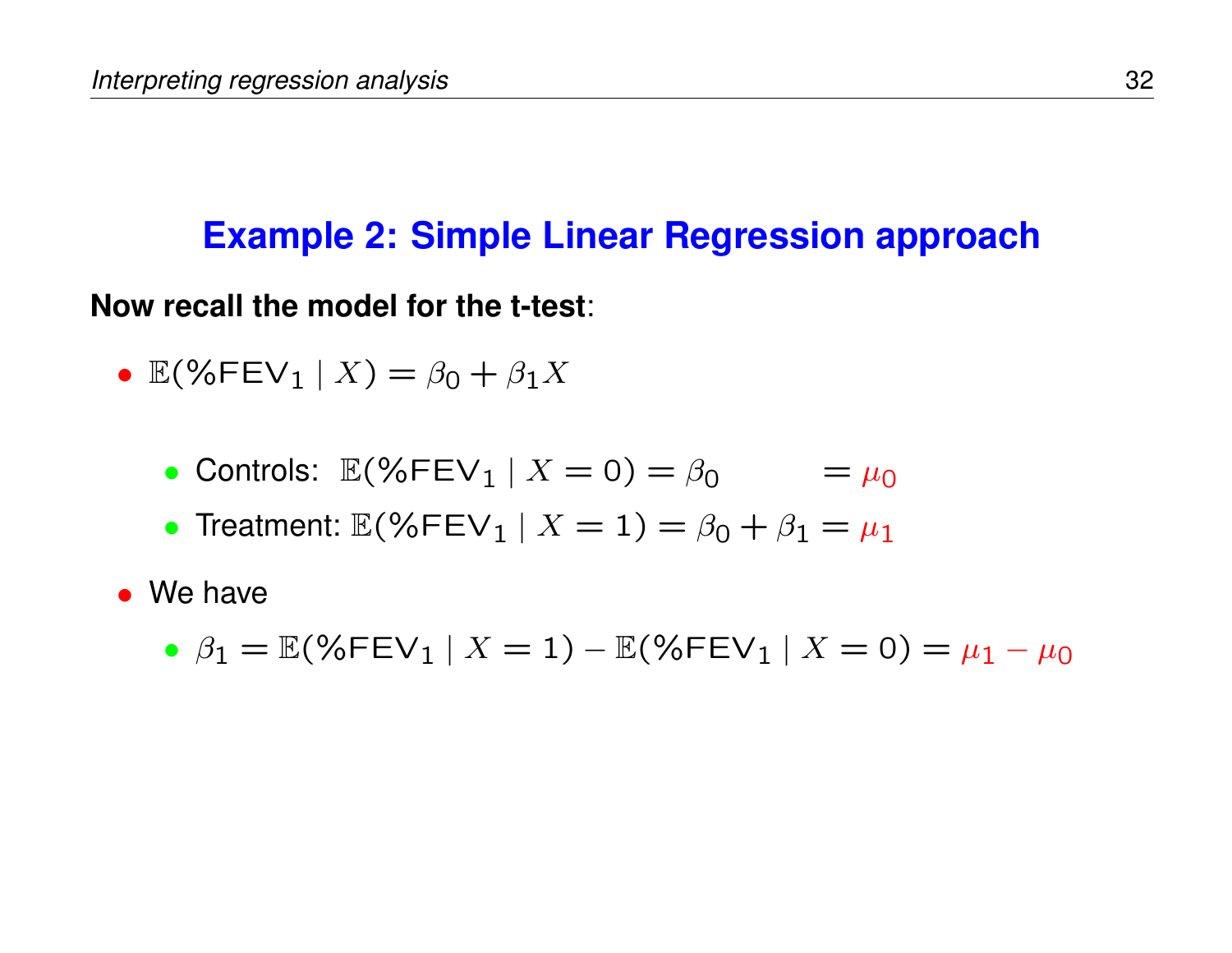## Example 2: Simple Linear Regression approach

**Now recall the model for the t-test**:

- $\mathbb{E}(\%\text{FEV}_1 \mid X) = \beta_0 + \beta_1 X$
  - Controls: $\mathbb{E}(\%\text{FEV}_1 \mid X = 0) = \beta_0 \qquad = \mu_0$
  - Treatment: $\mathbb{E}(\%\text{FEV}_1 \mid X = 1) = \beta_0 + \beta_1 = \mu_1$
- We have
  - $\beta_1 = \mathbb{E}(\%\text{FEV}_1 \mid X = 1) - \mathbb{E}(\%\text{FEV}_1 \mid X = 0) = \mu_1 - \mu_0$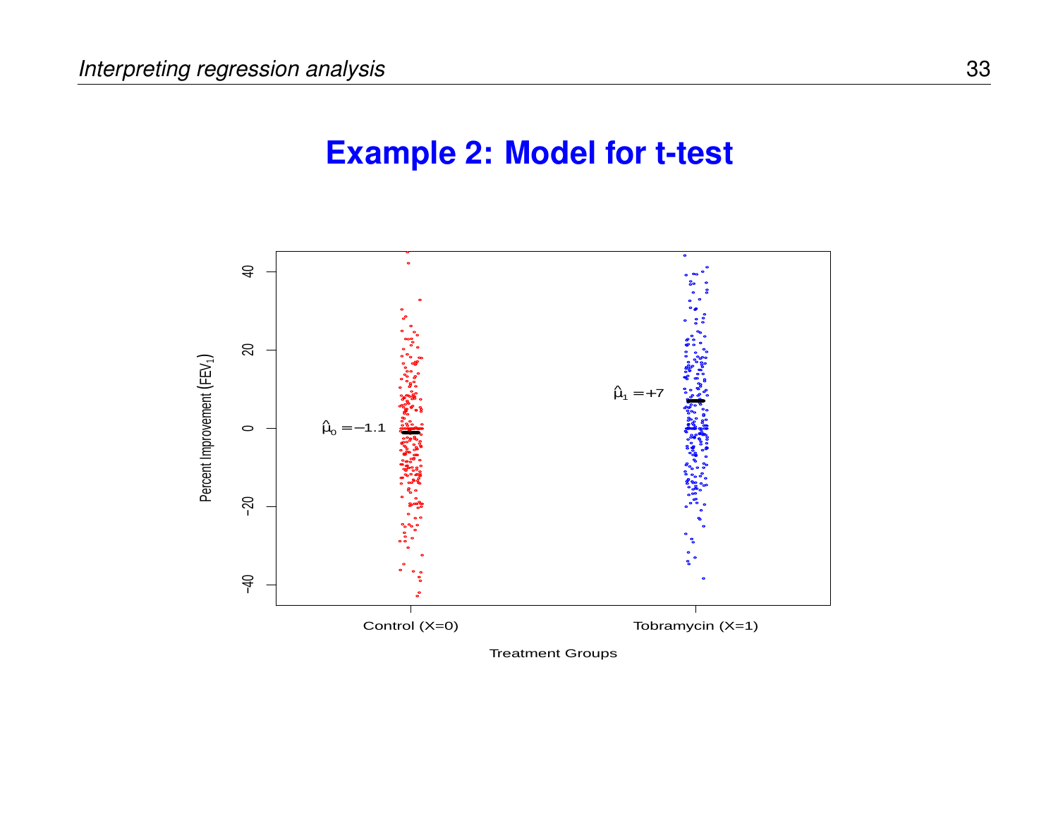# Example 2: Model for t-test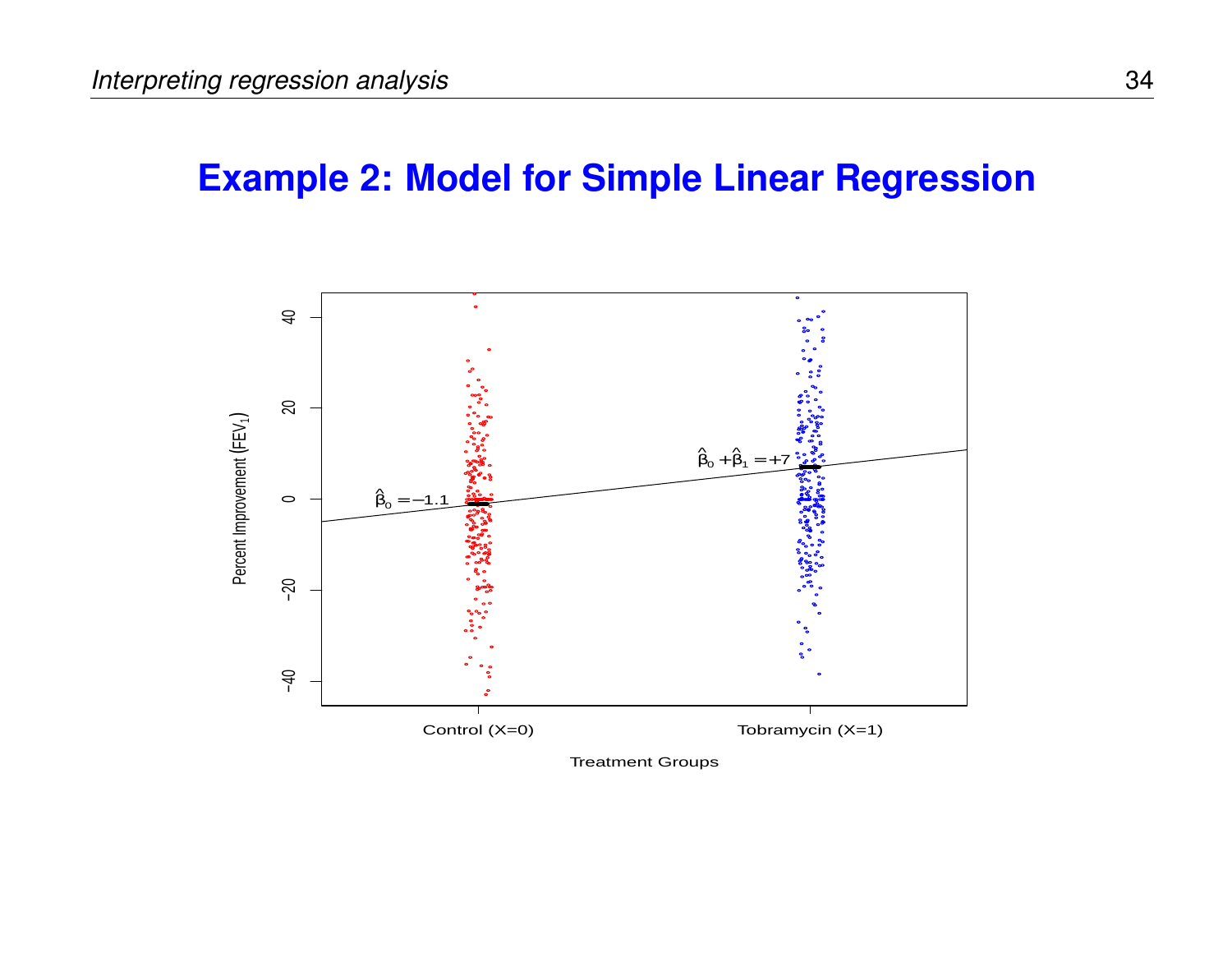# Example 2: Model for Simple Linear Regression

$\hat{\beta}_0 = -1.1$

$\hat{\beta}_0 + \hat{\beta}_1 = +7$

Percent Improvement ($FEV_1$)

Control (X=0) Tobramycin (X=1)

Treatment Groups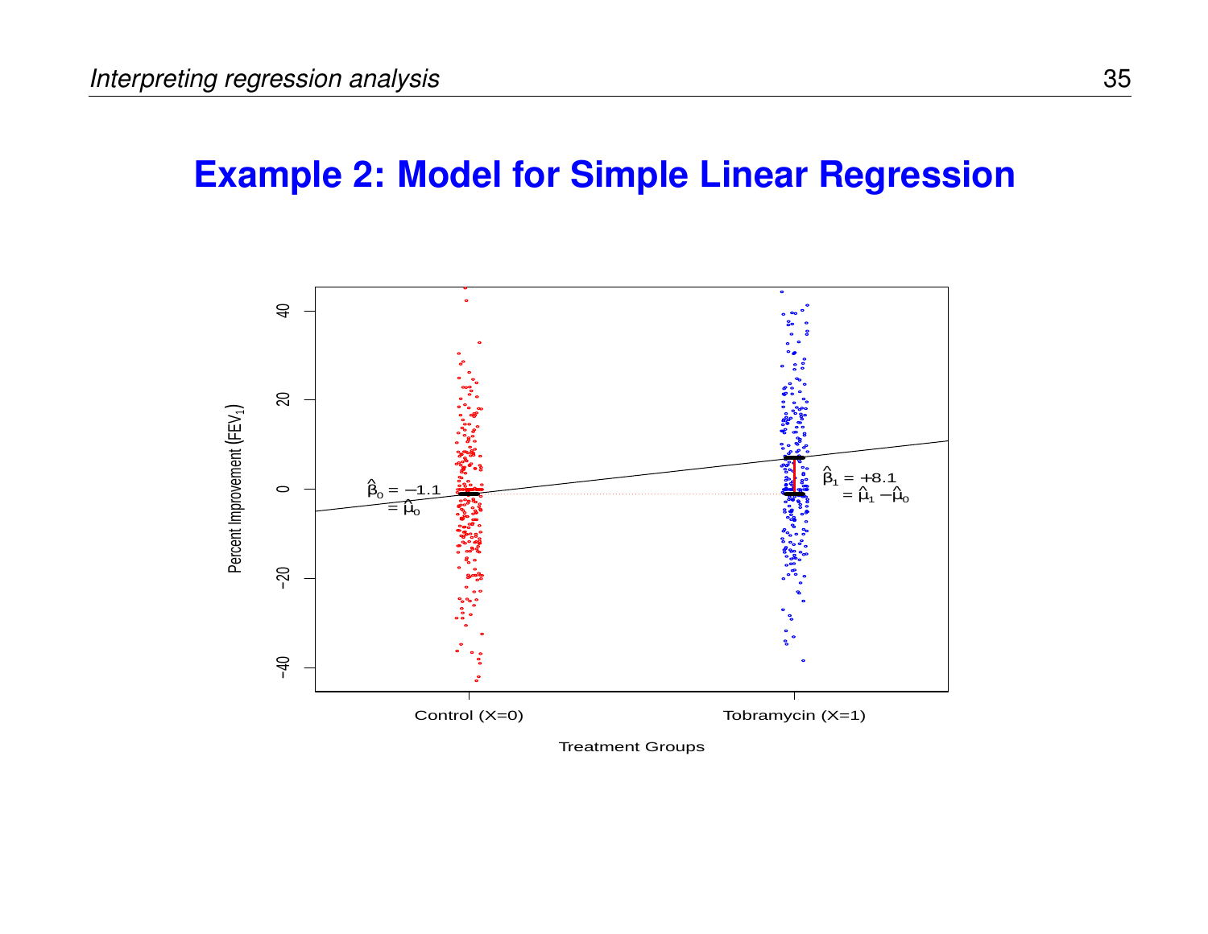# Example 2: Model for Simple Linear Regression

Percent Improvement ($FEV_1$)

$\hat{\beta}_0 = -1.1$
$= \hat{\mu}_0$

$\hat{\beta}_1 = +8.1$
$= \hat{\mu}_1 - \hat{\mu}_0$

Control (X=0) Tobramycin (X=1)

Treatment Groups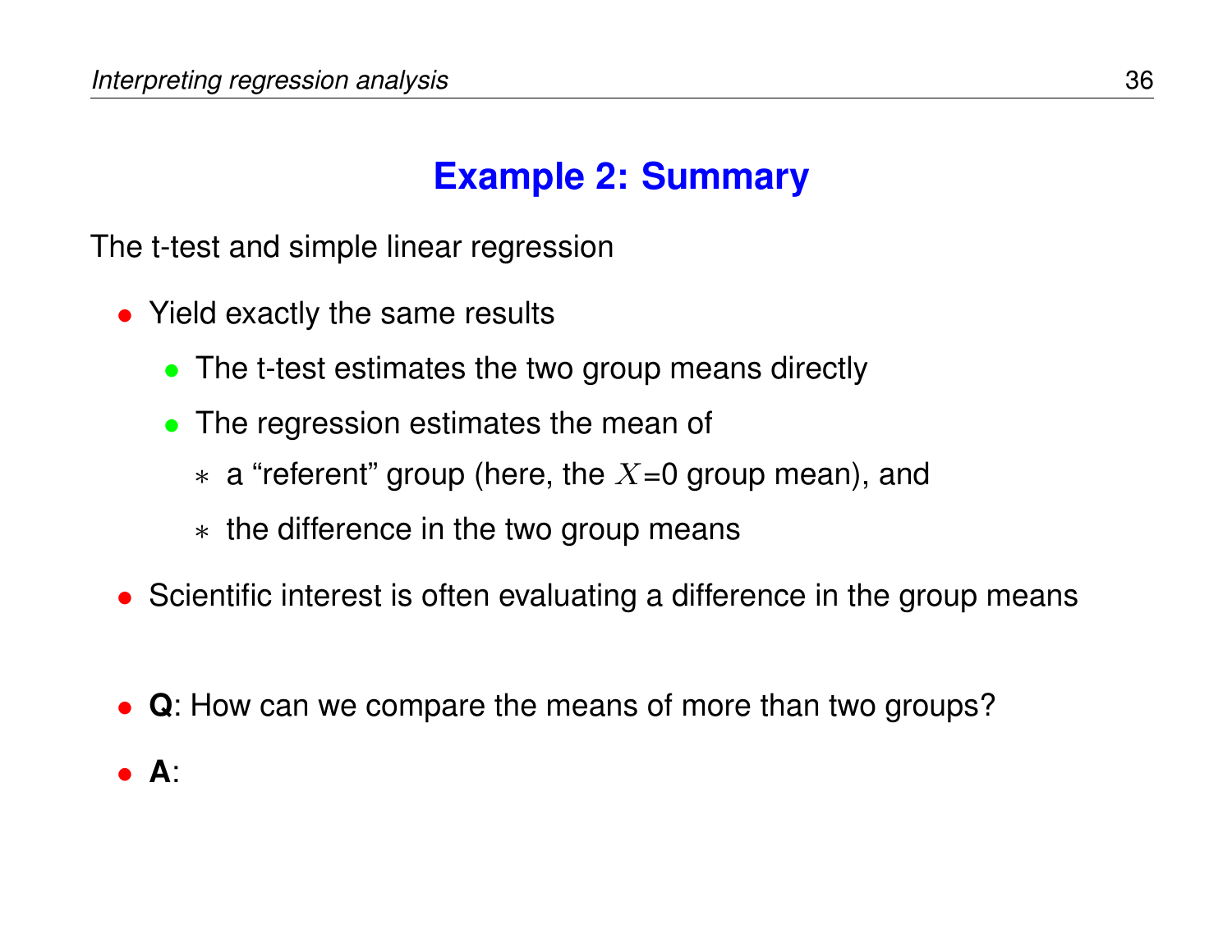# Example 2: Summary

The t-test and simple linear regression

- Yield exactly the same results
  - The t-test estimates the two group means directly
  - The regression estimates the mean of
    - a "referent" group (here, the $X$=0 group mean), and
    - the difference in the two group means
- Scientific interest is often evaluating a difference in the group means

- **Q**: How can we compare the means of more than two groups?
- **A**: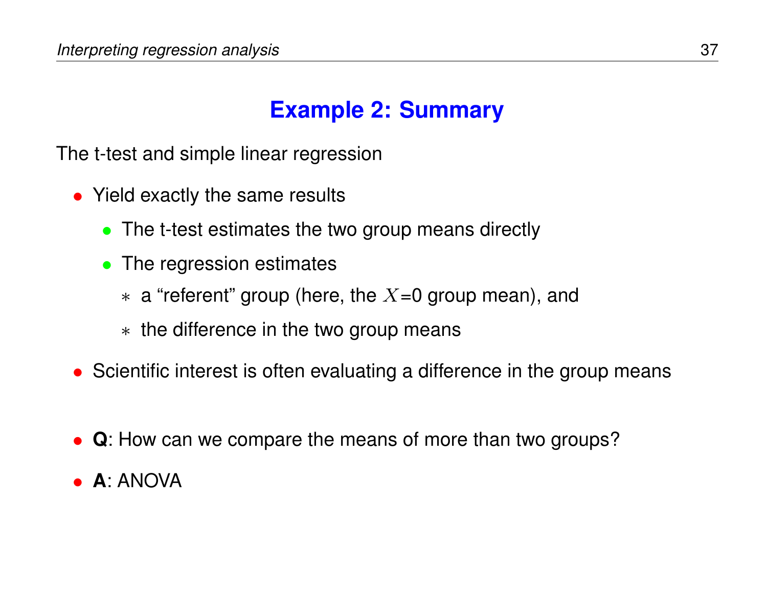## Example 2: Summary

The t-test and simple linear regression

- Yield exactly the same results
  - The t-test estimates the two group means directly
  - The regression estimates
    - a “referent” group (here, the $X$=0 group mean), and
    - the difference in the two group means
- Scientific interest is often evaluating a difference in the group means

- **Q**: How can we compare the means of more than two groups?
- **A**: ANOVA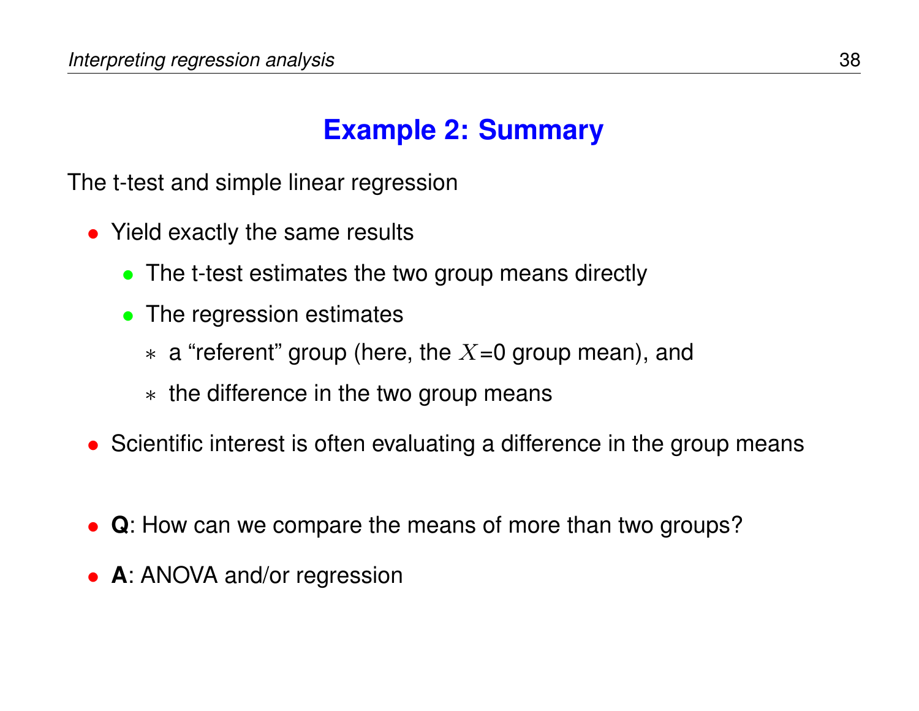## Example 2: Summary

The t-test and simple linear regression

- Yield exactly the same results
  - The t-test estimates the two group means directly
  - The regression estimates
    - a “referent” group (here, the $X$=0 group mean), and
    - the difference in the two group means
- Scientific interest is often evaluating a difference in the group means

- **Q**: How can we compare the means of more than two groups?
- **A**: ANOVA and/or regression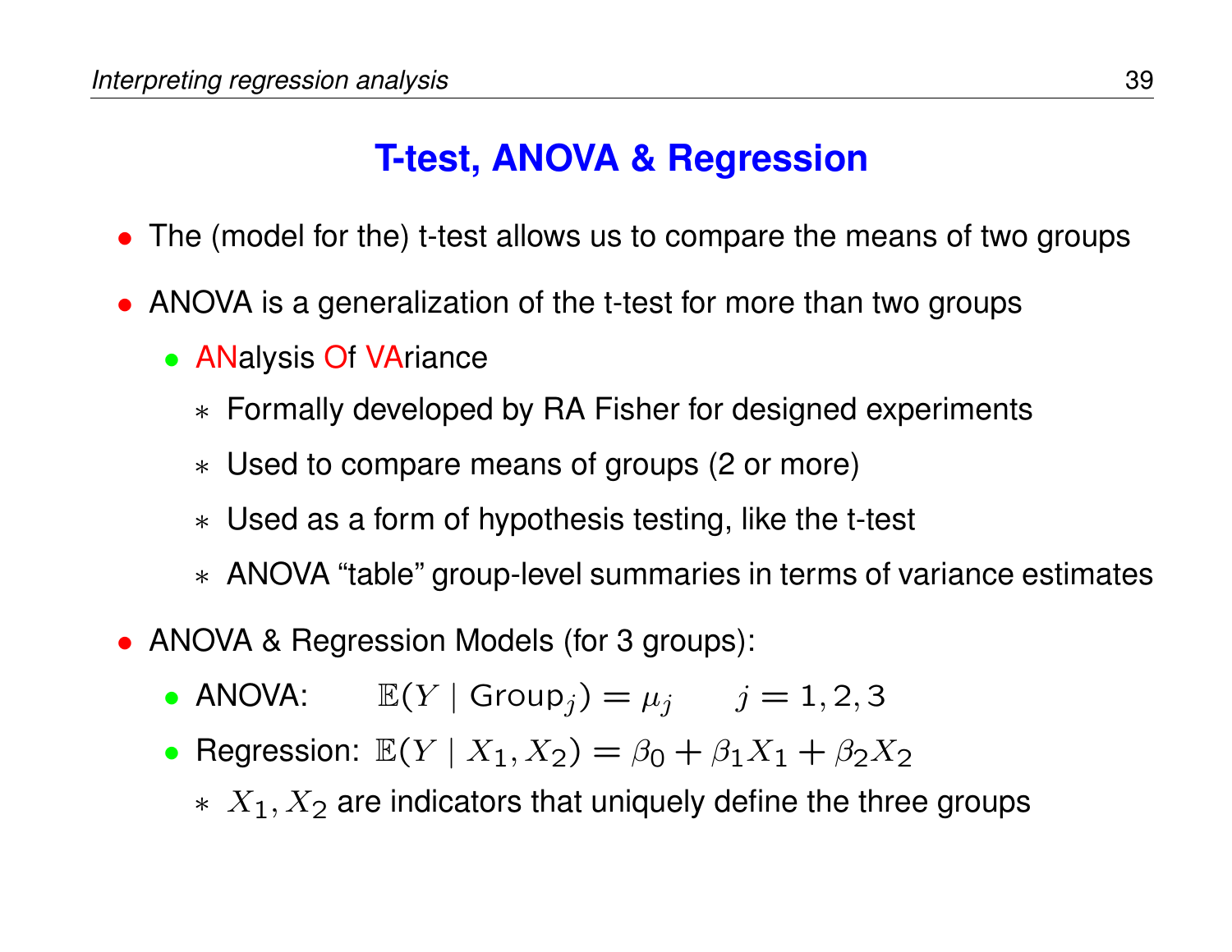## T-test, ANOVA & Regression

- The (model for the) t-test allows us to compare the means of two groups
- ANOVA is a generalization of the t-test for more than two groups
  - ANalysis Of VAriance
    - Formally developed by RA Fisher for designed experiments
    - Used to compare means of groups (2 or more)
    - Used as a form of hypothesis testing, like the t-test
    - ANOVA "table" group-level summaries in terms of variance estimates
- ANOVA & Regression Models (for 3 groups):
  - ANOVA: $\mathbb{E}(Y \mid \text{Group}_j) = \mu_j \qquad j = 1, 2, 3$
  - Regression: $\mathbb{E}(Y \mid X_1, X_2) = \beta_0 + \beta_1 X_1 + \beta_2 X_2$
    - $X_1, X_2$ are indicators that uniquely define the three groups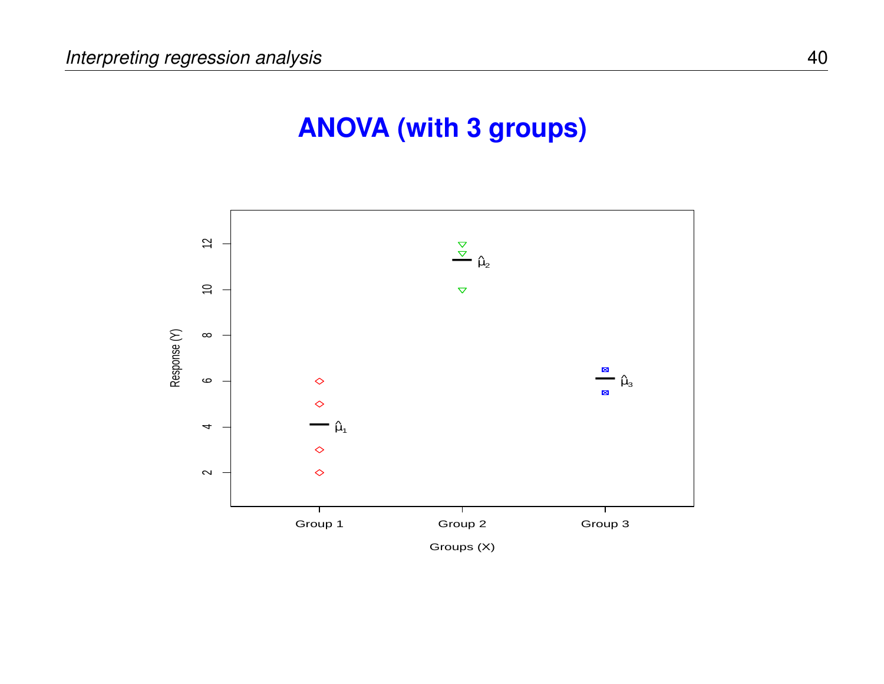# ANOVA (with 3 groups)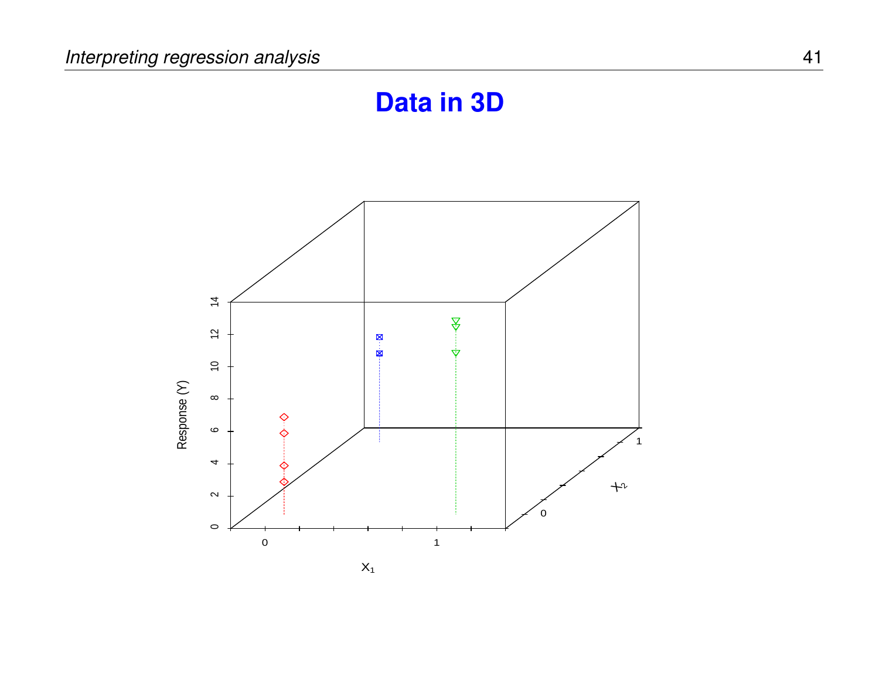# Data in 3D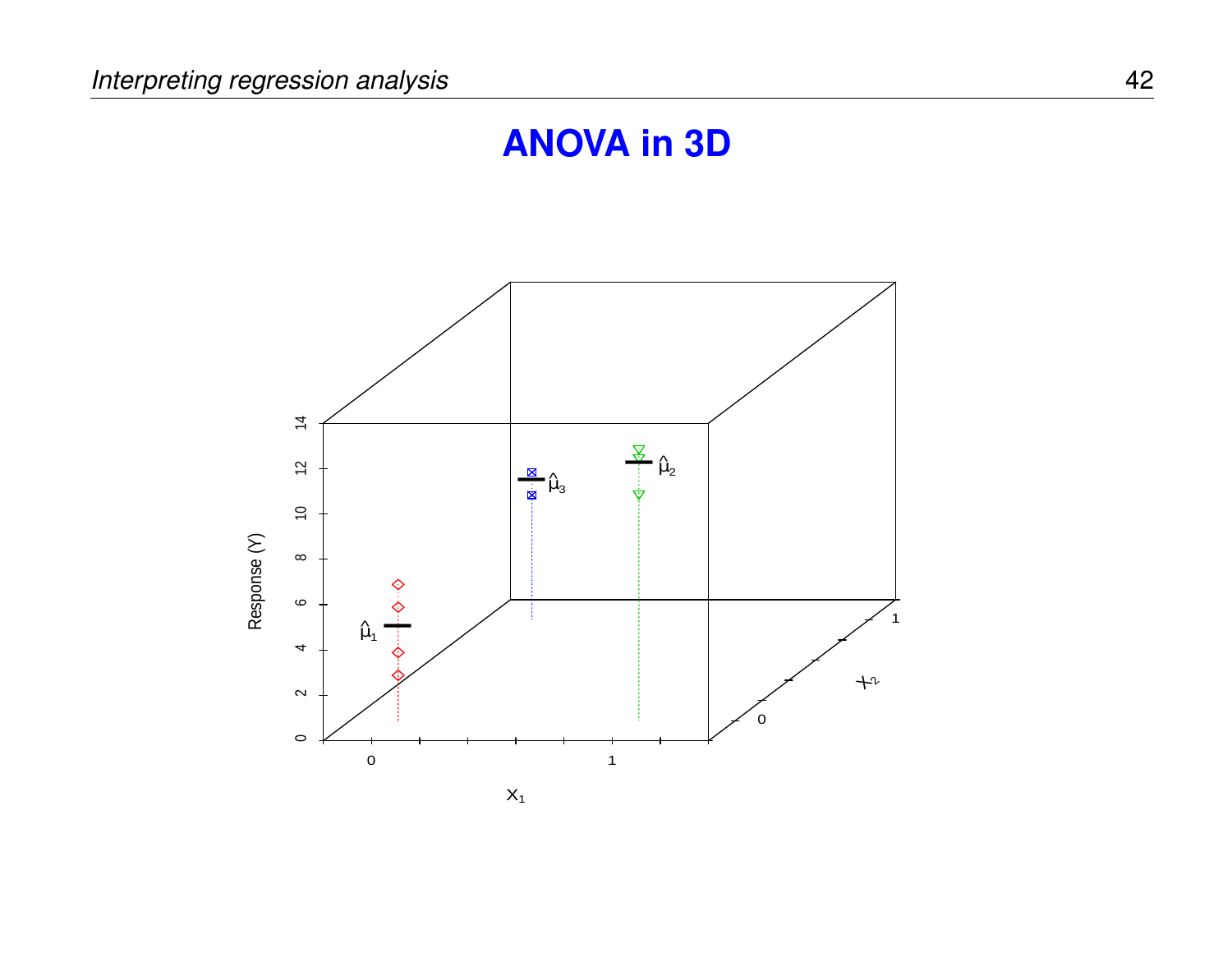# ANOVA in 3D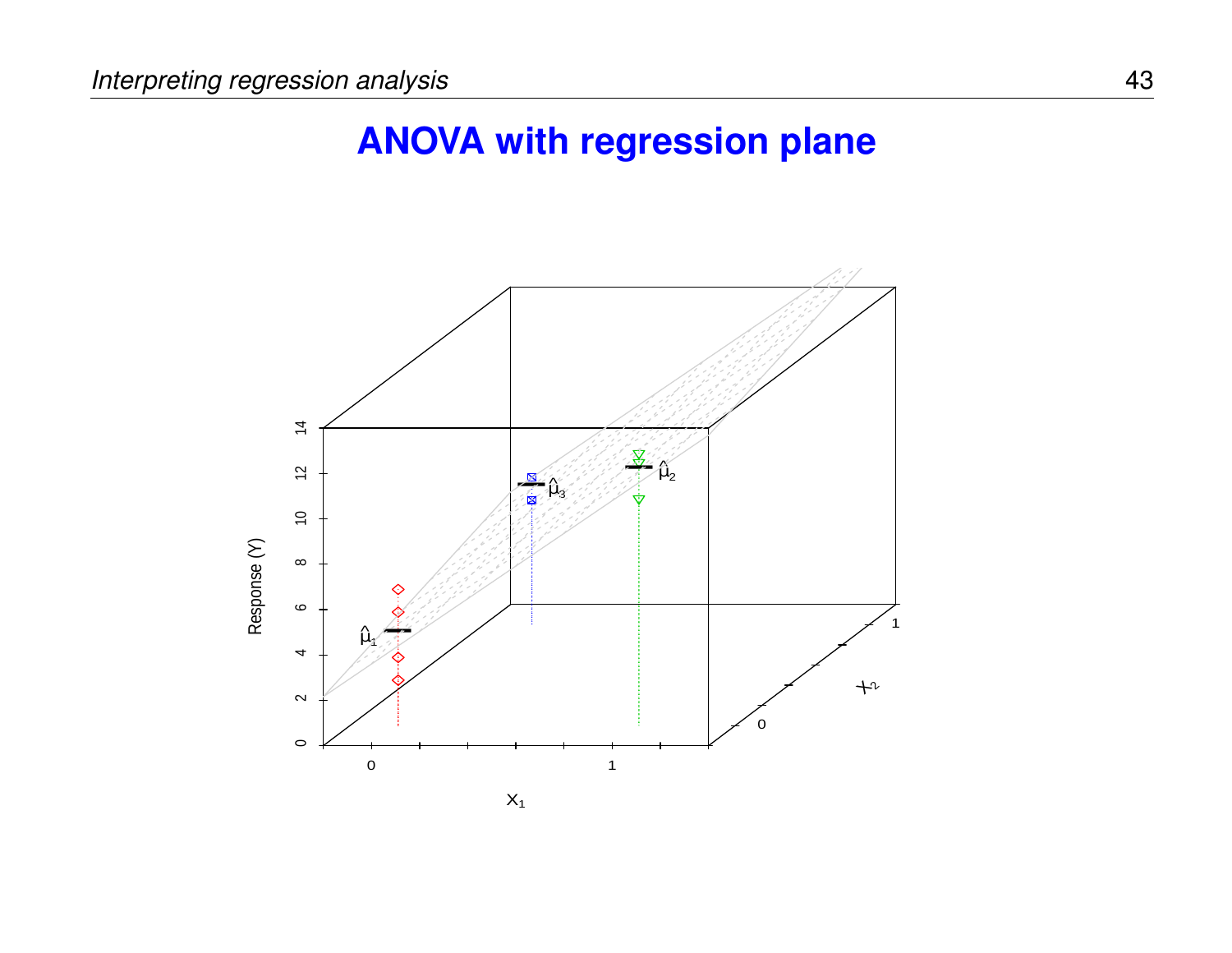# ANOVA with regression plane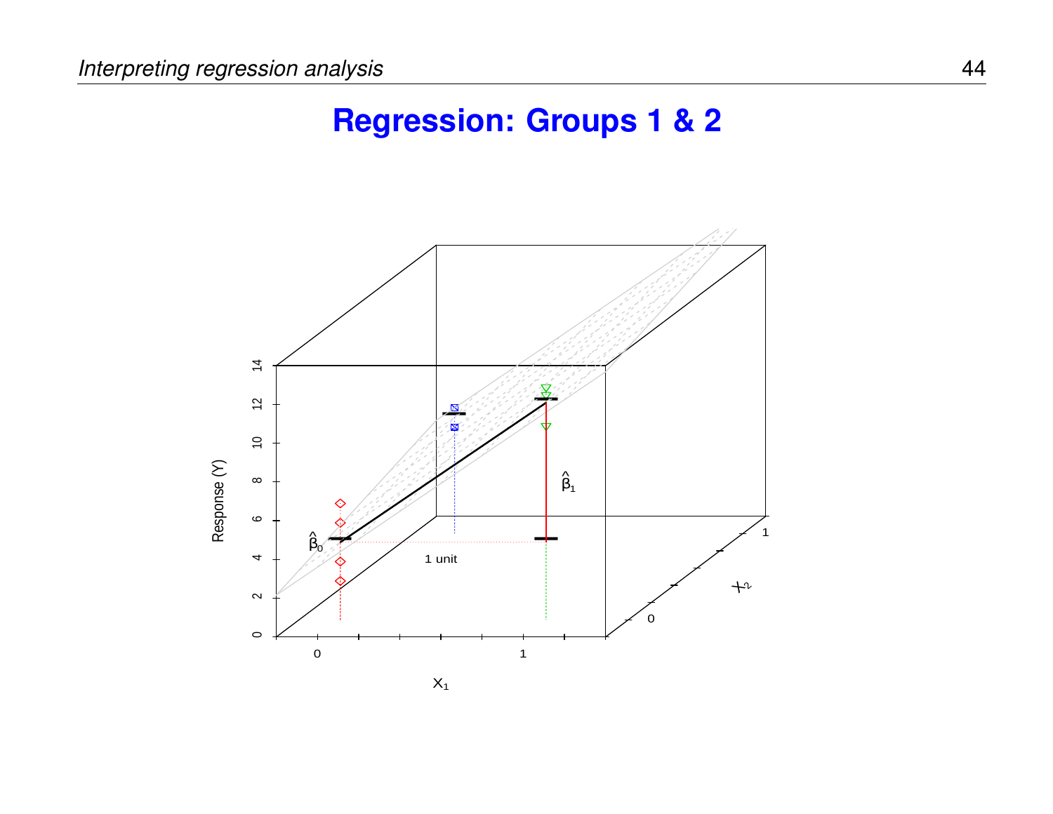# Regression: Groups 1 & 2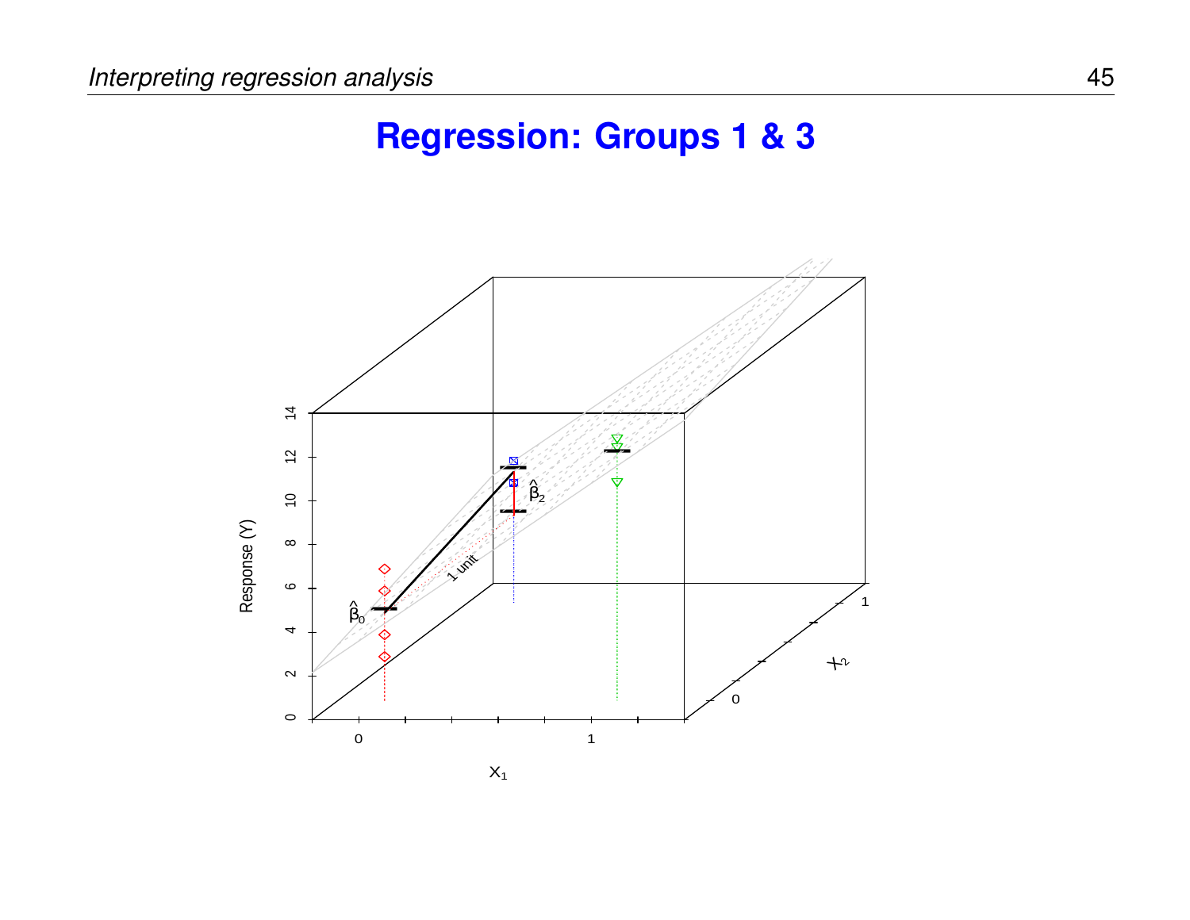# Regression: Groups 1 & 3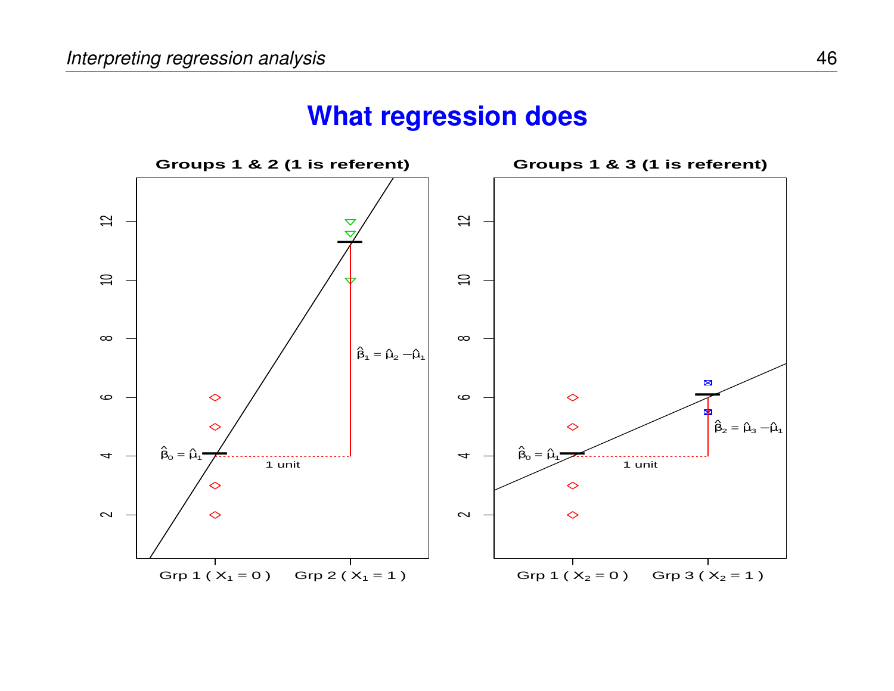# What regression does

**Groups 1 & 2 (1 is referent)**

$\hat{\beta}_0 = \hat{\mu}_1$

$\hat{\beta}_1 = \hat{\mu}_2 - \hat{\mu}_1$

1 unit

Grp 1 ( $X_1 = 0$ ) Grp 2 ( $X_1 = 1$ )

**Groups 1 & 3 (1 is referent)**

$\hat{\beta}_0 = \hat{\mu}_1$

$\hat{\beta}_2 = \hat{\mu}_3 - \hat{\mu}_1$

1 unit

Grp 1 ( $X_2 = 0$ ) Grp 3 ( $X_2 = 1$ )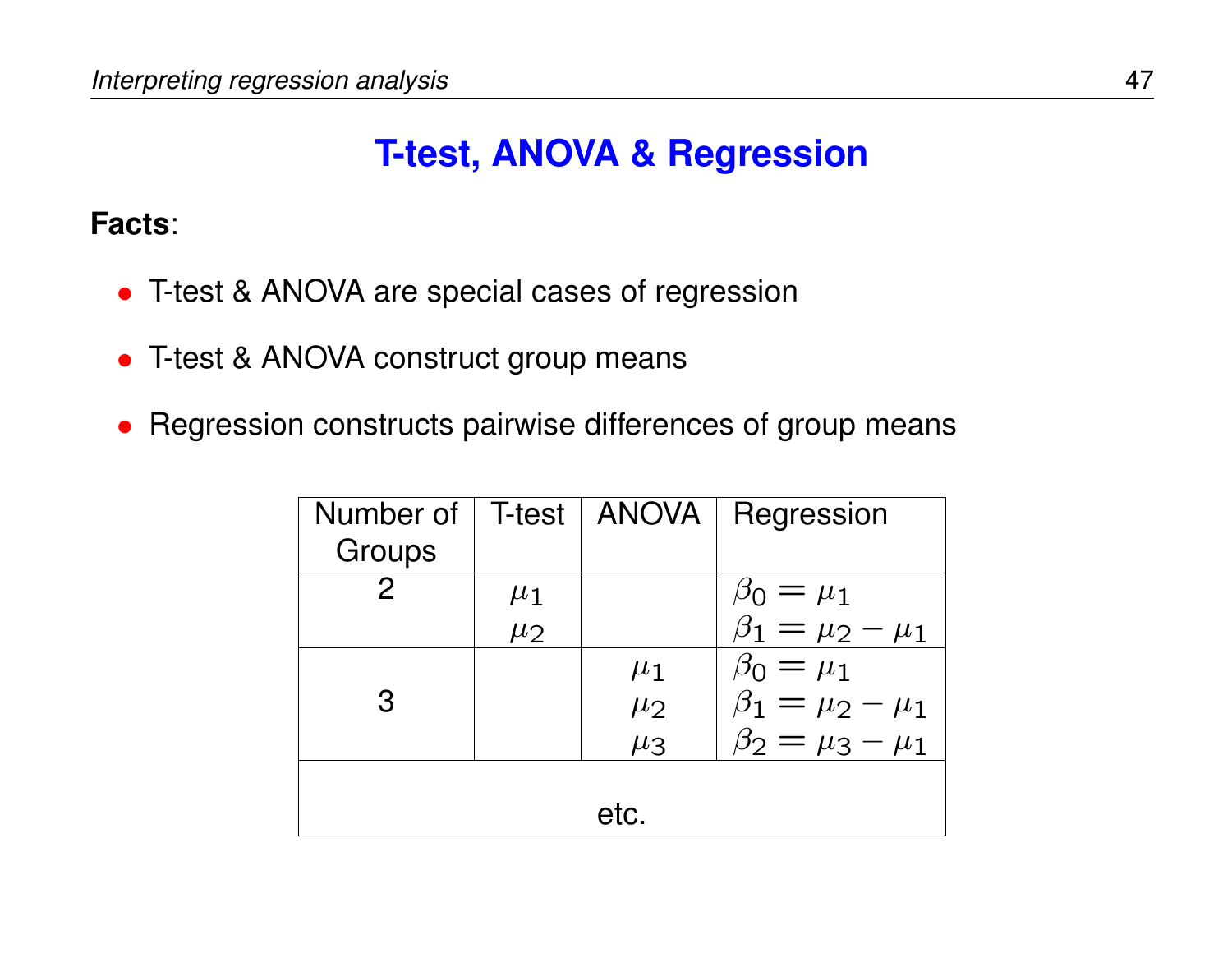## T-test, ANOVA & Regression

**Facts**:

- T-test & ANOVA are special cases of regression
- T-test & ANOVA construct group means
- Regression constructs pairwise differences of group means

| Number of Groups | T-test | ANOVA | Regression |
|---|---|---|---|
| 2 | $\mu_1$ | | $\beta_0 = \mu_1$ |
| | $\mu_2$ | | $\beta_1 = \mu_2 - \mu_1$ |
| 3 | | $\mu_1$ | $\beta_0 = \mu_1$ |
| | | $\mu_2$ | $\beta_1 = \mu_2 - \mu_1$ |
| | | $\mu_3$ | $\beta_2 = \mu_3 - \mu_1$ |
| etc. | | | |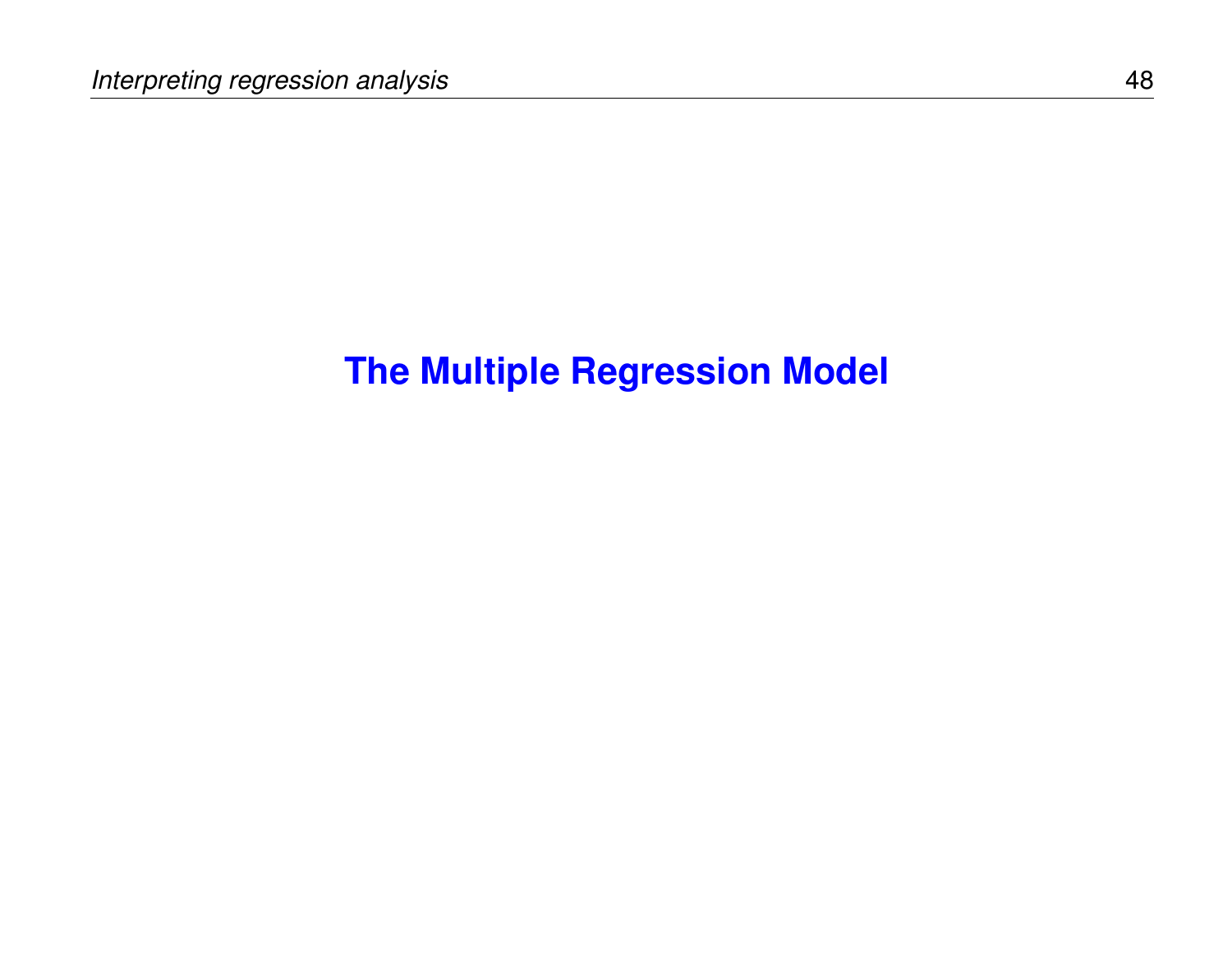# The Multiple Regression Model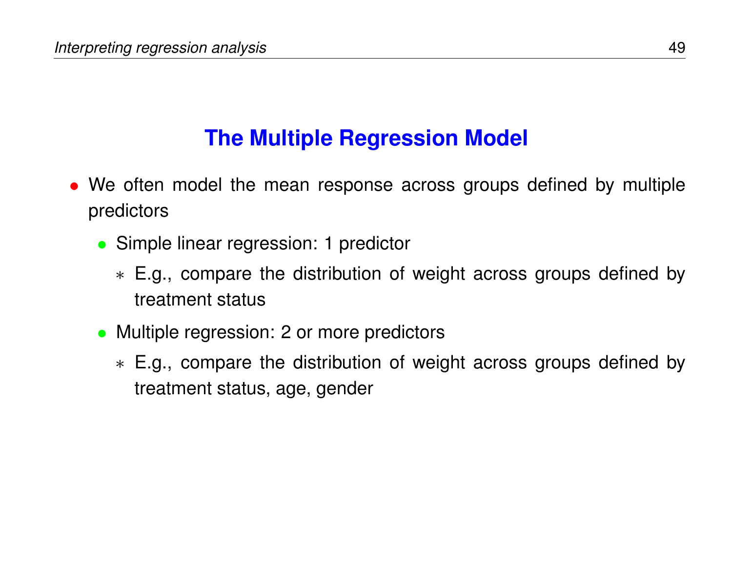## The Multiple Regression Model

- We often model the mean response across groups defined by multiple predictors
  - Simple linear regression: 1 predictor
    - E.g., compare the distribution of weight across groups defined by treatment status
  - Multiple regression: 2 or more predictors
    - E.g., compare the distribution of weight across groups defined by treatment status, age, gender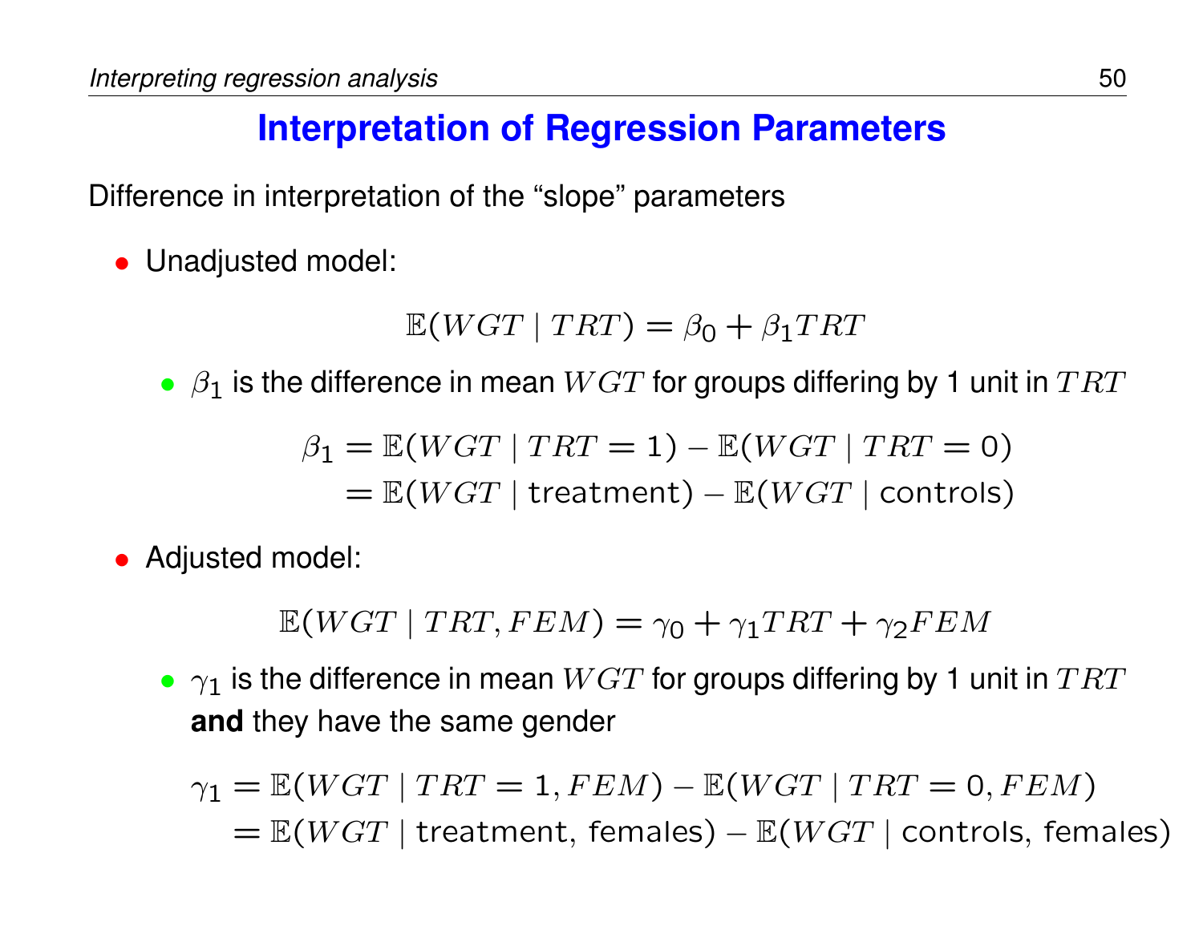# Interpretation of Regression Parameters

Difference in interpretation of the "slope" parameters

- Unadjusted model:

$$\mathbb{E}(WGT \mid TRT) = \beta_0 + \beta_1 TRT$$

  - $\beta_1$ is the difference in mean $WGT$ for groups differing by 1 unit in $TRT$

$$\begin{aligned}\beta_1 &= \mathbb{E}(WGT \mid TRT = 1) - \mathbb{E}(WGT \mid TRT = 0) \\ &= \mathbb{E}(WGT \mid \text{treatment}) - \mathbb{E}(WGT \mid \text{controls})\end{aligned}$$

- Adjusted model:

$$\mathbb{E}(WGT \mid TRT, FEM) = \gamma_0 + \gamma_1 TRT + \gamma_2 FEM$$

  - $\gamma_1$ is the difference in mean $WGT$ for groups differing by 1 unit in $TRT$ **and** they have the same gender

$$\begin{aligned}\gamma_1 &= \mathbb{E}(WGT \mid TRT = 1, FEM) - \mathbb{E}(WGT \mid TRT = 0, FEM) \\ &= \mathbb{E}(WGT \mid \text{treatment, females}) - \mathbb{E}(WGT \mid \text{controls, females})\end{aligned}$$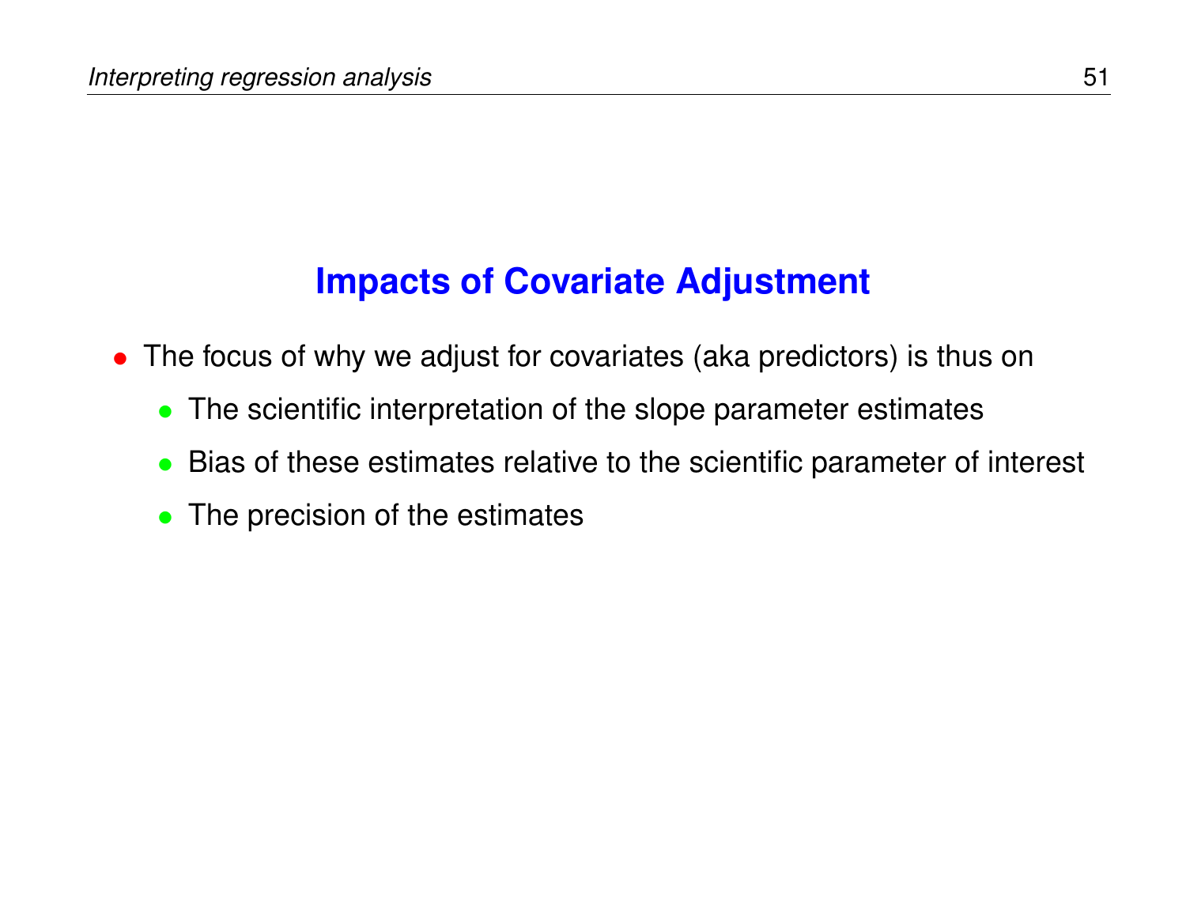## Impacts of Covariate Adjustment

- The focus of why we adjust for covariates (aka predictors) is thus on
  - The scientific interpretation of the slope parameter estimates
  - Bias of these estimates relative to the scientific parameter of interest
  - The precision of the estimates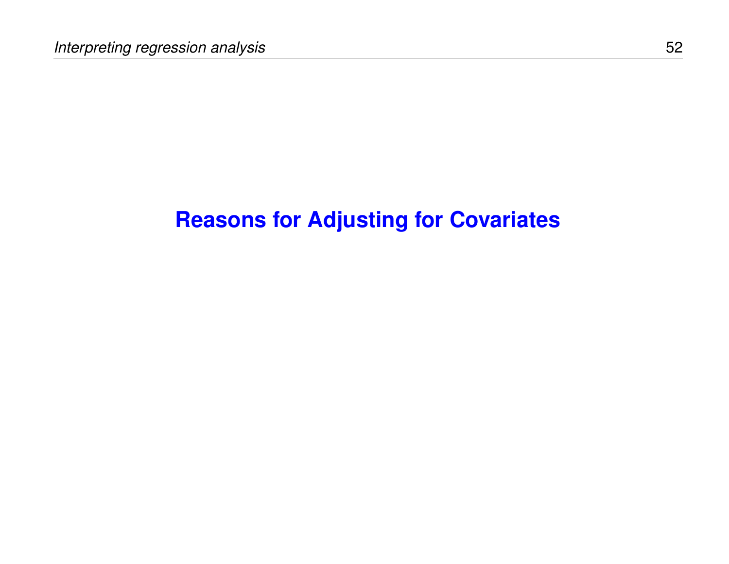# Reasons for Adjusting for Covariates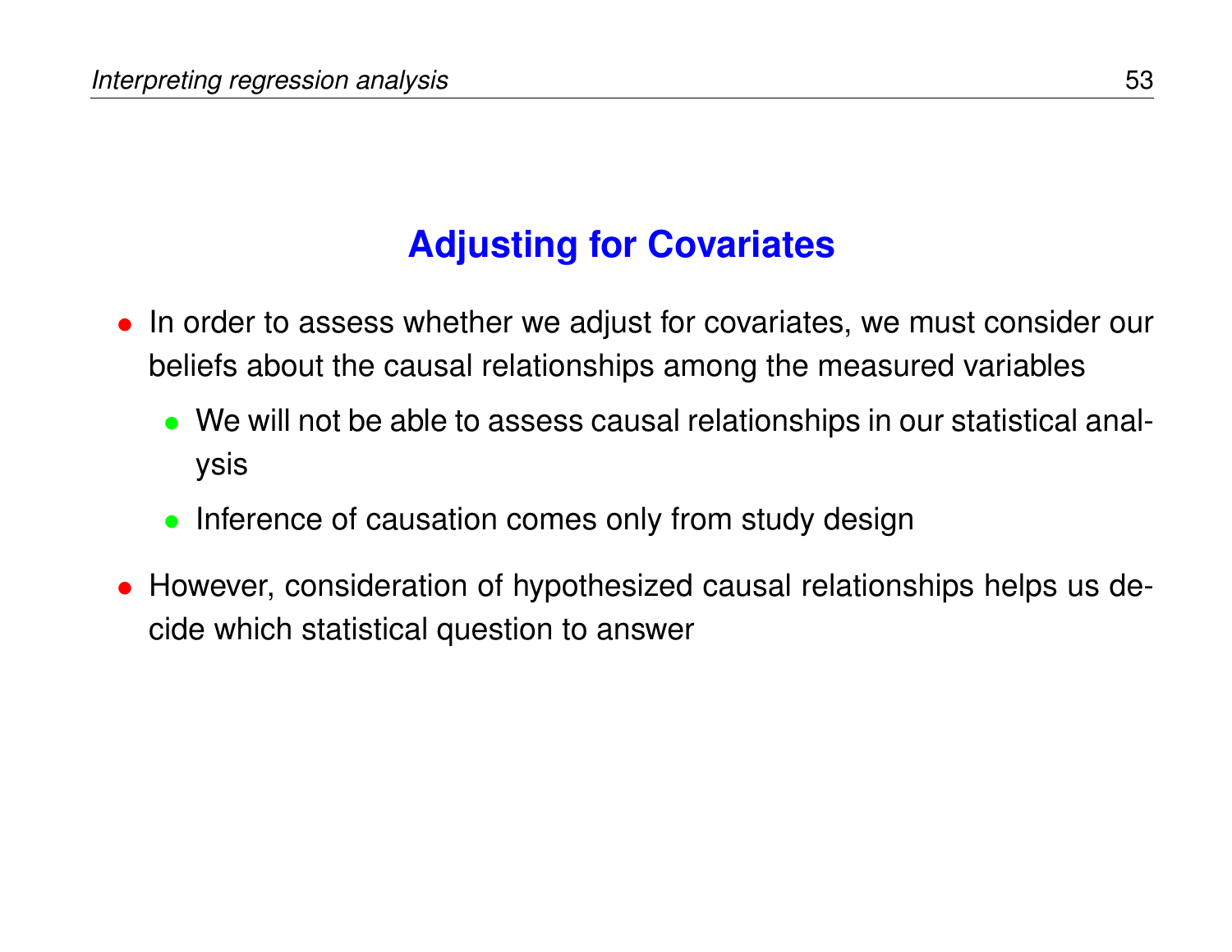## Adjusting for Covariates

- In order to assess whether we adjust for covariates, we must consider our beliefs about the causal relationships among the measured variables
  - We will not be able to assess causal relationships in our statistical analysis
  - Inference of causation comes only from study design
- However, consideration of hypothesized causal relationships helps us decide which statistical question to answer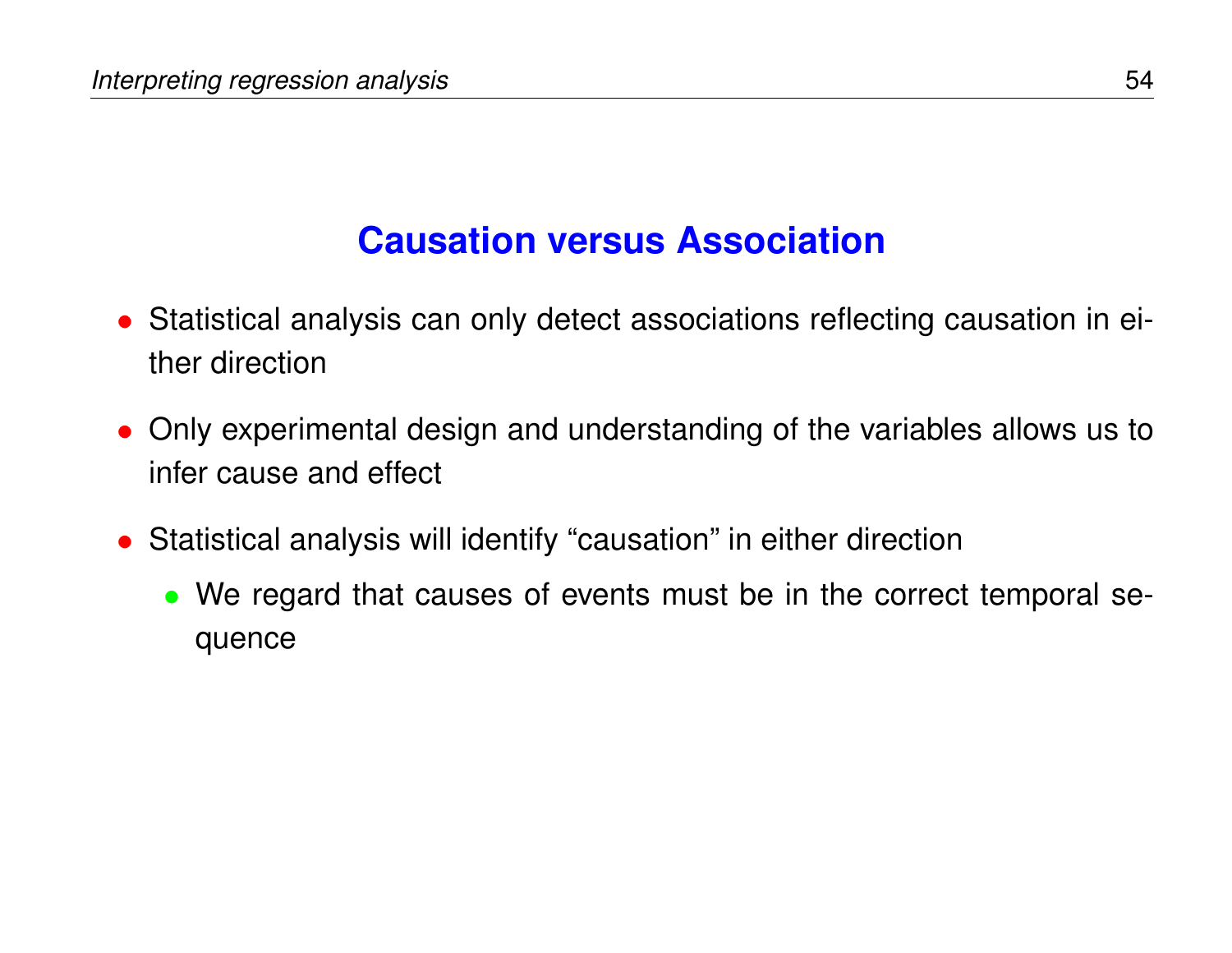## Causation versus Association

- Statistical analysis can only detect associations reflecting causation in either direction
- Only experimental design and understanding of the variables allows us to infer cause and effect
- Statistical analysis will identify "causation" in either direction
  - We regard that causes of events must be in the correct temporal sequence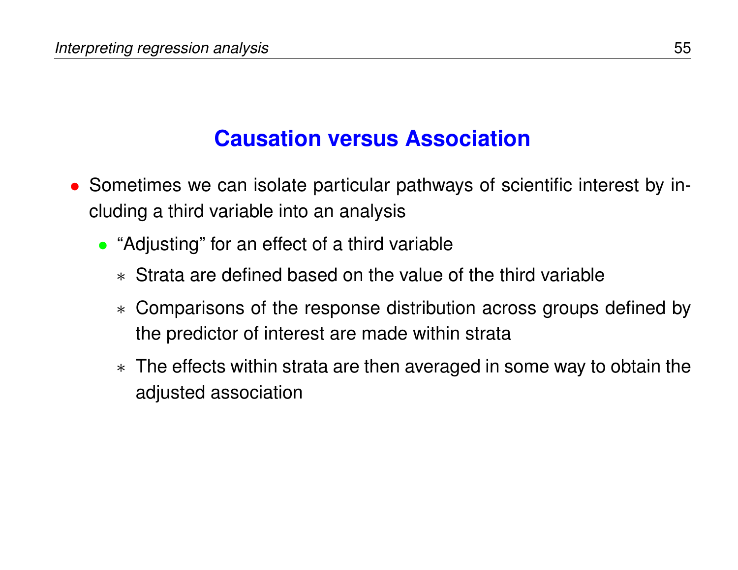## Causation versus Association

- Sometimes we can isolate particular pathways of scientific interest by including a third variable into an analysis
  - "Adjusting" for an effect of a third variable
    - Strata are defined based on the value of the third variable
    - Comparisons of the response distribution across groups defined by the predictor of interest are made within strata
    - The effects within strata are then averaged in some way to obtain the adjusted association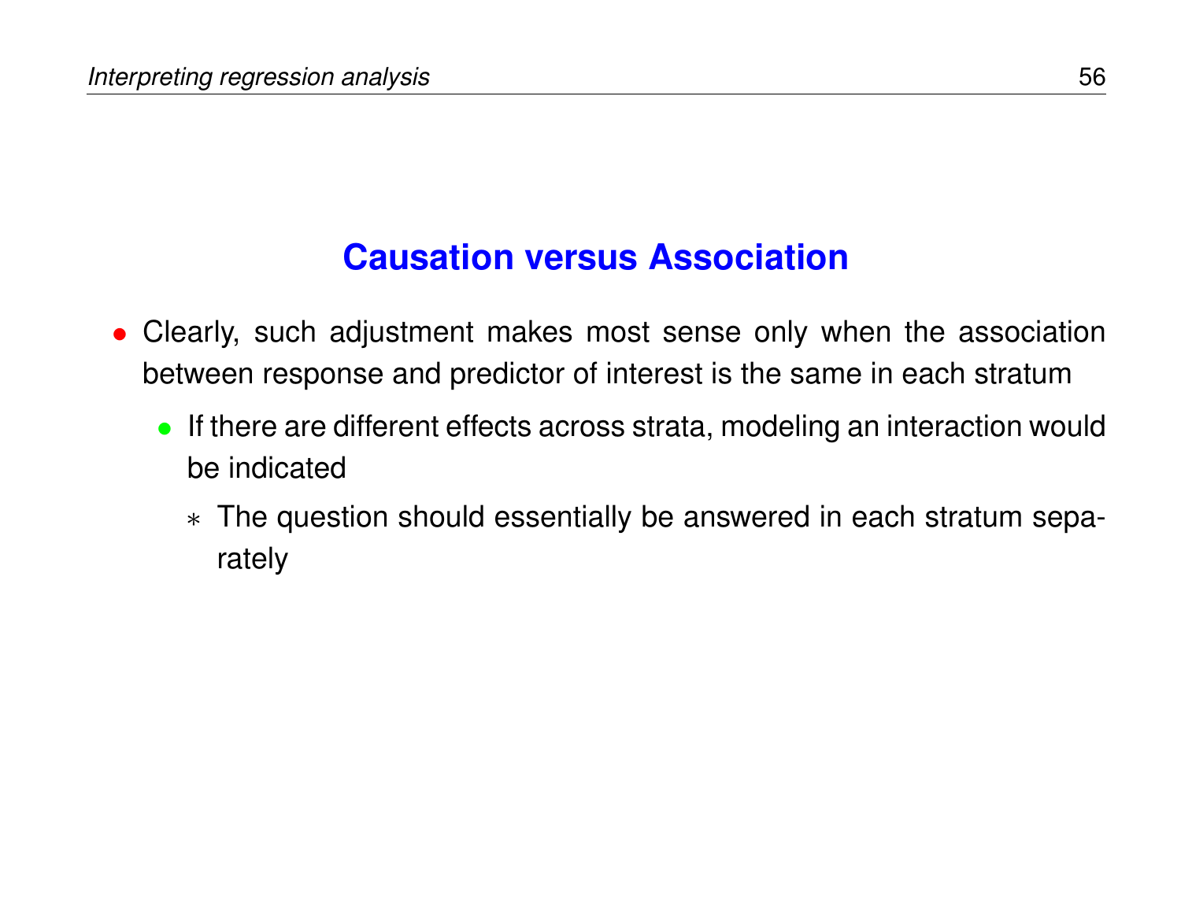## Causation versus Association

- Clearly, such adjustment makes most sense only when the association between response and predictor of interest is the same in each stratum
  - If there are different effects across strata, modeling an interaction would be indicated
    - The question should essentially be answered in each stratum separately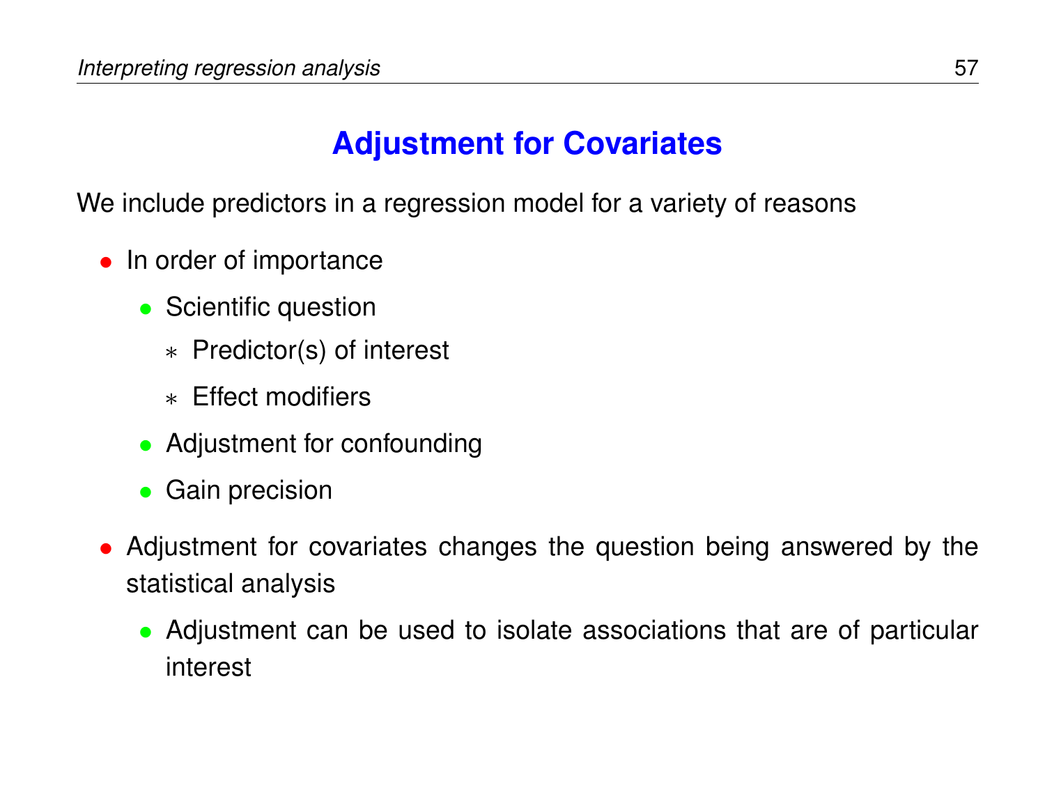## Adjustment for Covariates

We include predictors in a regression model for a variety of reasons

- In order of importance
  - Scientific question
    - Predictor(s) of interest
    - Effect modifiers
  - Adjustment for confounding
  - Gain precision
- Adjustment for covariates changes the question being answered by the statistical analysis
  - Adjustment can be used to isolate associations that are of particular interest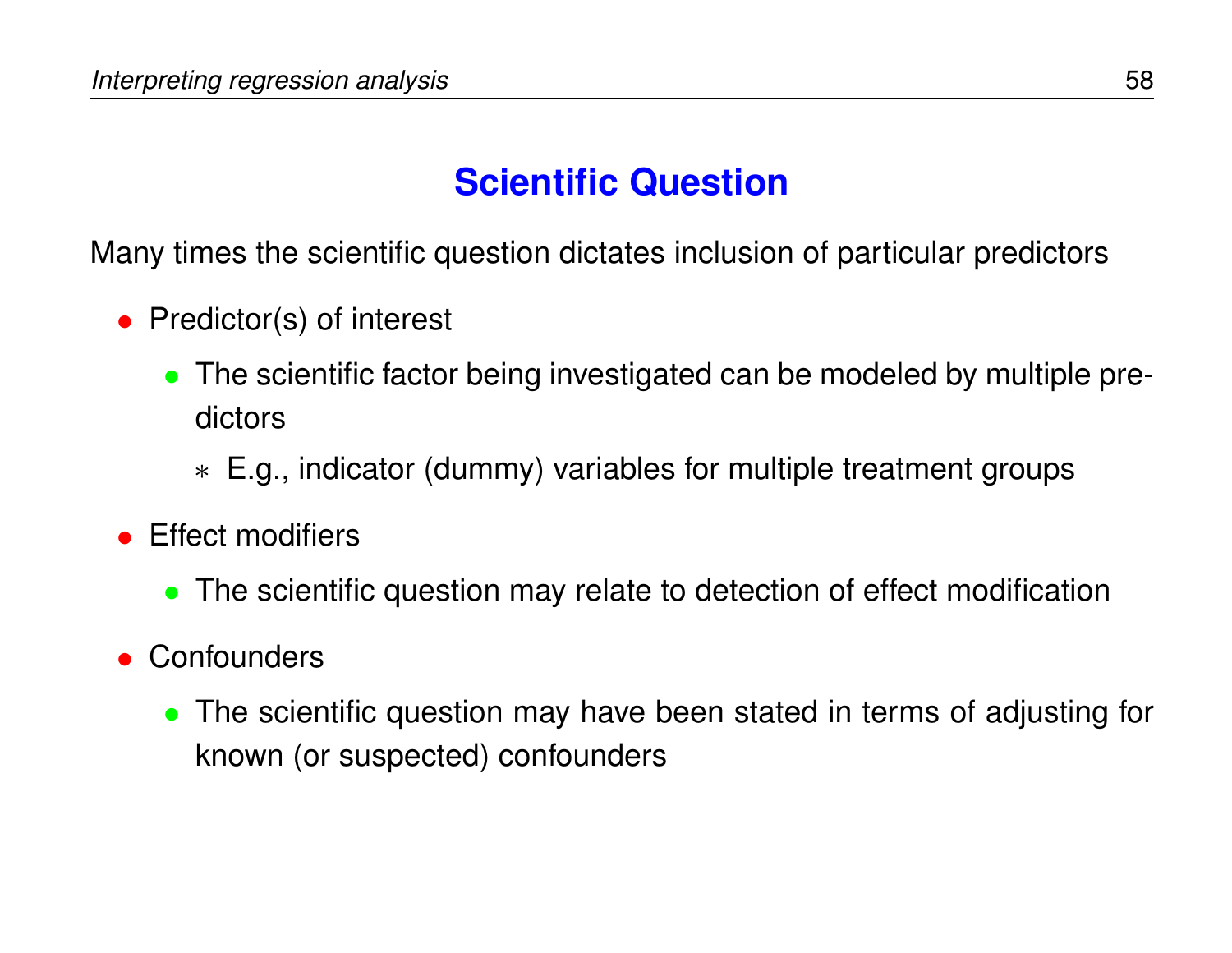# Scientific Question

Many times the scientific question dictates inclusion of particular predictors

- Predictor(s) of interest
  - The scientific factor being investigated can be modeled by multiple predictors
    - E.g., indicator (dummy) variables for multiple treatment groups
- Effect modifiers
  - The scientific question may relate to detection of effect modification
- Confounders
  - The scientific question may have been stated in terms of adjusting for known (or suspected) confounders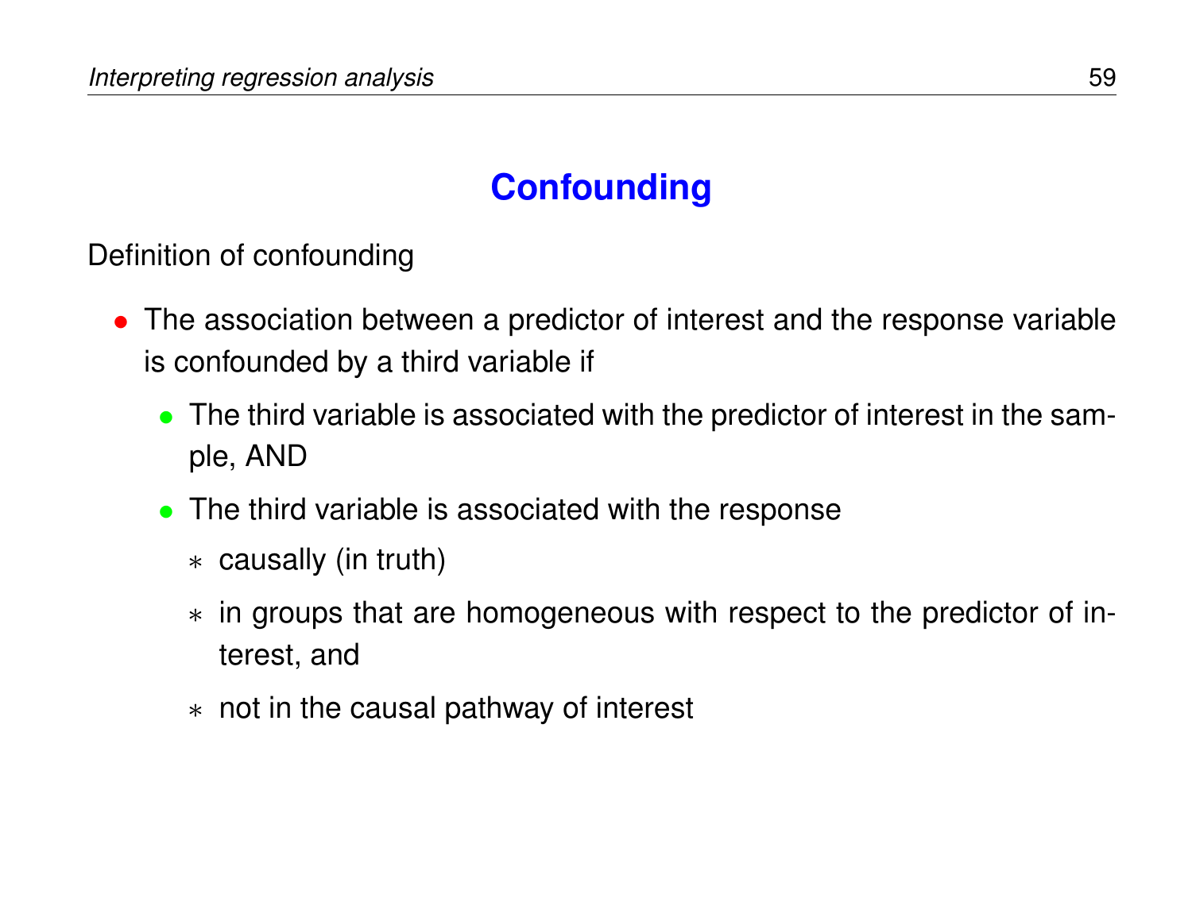# Confounding

Definition of confounding

- The association between a predictor of interest and the response variable is confounded by a third variable if
  - The third variable is associated with the predictor of interest in the sample, AND
  - The third variable is associated with the response
    - causally (in truth)
    - in groups that are homogeneous with respect to the predictor of interest, and
    - not in the causal pathway of interest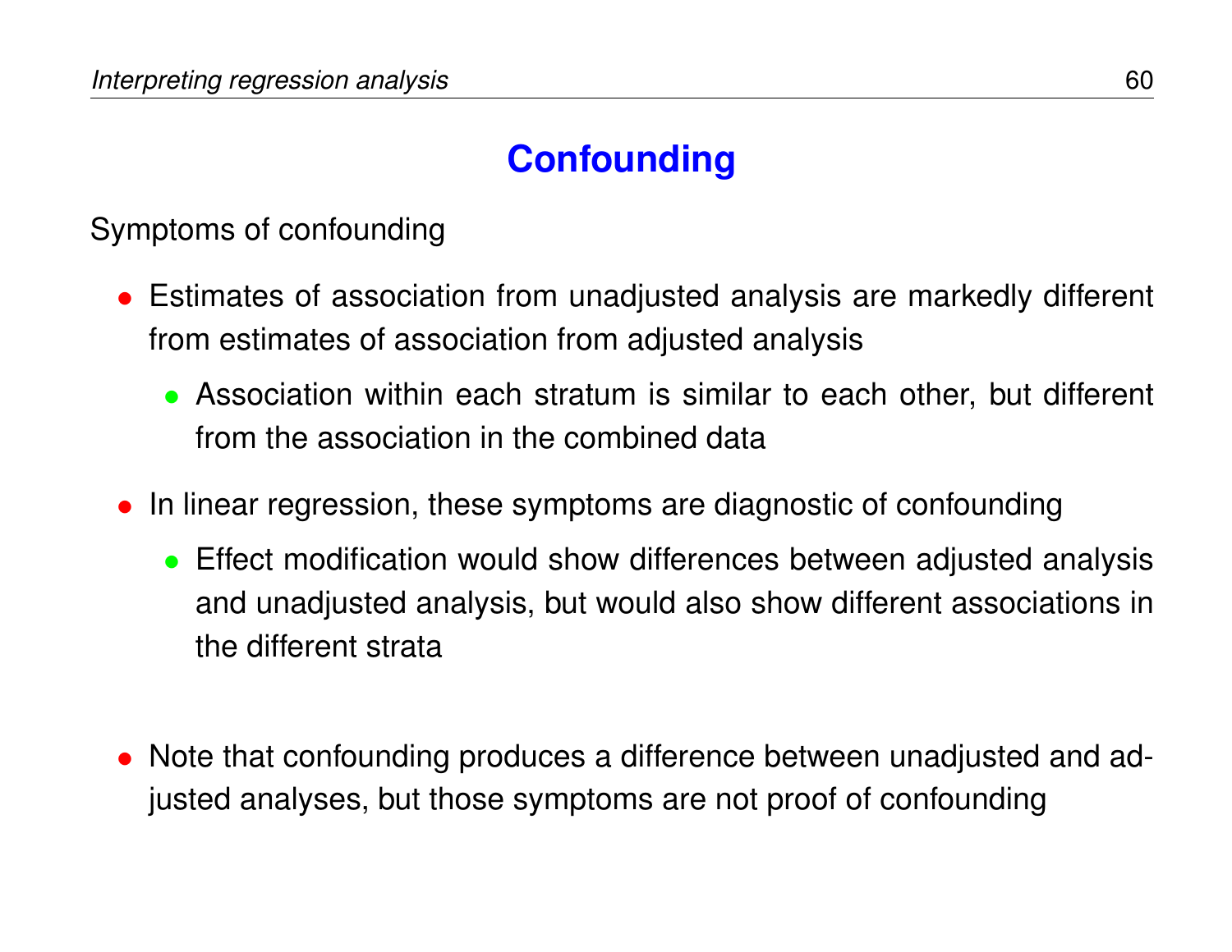## Confounding

Symptoms of confounding

- Estimates of association from unadjusted analysis are markedly different from estimates of association from adjusted analysis
  - Association within each stratum is similar to each other, but different from the association in the combined data
- In linear regression, these symptoms are diagnostic of confounding
  - Effect modification would show differences between adjusted analysis and unadjusted analysis, but would also show different associations in the different strata
- Note that confounding produces a difference between unadjusted and adjusted analyses, but those symptoms are not proof of confounding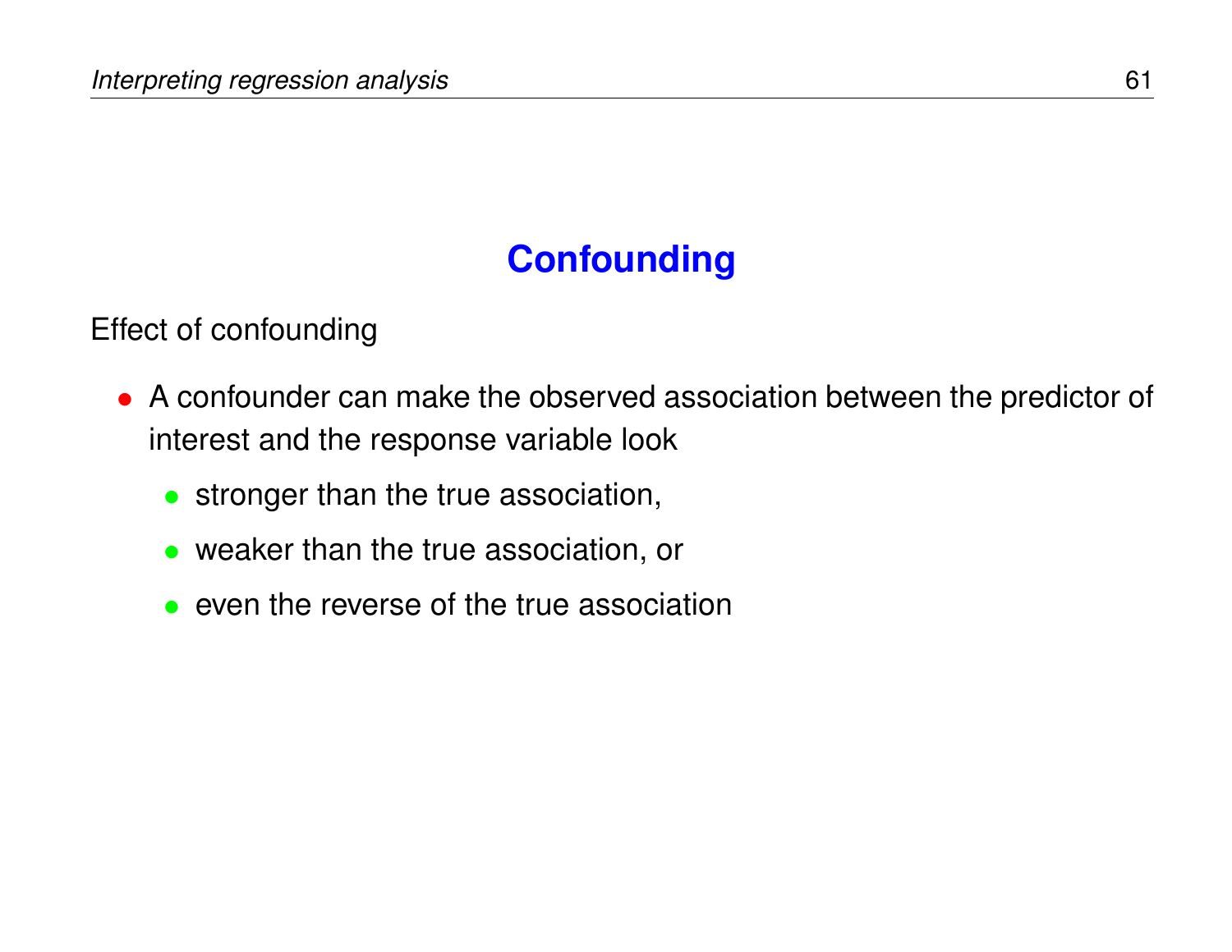## Confounding

Effect of confounding

- A confounder can make the observed association between the predictor of interest and the response variable look
  - stronger than the true association,
  - weaker than the true association, or
  - even the reverse of the true association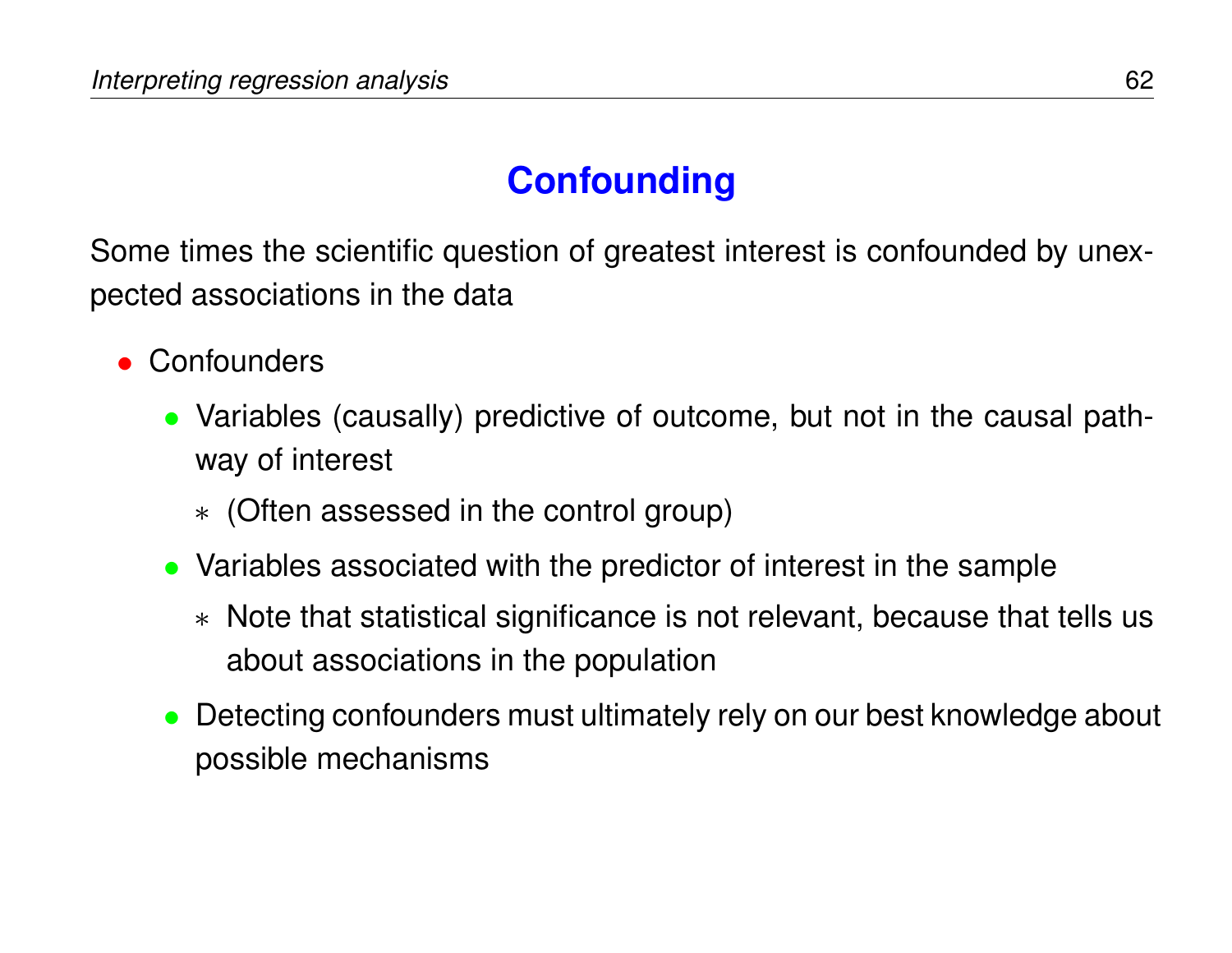## Confounding

Some times the scientific question of greatest interest is confounded by unexpected associations in the data

- Confounders
  - Variables (causally) predictive of outcome, but not in the causal pathway of interest
    - (Often assessed in the control group)
  - Variables associated with the predictor of interest in the sample
    - Note that statistical significance is not relevant, because that tells us about associations in the population
  - Detecting confounders must ultimately rely on our best knowledge about possible mechanisms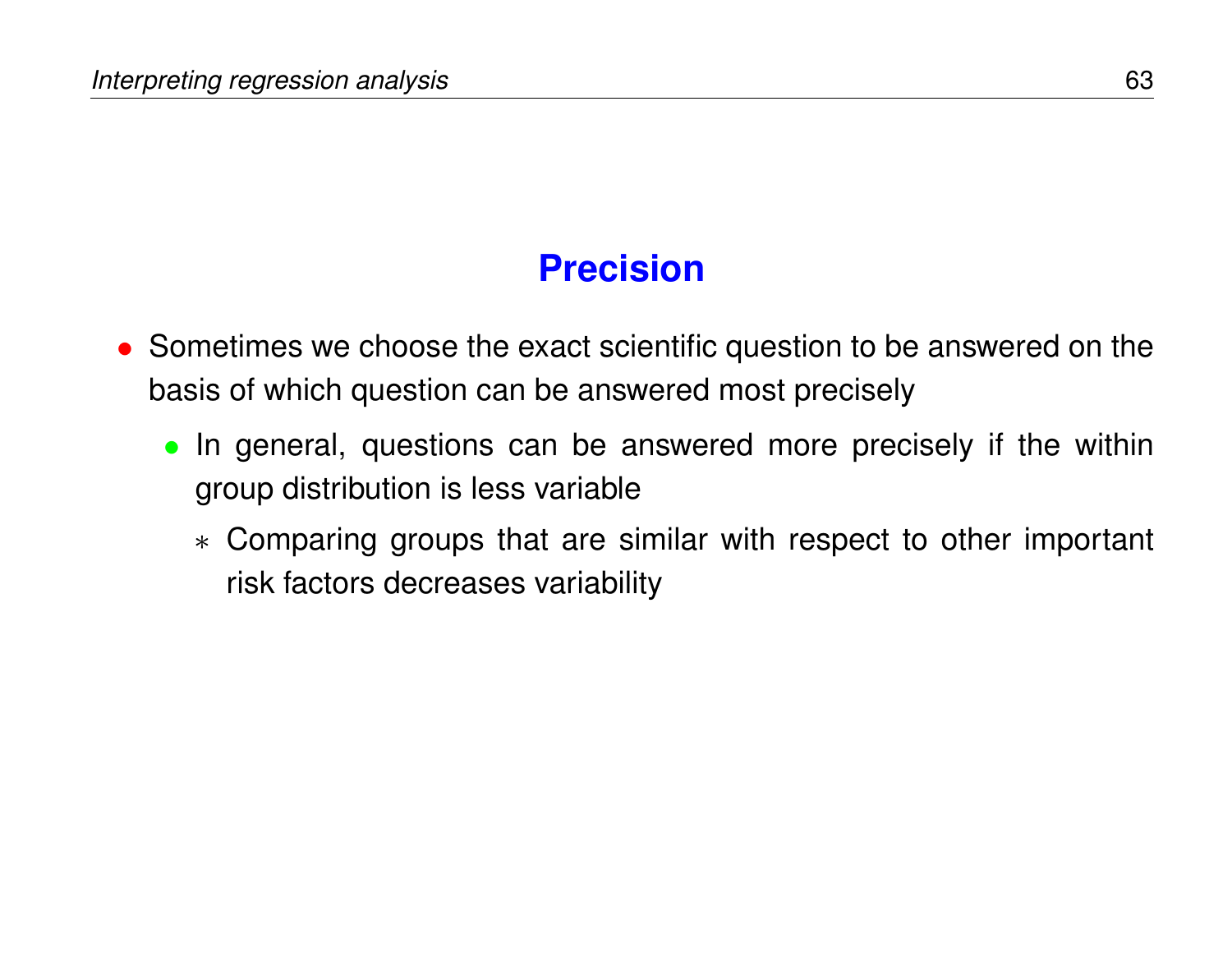## Precision

- Sometimes we choose the exact scientific question to be answered on the basis of which question can be answered most precisely
  - In general, questions can be answered more precisely if the within group distribution is less variable
    - Comparing groups that are similar with respect to other important risk factors decreases variability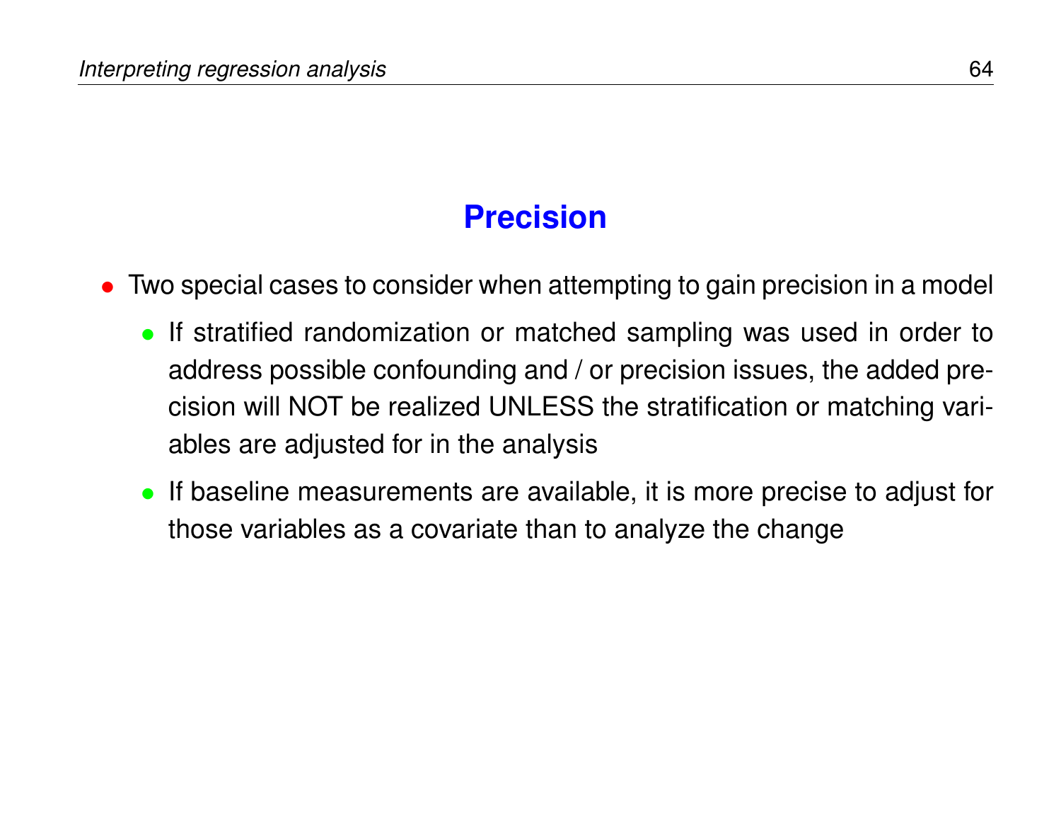## Precision

- Two special cases to consider when attempting to gain precision in a model
  - If stratified randomization or matched sampling was used in order to address possible confounding and / or precision issues, the added precision will NOT be realized UNLESS the stratification or matching variables are adjusted for in the analysis
  - If baseline measurements are available, it is more precise to adjust for those variables as a covariate than to analyze the change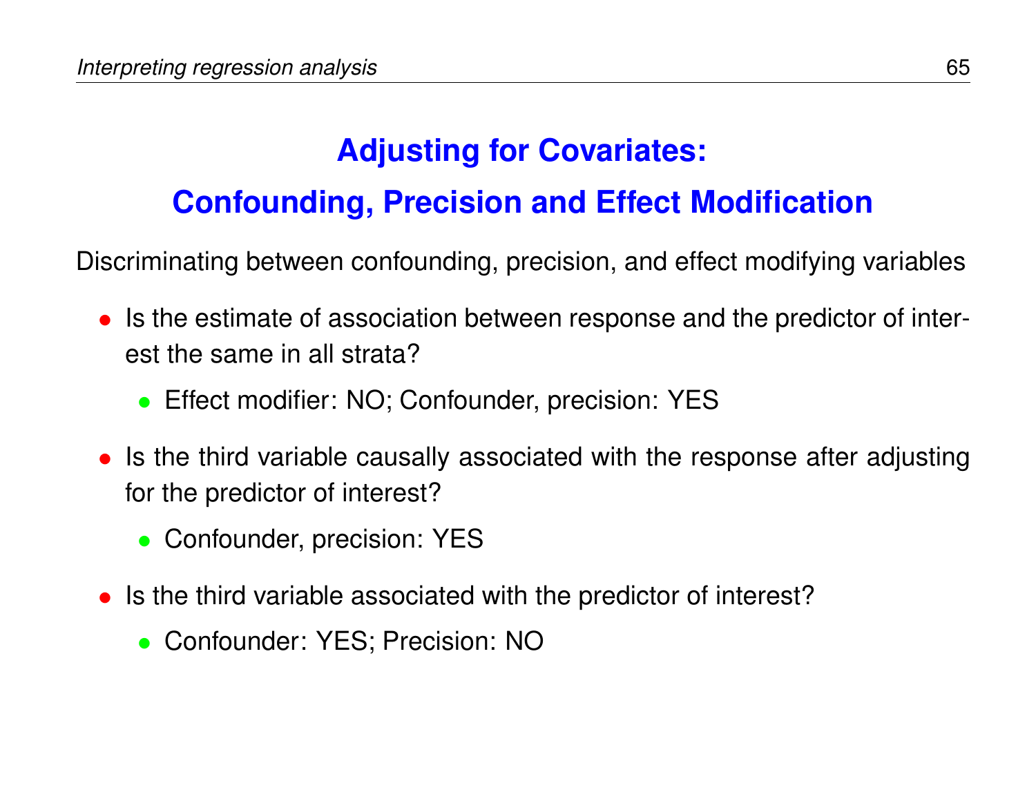## Adjusting for Covariates:

## Confounding, Precision and Effect Modification

Discriminating between confounding, precision, and effect modifying variables

- Is the estimate of association between response and the predictor of interest the same in all strata?
  - Effect modifier: NO; Confounder, precision: YES
- Is the third variable causally associated with the response after adjusting for the predictor of interest?
  - Confounder, precision: YES
- Is the third variable associated with the predictor of interest?
  - Confounder: YES; Precision: NO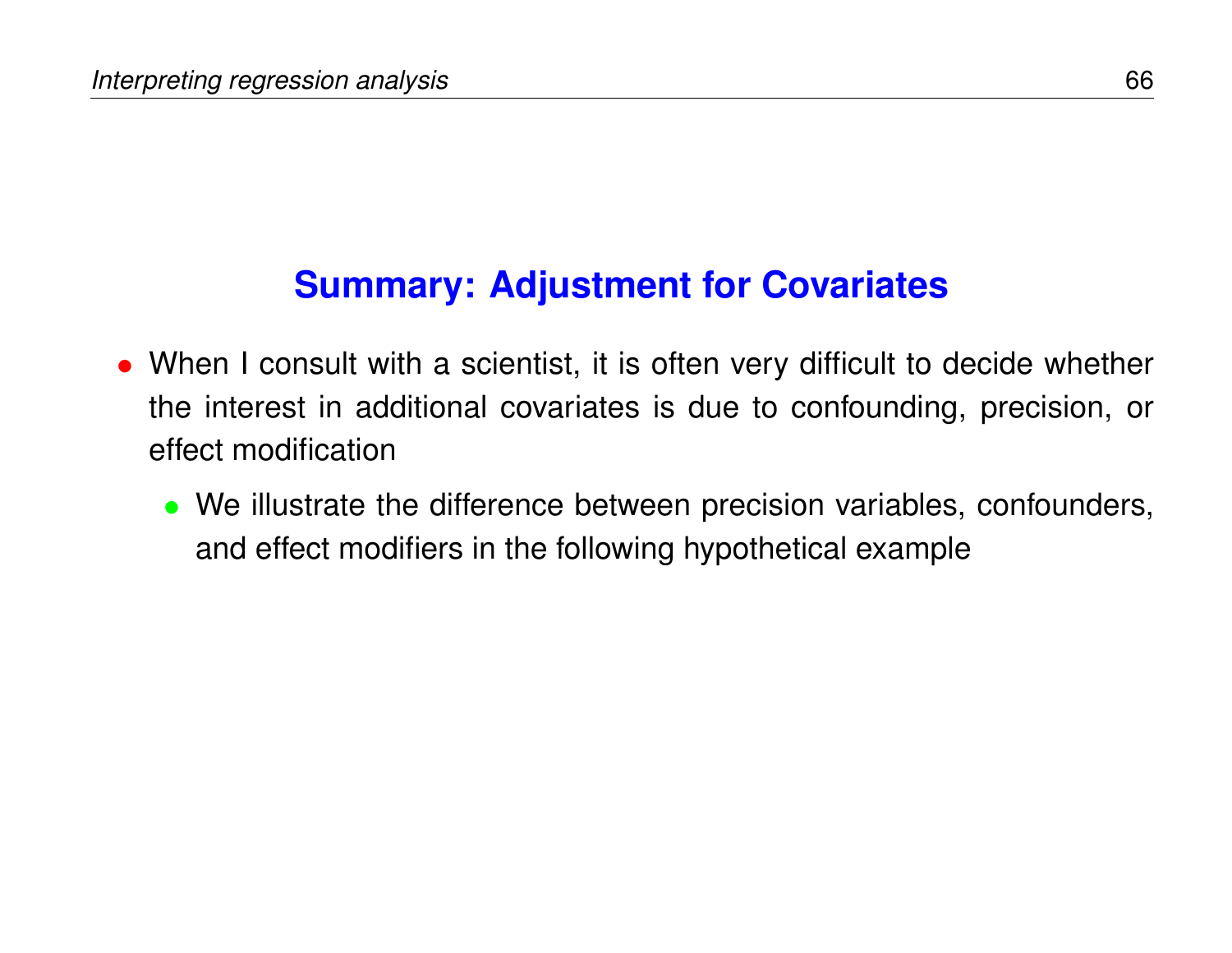## Summary: Adjustment for Covariates

- When I consult with a scientist, it is often very difficult to decide whether the interest in additional covariates is due to confounding, precision, or effect modification
  - We illustrate the difference between precision variables, confounders, and effect modifiers in the following hypothetical example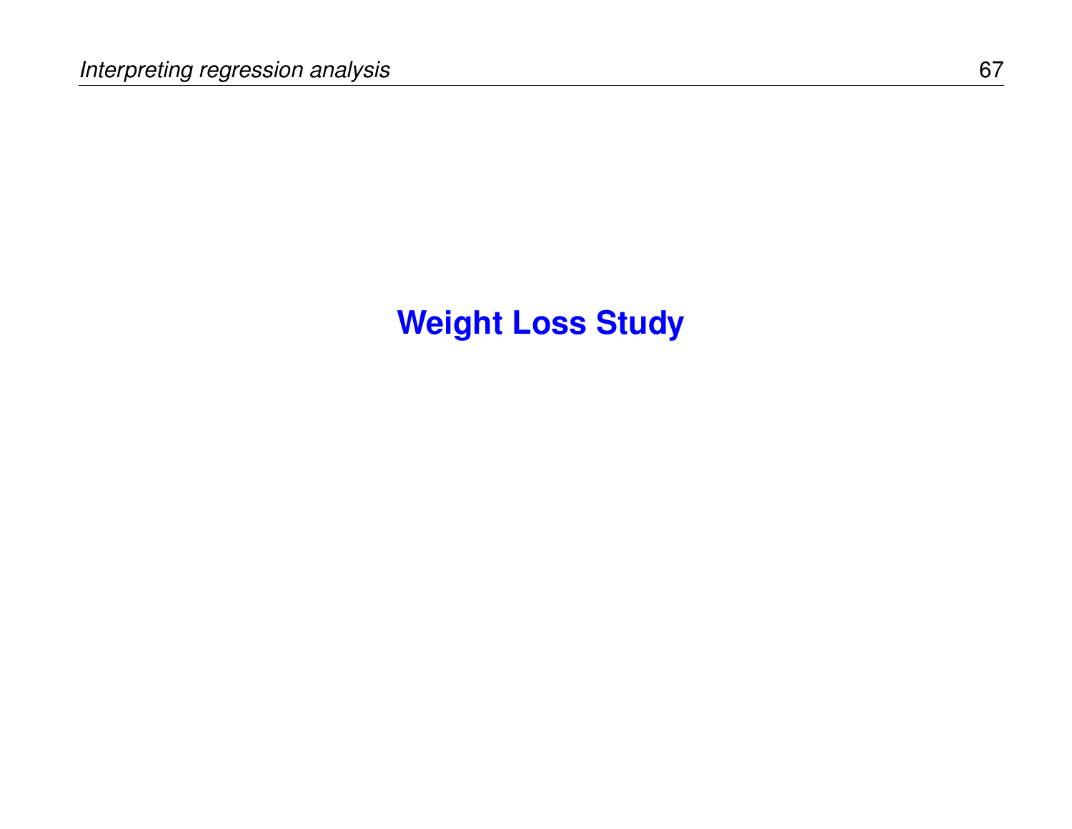# Weight Loss Study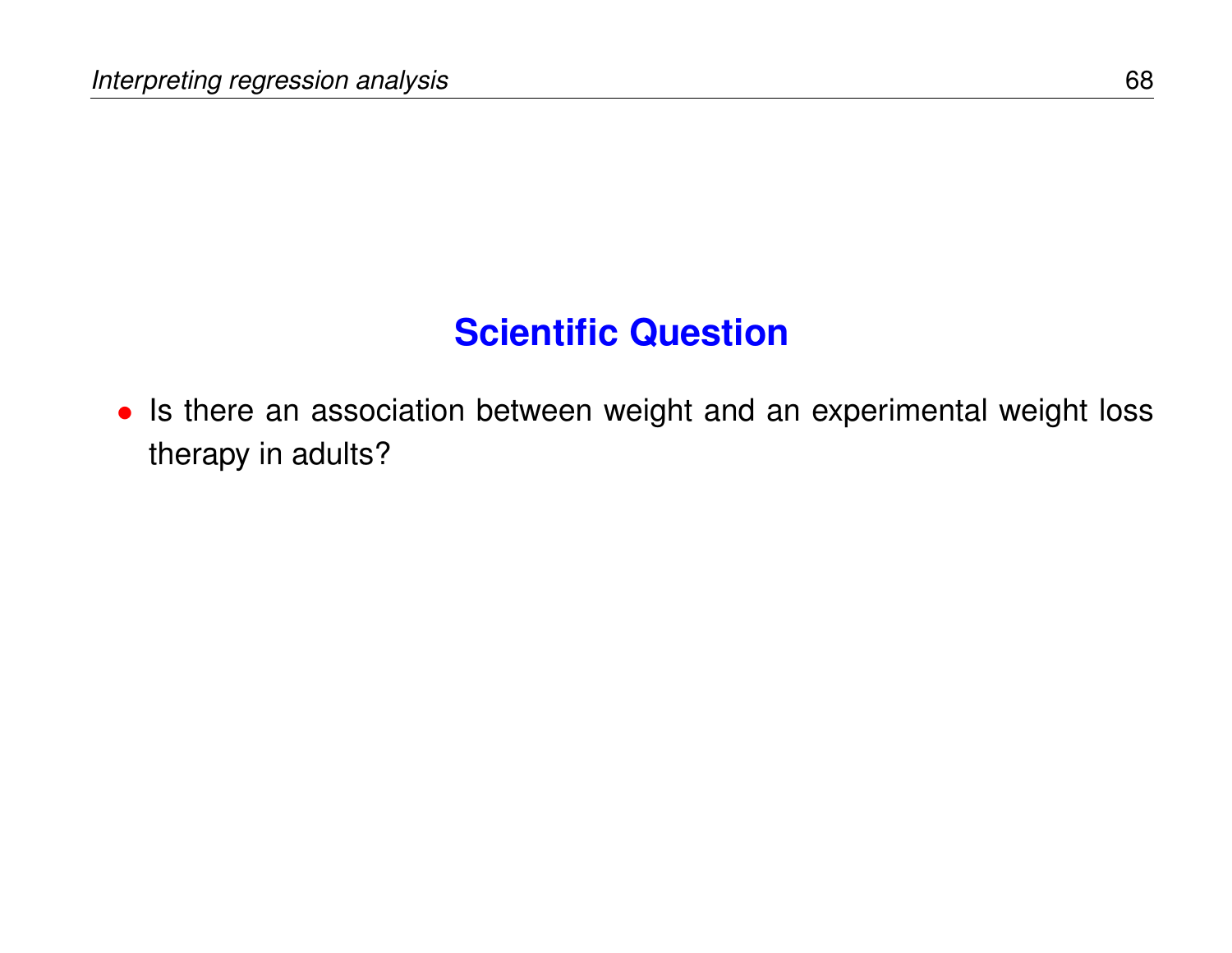## Scientific Question

- Is there an association between weight and an experimental weight loss therapy in adults?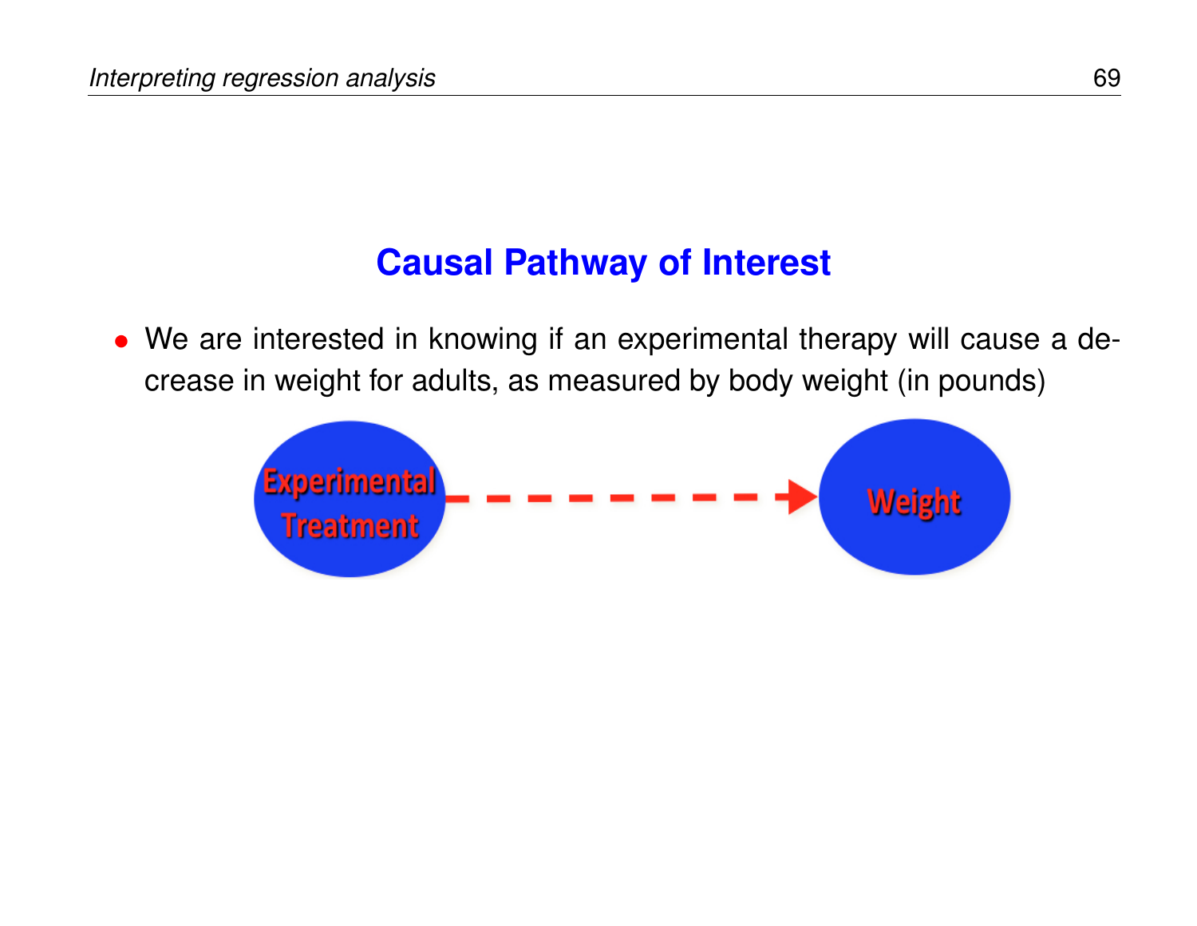## Causal Pathway of Interest

- We are interested in knowing if an experimental therapy will cause a decrease in weight for adults, as measured by body weight (in pounds)

Experimental Treatment → Weight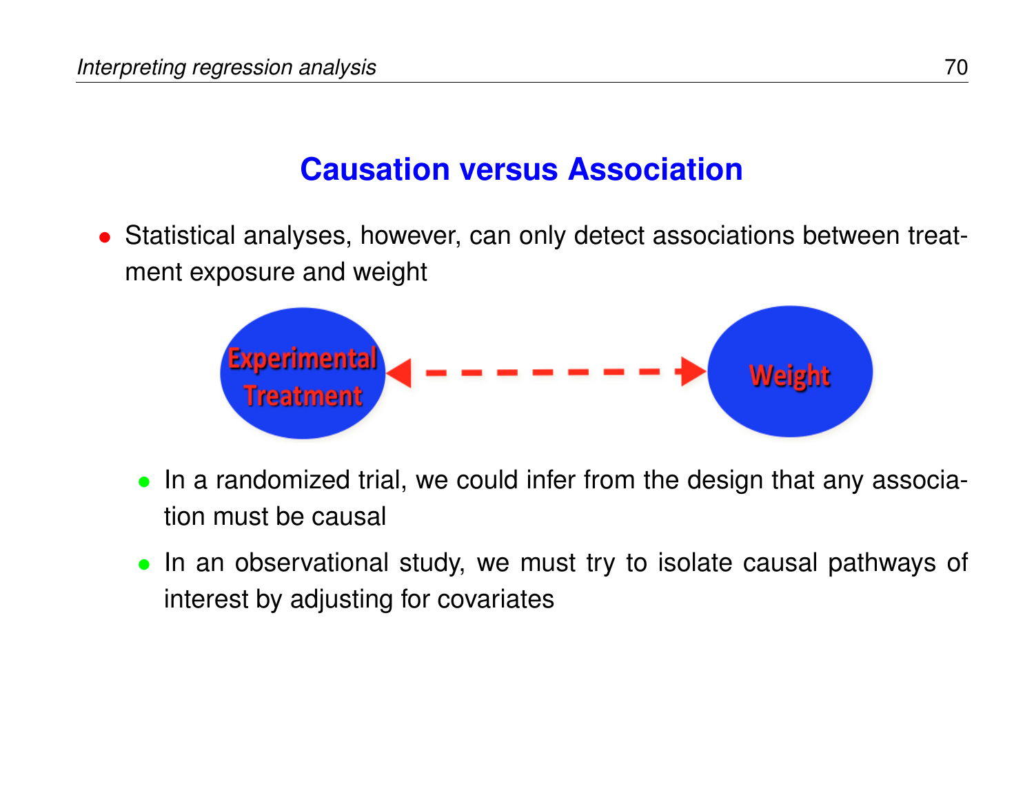## Causation versus Association

- Statistical analyses, however, can only detect associations between treatment exposure and weight

  Experimental Treatment ◄- - - - - - - -► Weight

  - In a randomized trial, we could infer from the design that any association must be causal
  - In an observational study, we must try to isolate causal pathways of interest by adjusting for covariates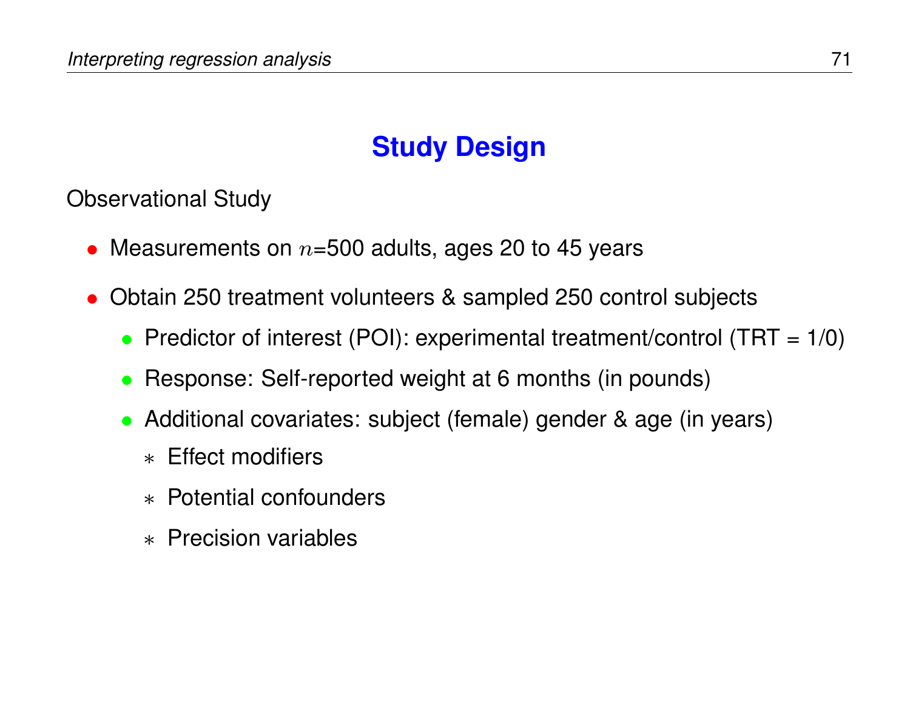## Study Design

Observational Study

- Measurements on $n$=500 adults, ages 20 to 45 years
- Obtain 250 treatment volunteers & sampled 250 control subjects
  - Predictor of interest (POI): experimental treatment/control (TRT = 1/0)
  - Response: Self-reported weight at 6 months (in pounds)
  - Additional covariates: subject (female) gender & age (in years)
    - Effect modifiers
    - Potential confounders
    - Precision variables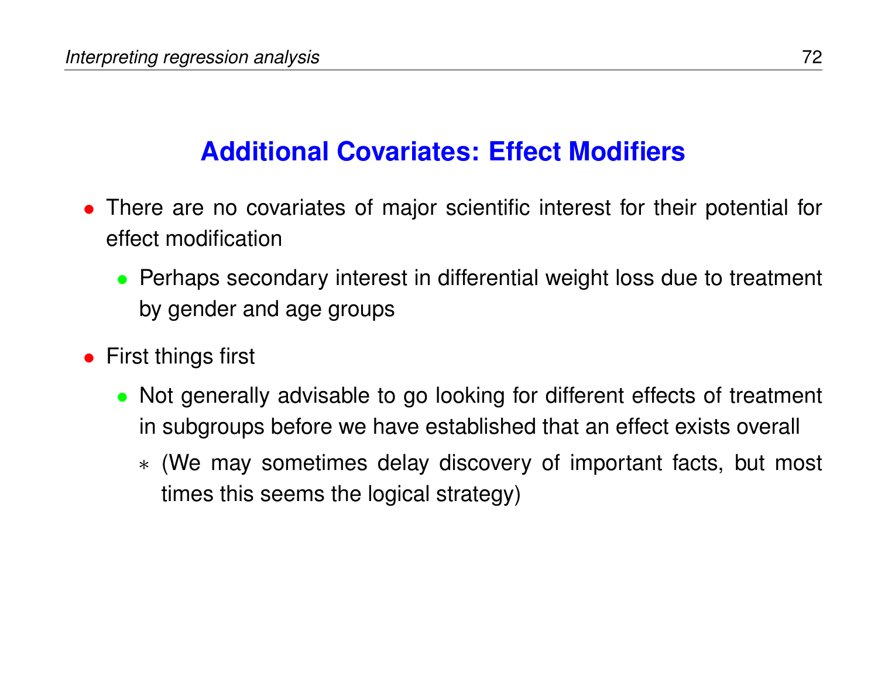## Additional Covariates: Effect Modifiers

- There are no covariates of major scientific interest for their potential for effect modification
  - Perhaps secondary interest in differential weight loss due to treatment by gender and age groups
- First things first
  - Not generally advisable to go looking for different effects of treatment in subgroups before we have established that an effect exists overall
    - (We may sometimes delay discovery of important facts, but most times this seems the logical strategy)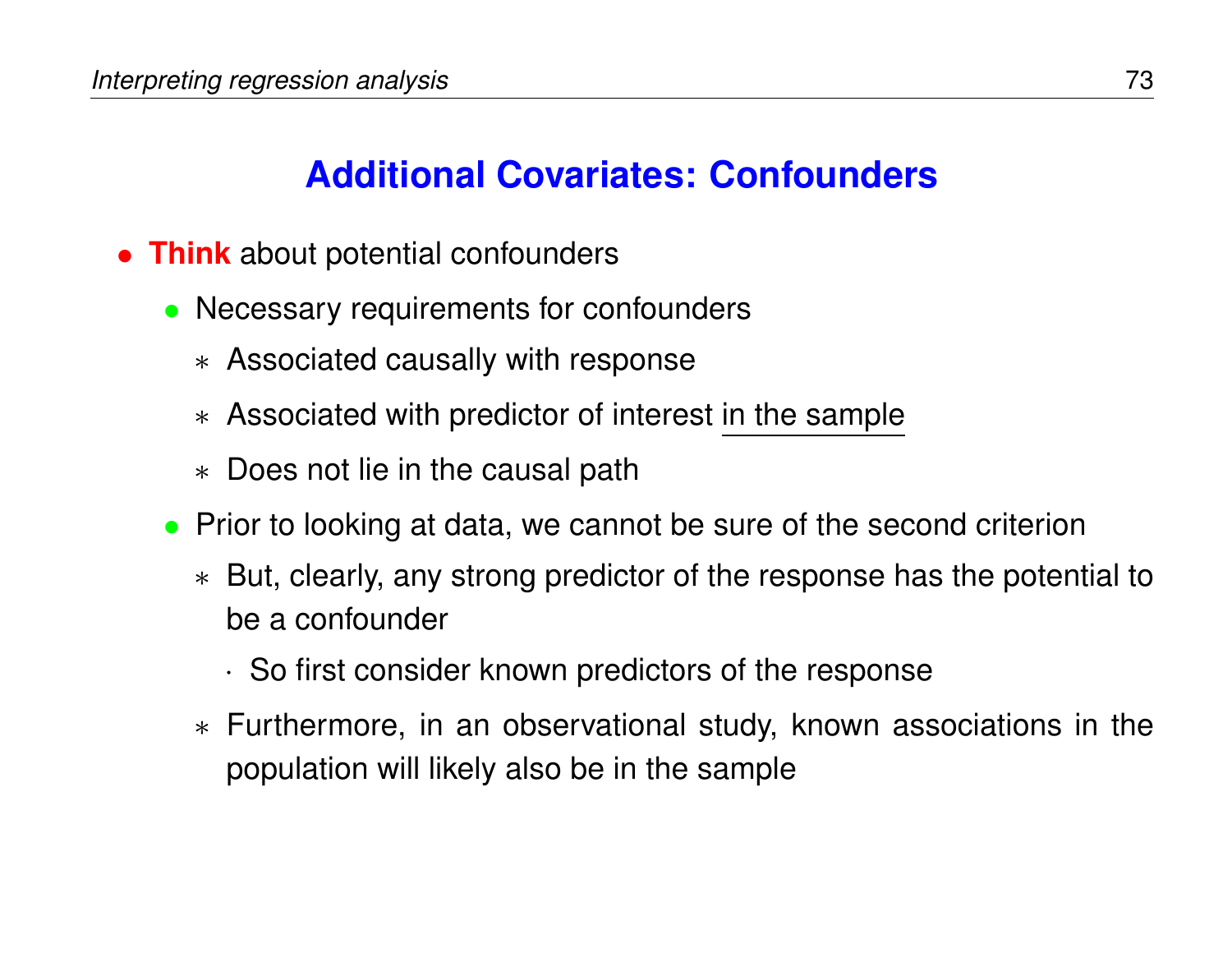## Additional Covariates: Confounders

- **Think** about potential confounders
  - Necessary requirements for confounders
    - Associated causally with response
    - Associated with predictor of interest <u>in the sample</u>
    - Does not lie in the causal path
  - Prior to looking at data, we cannot be sure of the second criterion
    - But, clearly, any strong predictor of the response has the potential to be a confounder
      - So first consider known predictors of the response
    - Furthermore, in an observational study, known associations in the population will likely also be in the sample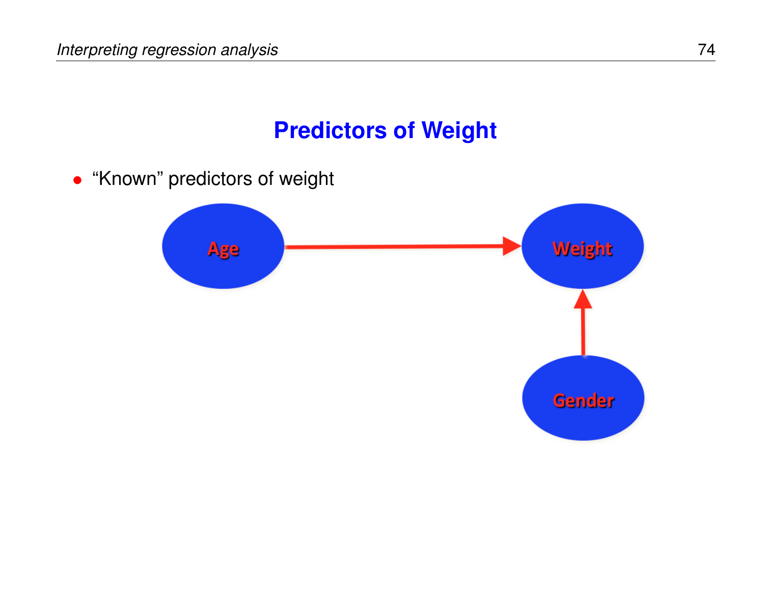## Predictors of Weight

- "Known" predictors of weight

Age

Weight

Gender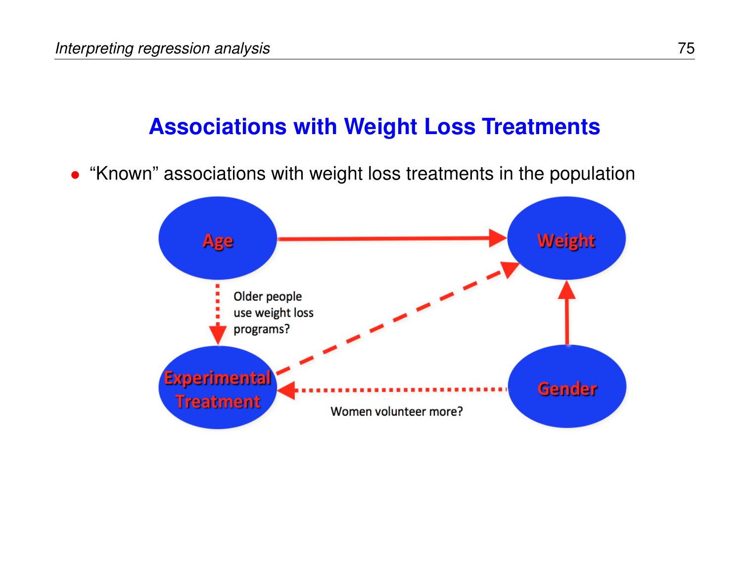## Associations with Weight Loss Treatments

- "Known" associations with weight loss treatments in the population

Age

Weight

Older people use weight loss programs?

Experimental Treatment

Gender

Women volunteer more?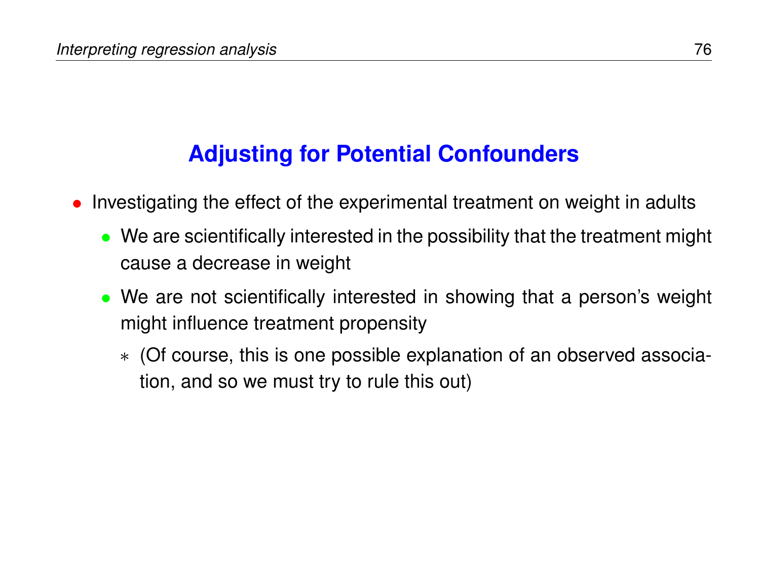## Adjusting for Potential Confounders

- Investigating the effect of the experimental treatment on weight in adults
  - We are scientifically interested in the possibility that the treatment might cause a decrease in weight
  - We are not scientifically interested in showing that a person's weight might influence treatment propensity
    - (Of course, this is one possible explanation of an observed association, and so we must try to rule this out)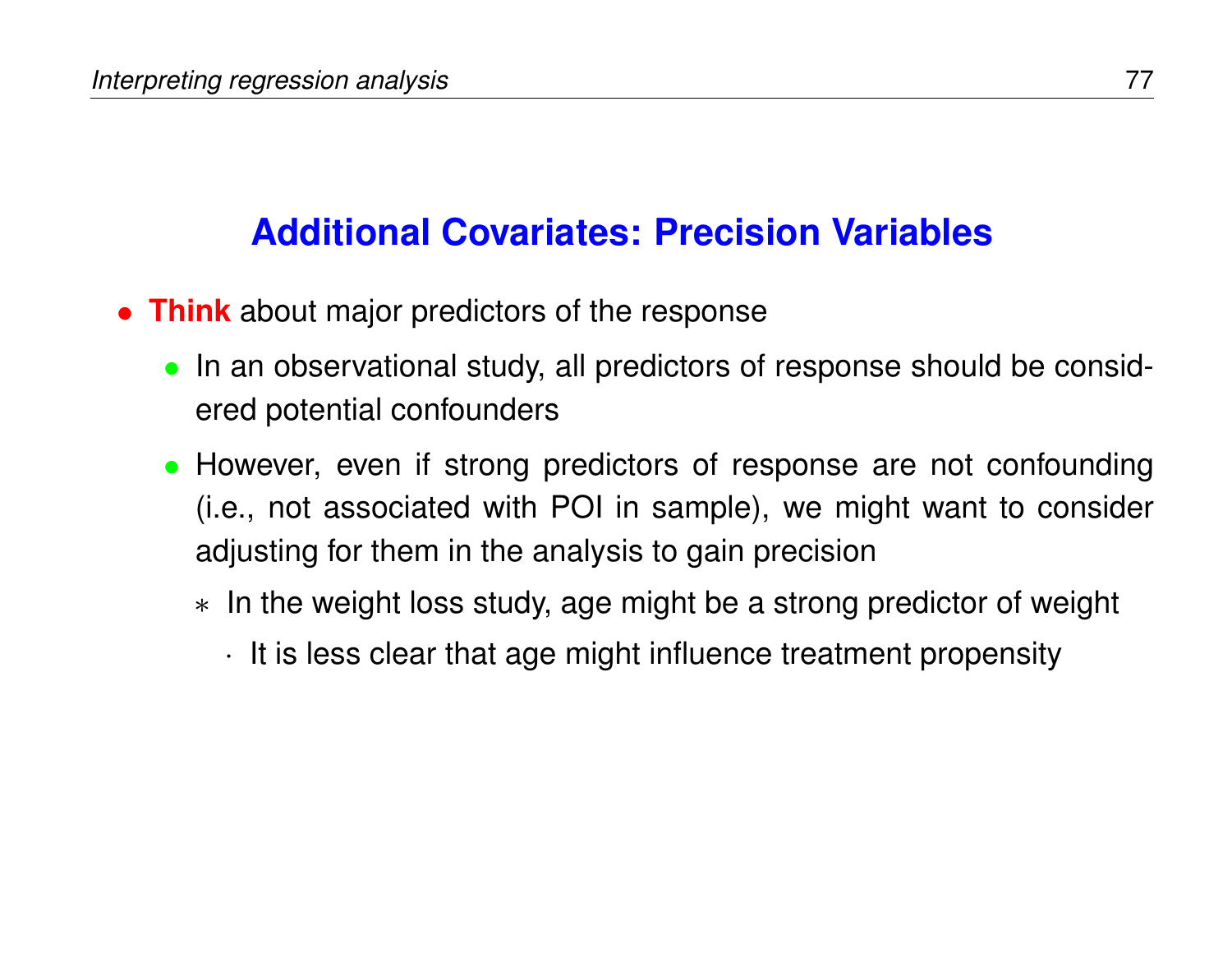## Additional Covariates: Precision Variables

- **Think** about major predictors of the response
  - In an observational study, all predictors of response should be considered potential confounders
  - However, even if strong predictors of response are not confounding (i.e., not associated with POI in sample), we might want to consider adjusting for them in the analysis to gain precision
    - In the weight loss study, age might be a strong predictor of weight
      - It is less clear that age might influence treatment propensity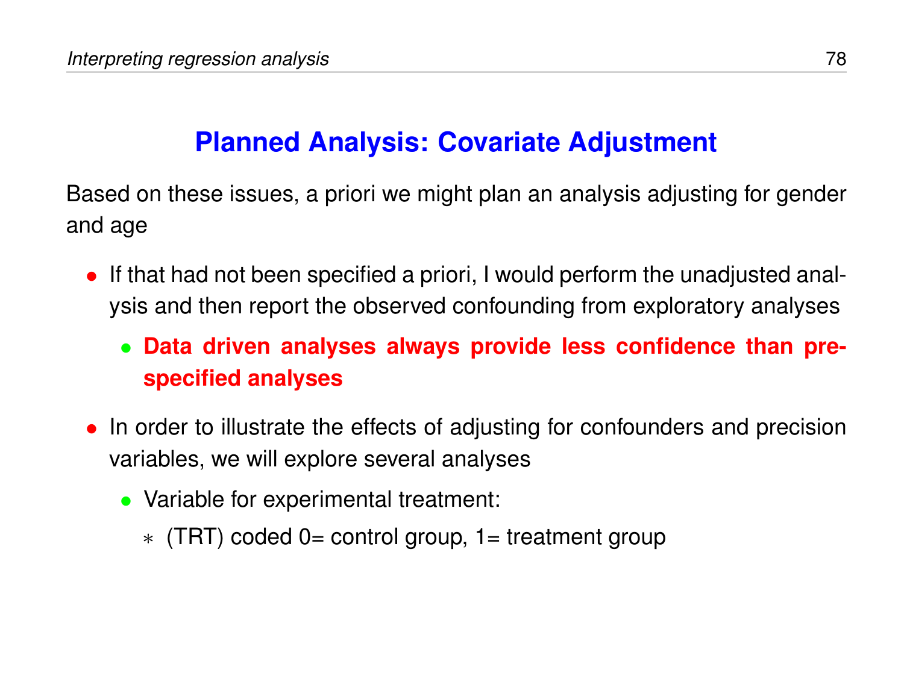## Planned Analysis: Covariate Adjustment

Based on these issues, a priori we might plan an analysis adjusting for gender and age

- If that had not been specified a priori, I would perform the unadjusted analysis and then report the observed confounding from exploratory analyses
  - **Data driven analyses always provide less confidence than pre-specified analyses**
- In order to illustrate the effects of adjusting for confounders and precision variables, we will explore several analyses
  - Variable for experimental treatment:
    - (TRT) coded 0= control group, 1= treatment group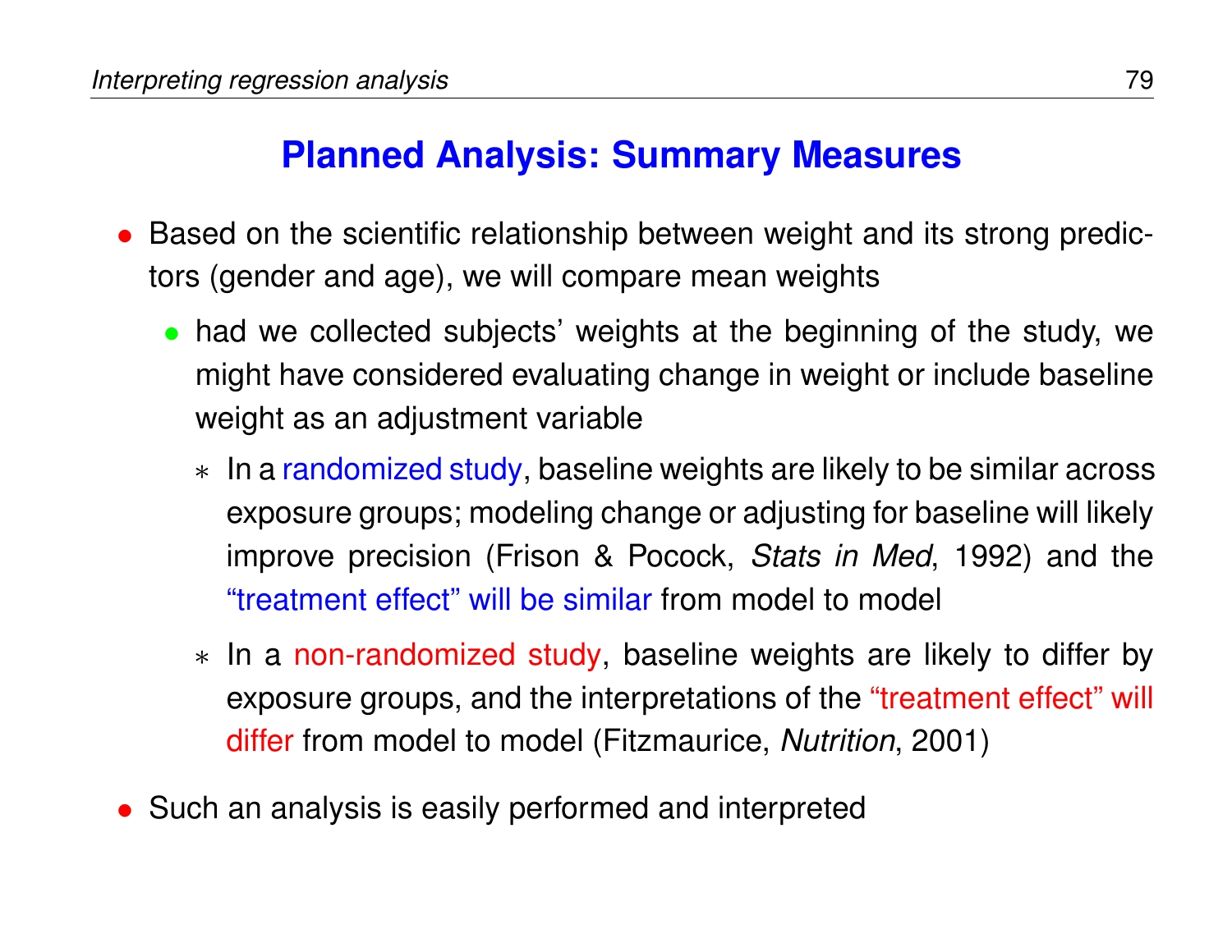## Planned Analysis: Summary Measures

- Based on the scientific relationship between weight and its strong predictors (gender and age), we will compare mean weights
  - had we collected subjects' weights at the beginning of the study, we might have considered evaluating change in weight or include baseline weight as an adjustment variable
    - In a randomized study, baseline weights are likely to be similar across exposure groups; modeling change or adjusting for baseline will likely improve precision (Frison & Pocock, *Stats in Med*, 1992) and the "treatment effect" will be similar from model to model
    - In a non-randomized study, baseline weights are likely to differ by exposure groups, and the interpretations of the "treatment effect" will differ from model to model (Fitzmaurice, *Nutrition*, 2001)
- Such an analysis is easily performed and interpreted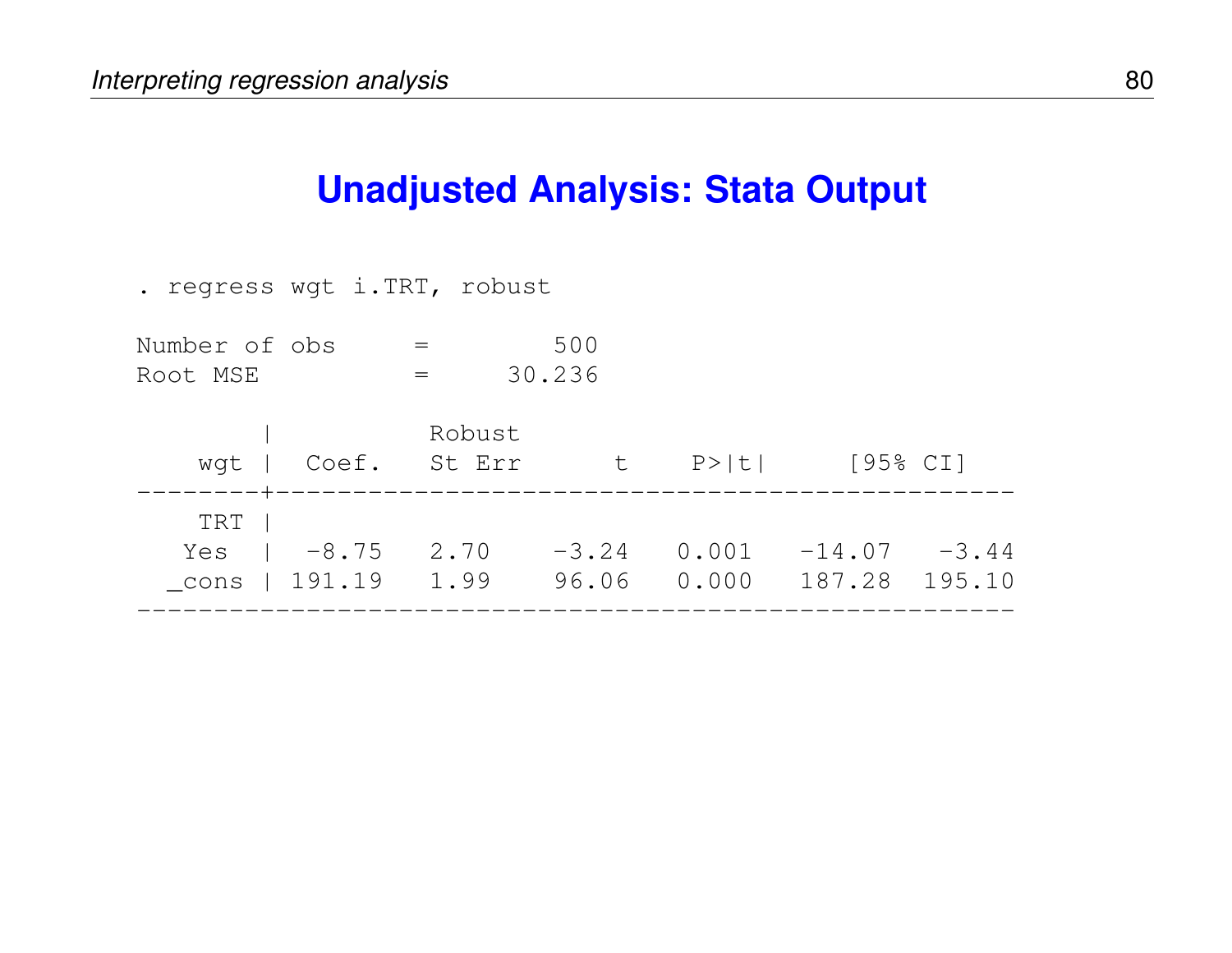## Unadjusted Analysis: Stata Output

```
. regress wgt i.TRT, robust

Number of obs      =        500
Root MSE           =     30.236

        |           Robust
    wgt |  Coef.    St Err       t     P>|t|      [95% CI]
--------+--------------------------------------------------
    TRT |
   Yes  |  -8.75    2.70     -3.24    0.001   -14.07    -3.44
  _cons | 191.19    1.99     96.06    0.000   187.28   195.10
-----------------------------------------------------------
```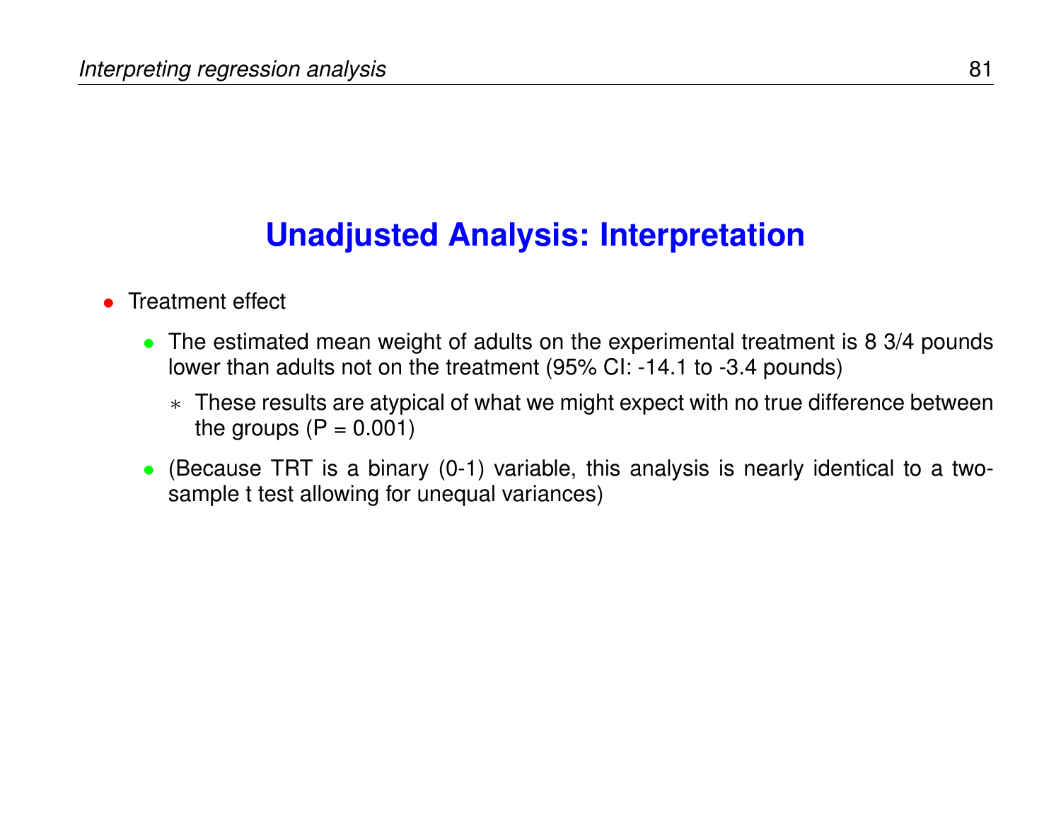## Unadjusted Analysis: Interpretation

- Treatment effect
  - The estimated mean weight of adults on the experimental treatment is 8 3/4 pounds lower than adults not on the treatment (95% CI: -14.1 to -3.4 pounds)
    - These results are atypical of what we might expect with no true difference between the groups (P = 0.001)
  - (Because TRT is a binary (0-1) variable, this analysis is nearly identical to a two-sample t test allowing for unequal variances)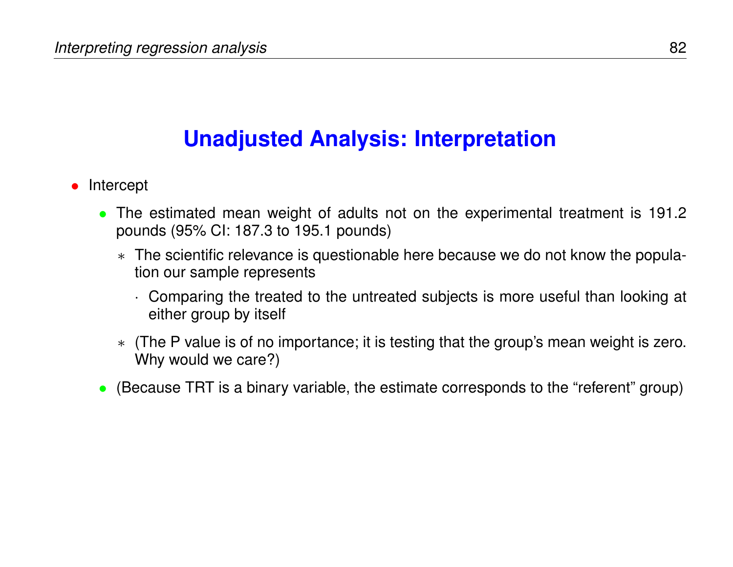## Unadjusted Analysis: Interpretation

- Intercept
  - The estimated mean weight of adults not on the experimental treatment is 191.2 pounds (95% CI: 187.3 to 195.1 pounds)
    - The scientific relevance is questionable here because we do not know the population our sample represents
      - Comparing the treated to the untreated subjects is more useful than looking at either group by itself
    - (The P value is of no importance; it is testing that the group's mean weight is zero. Why would we care?)
  - (Because TRT is a binary variable, the estimate corresponds to the "referent" group)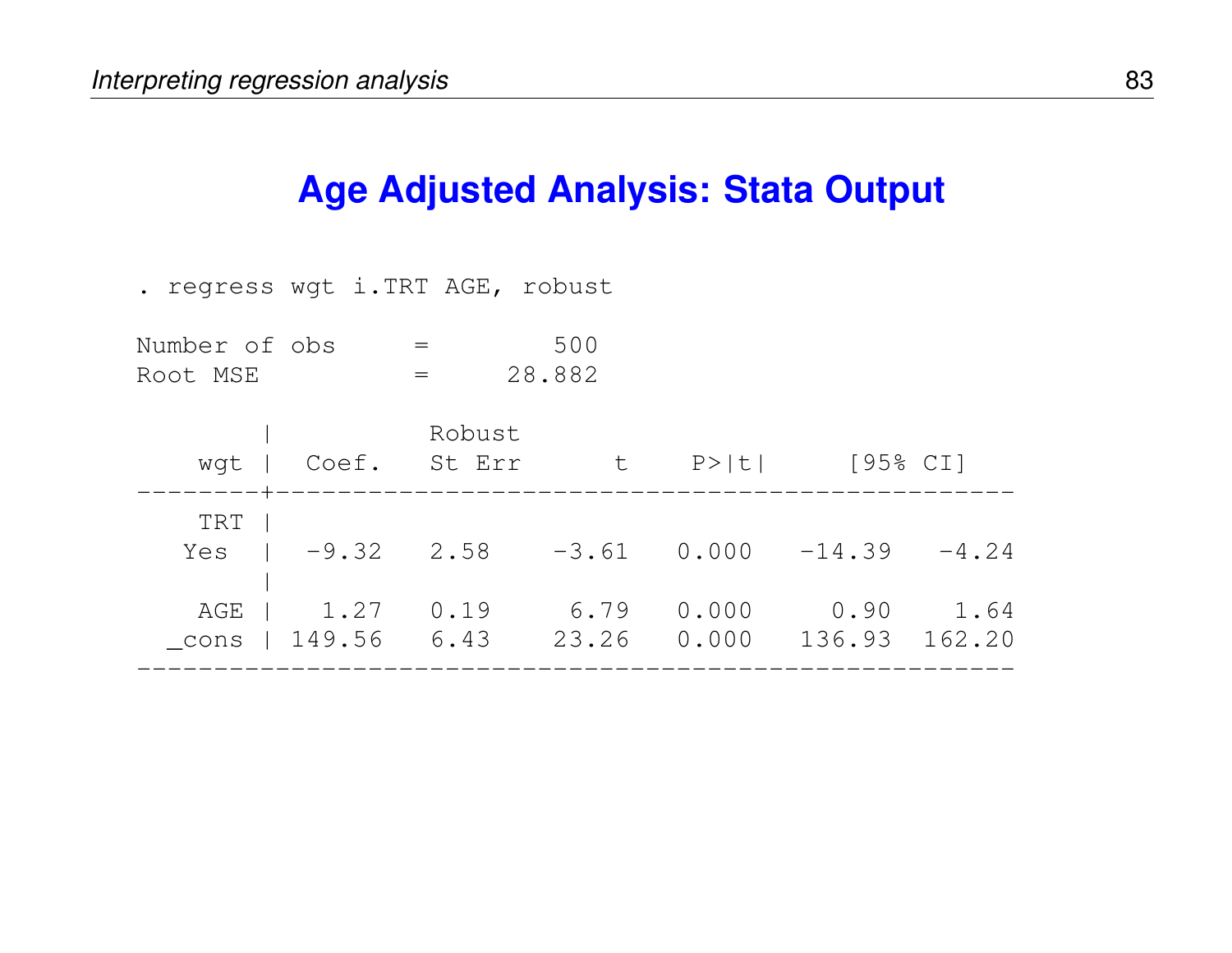## Age Adjusted Analysis: Stata Output

```
. regress wgt i.TRT AGE, robust

Number of obs      =        500
Root MSE           =     28.882

        |          Robust
    wgt |  Coef.   St Err      t    P>|t|      [95% CI]
--------+-----------------------------------------------
    TRT |
   Yes  |  -9.32   2.58    -3.61   0.000   -14.39   -4.24
        |
    AGE |   1.27   0.19     6.79   0.000     0.90    1.64
  _cons | 149.56   6.43    23.26   0.000   136.93  162.20
--------------------------------------------------------
```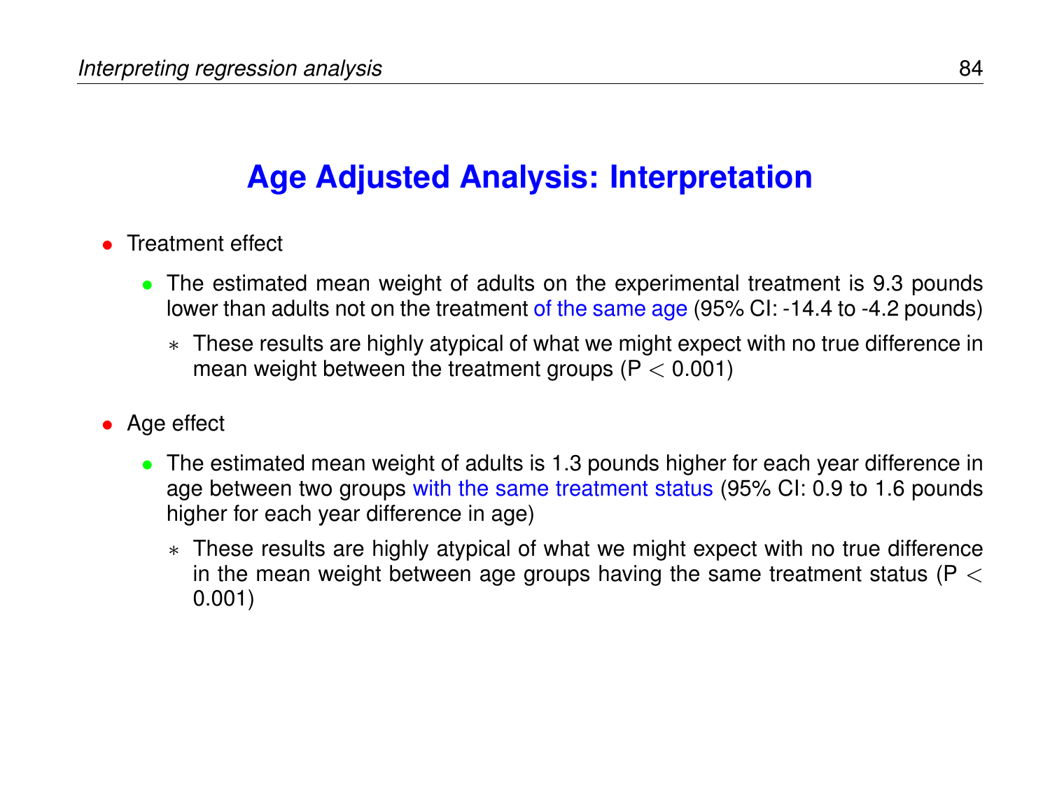# Age Adjusted Analysis: Interpretation

- Treatment effect
  - The estimated mean weight of adults on the experimental treatment is 9.3 pounds lower than adults not on the treatment of the same age (95% CI: -14.4 to -4.2 pounds)
    - These results are highly atypical of what we might expect with no true difference in mean weight between the treatment groups ($P < 0.001$)
- Age effect
  - The estimated mean weight of adults is 1.3 pounds higher for each year difference in age between two groups with the same treatment status (95% CI: 0.9 to 1.6 pounds higher for each year difference in age)
    - These results are highly atypical of what we might expect with no true difference in the mean weight between age groups having the same treatment status ($P < 0.001$)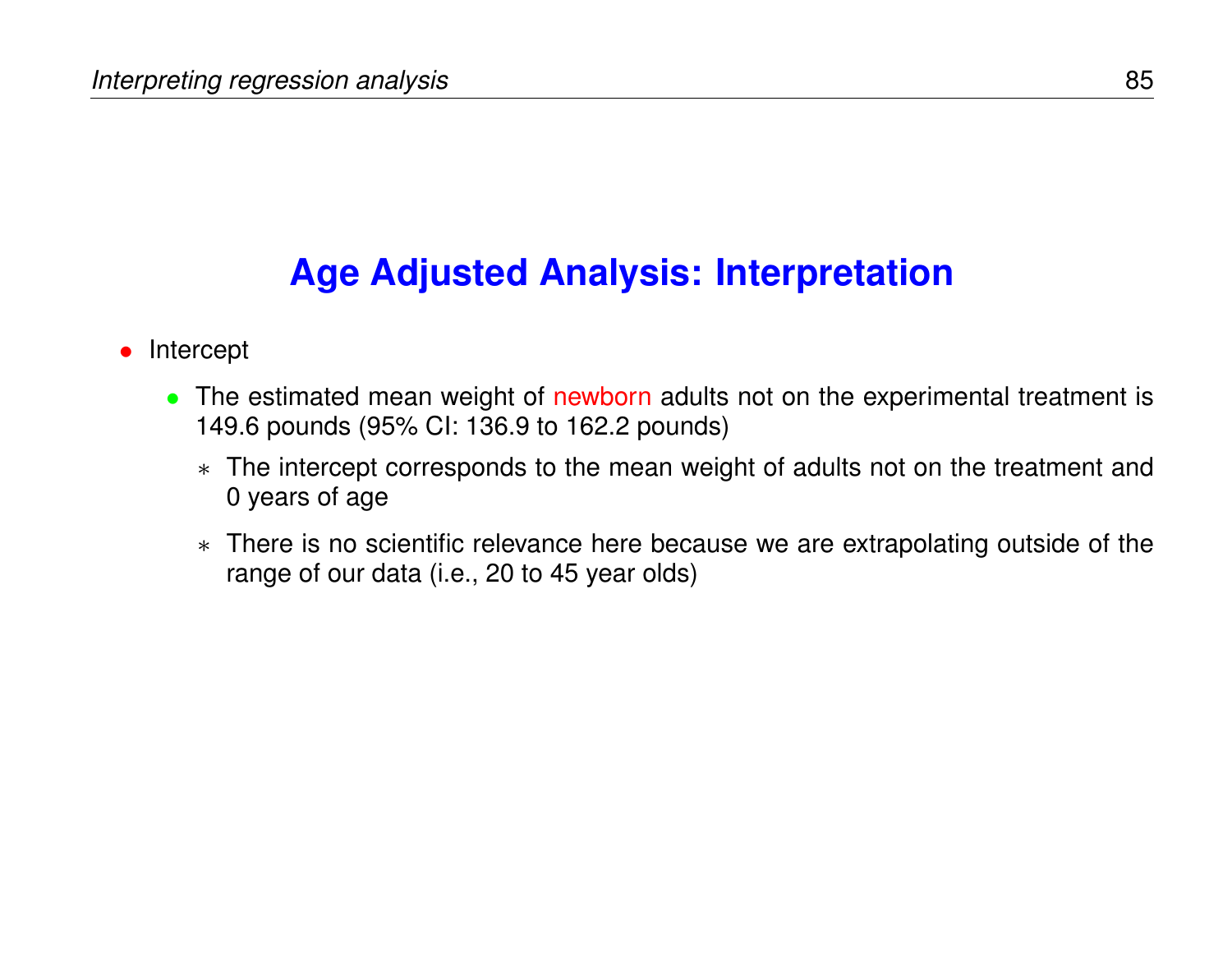## Age Adjusted Analysis: Interpretation

- Intercept
  - The estimated mean weight of newborn adults not on the experimental treatment is 149.6 pounds (95% CI: 136.9 to 162.2 pounds)
    - The intercept corresponds to the mean weight of adults not on the treatment and 0 years of age
    - There is no scientific relevance here because we are extrapolating outside of the range of our data (i.e., 20 to 45 year olds)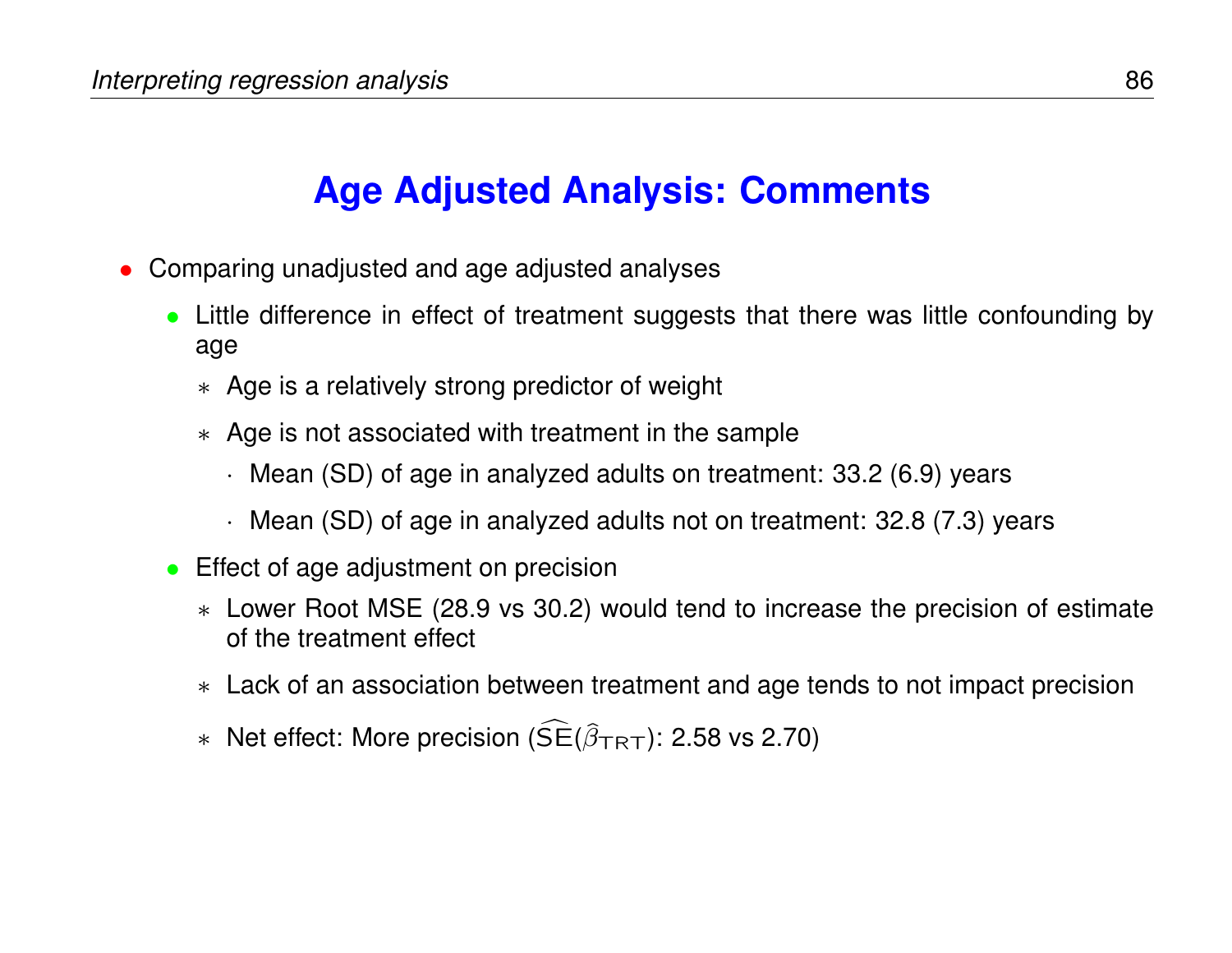## Age Adjusted Analysis: Comments

- Comparing unadjusted and age adjusted analyses
  - Little difference in effect of treatment suggests that there was little confounding by age
    - Age is a relatively strong predictor of weight
    - Age is not associated with treatment in the sample
      - Mean (SD) of age in analyzed adults on treatment: 33.2 (6.9) years
      - Mean (SD) of age in analyzed adults not on treatment: 32.8 (7.3) years
  - Effect of age adjustment on precision
    - Lower Root MSE (28.9 vs 30.2) would tend to increase the precision of estimate of the treatment effect
    - Lack of an association between treatment and age tends to not impact precision
    - Net effect: More precision ($\widehat{\mathrm{SE}}(\hat{\beta}_{\mathrm{TRT}})$: 2.58 vs 2.70)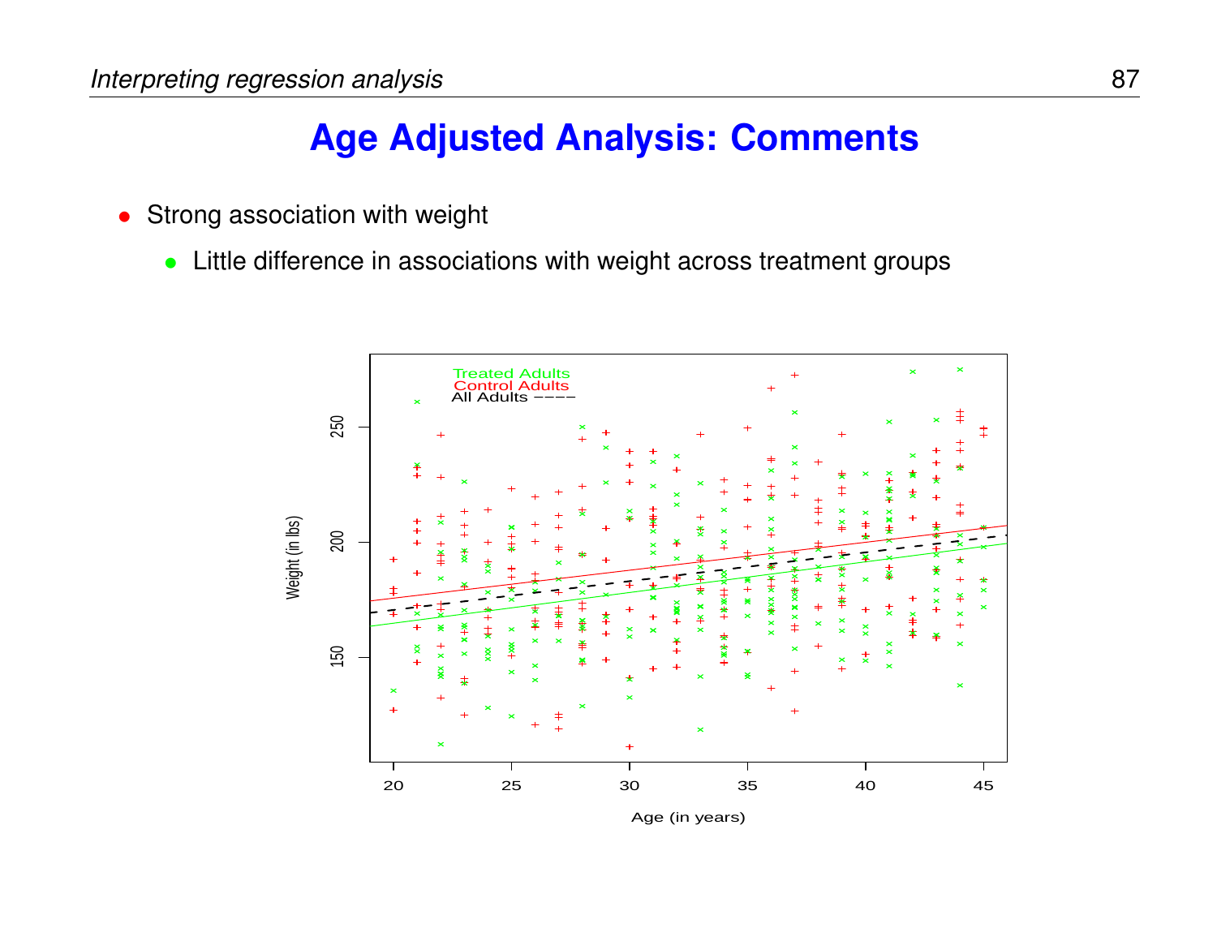# Age Adjusted Analysis: Comments

- Strong association with weight
  - Little difference in associations with weight across treatment groups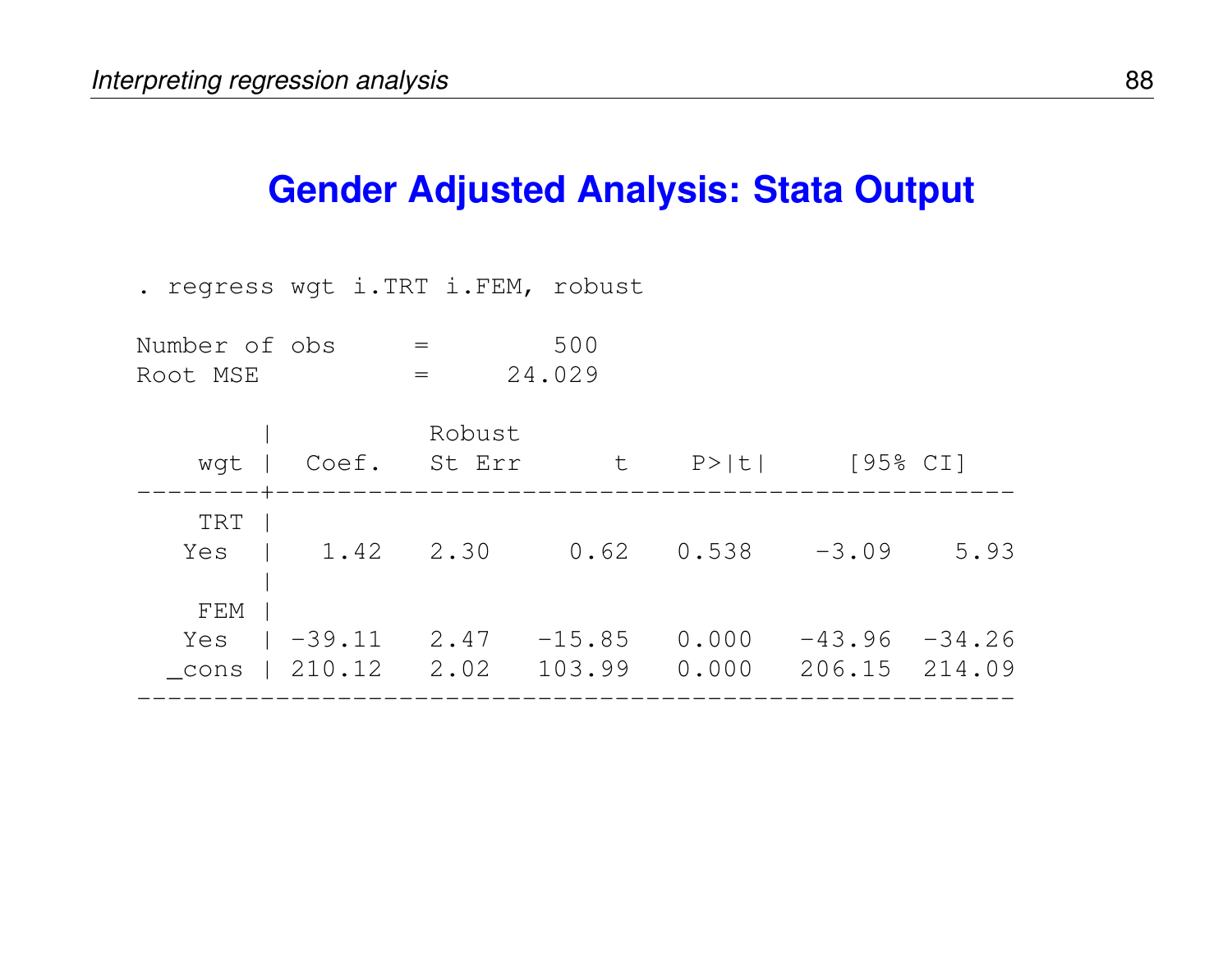# Gender Adjusted Analysis: Stata Output

```
. regress wgt i.TRT i.FEM, robust

Number of obs      =        500
Root MSE           =     24.029

        |          Robust
    wgt |  Coef.   St Err      t    P>|t|     [95% CI]
--------+-------------------------------------------------
    TRT |
   Yes  |   1.42   2.30     0.62   0.538    -3.09    5.93
        |
    FEM |
   Yes  | -39.11   2.47   -15.85   0.000   -43.96  -34.26
  _cons | 210.12   2.02   103.99   0.000   206.15  214.09
---------------------------------------------------------
```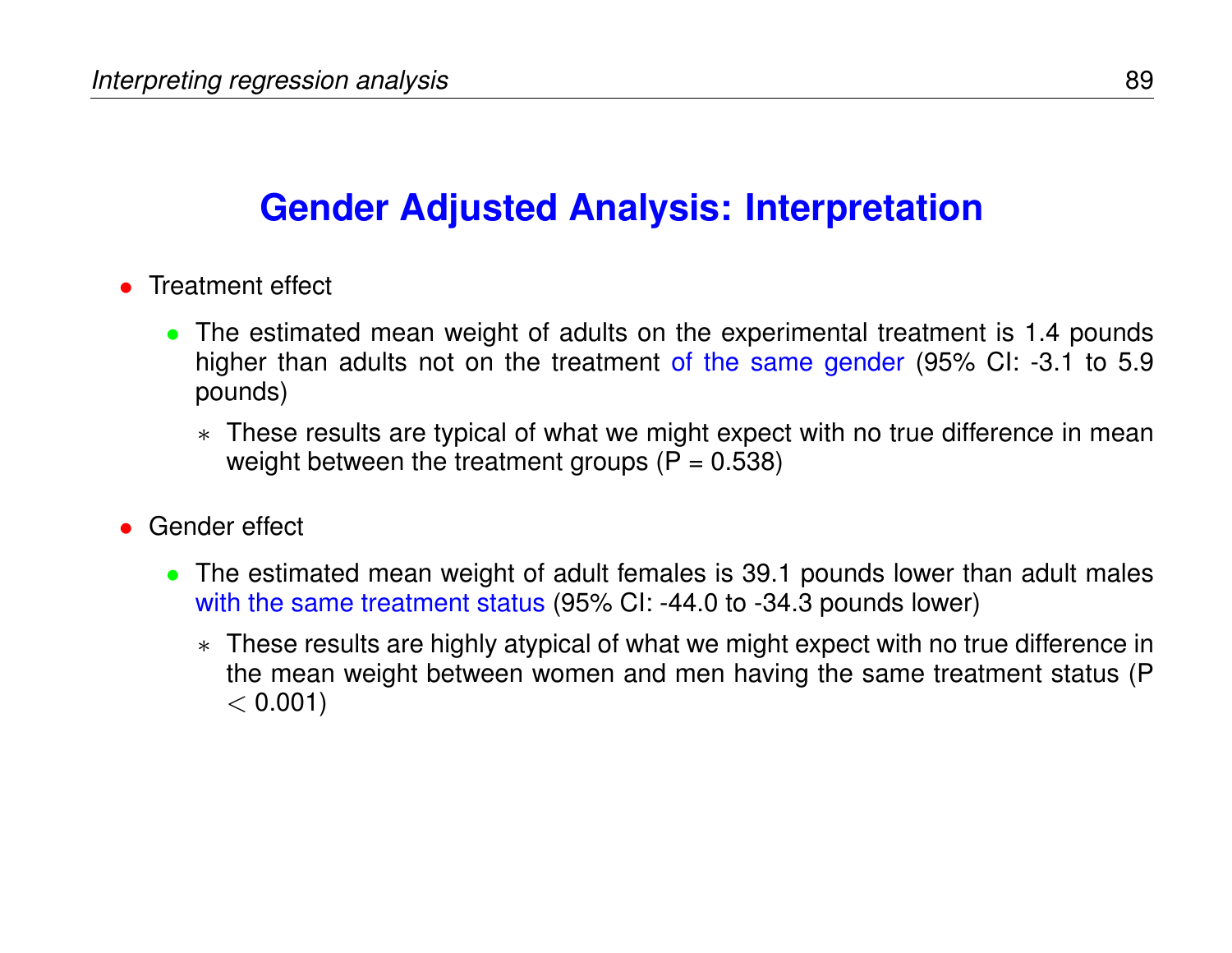# Gender Adjusted Analysis: Interpretation

- Treatment effect
  - The estimated mean weight of adults on the experimental treatment is 1.4 pounds higher than adults not on the treatment of the same gender (95% CI: -3.1 to 5.9 pounds)
    - These results are typical of what we might expect with no true difference in mean weight between the treatment groups (P = 0.538)
- Gender effect
  - The estimated mean weight of adult females is 39.1 pounds lower than adult males with the same treatment status (95% CI: -44.0 to -34.3 pounds lower)
    - These results are highly atypical of what we might expect with no true difference in the mean weight between women and men having the same treatment status ($P < 0.001$)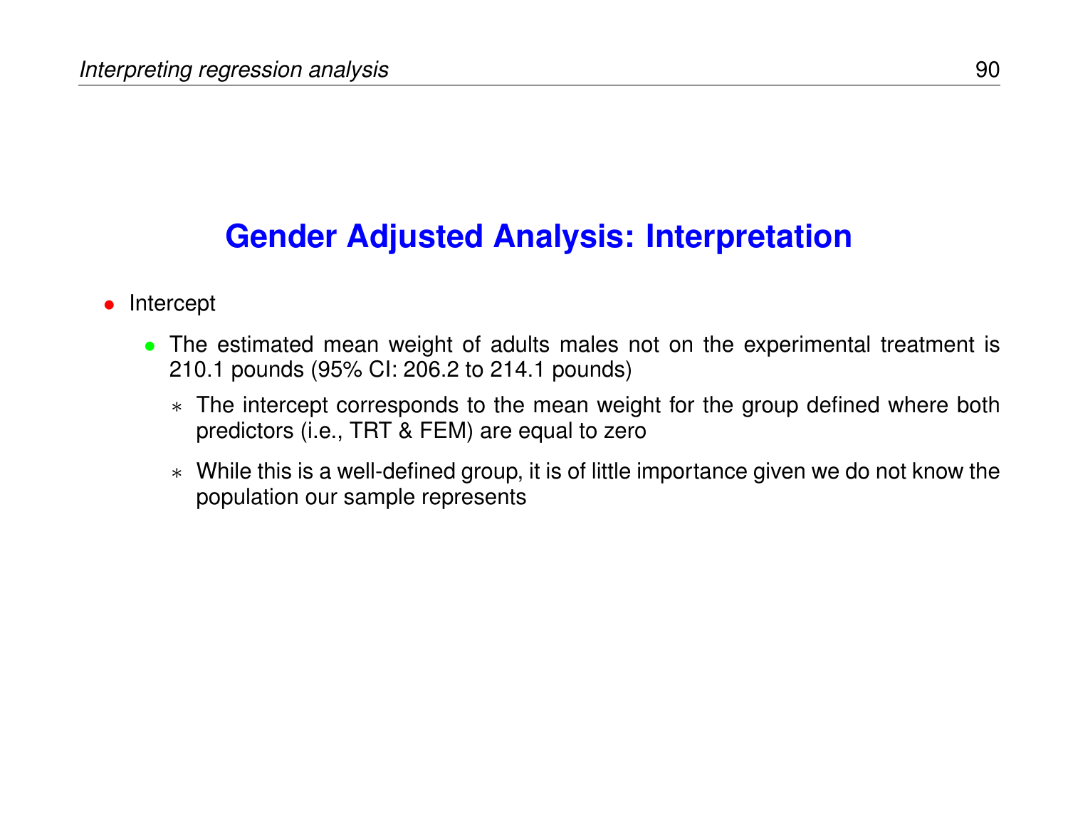# Gender Adjusted Analysis: Interpretation

- Intercept
  - The estimated mean weight of adults males not on the experimental treatment is 210.1 pounds (95% CI: 206.2 to 214.1 pounds)
    - * The intercept corresponds to the mean weight for the group defined where both predictors (i.e., TRT & FEM) are equal to zero
    - * While this is a well-defined group, it is of little importance given we do not know the population our sample represents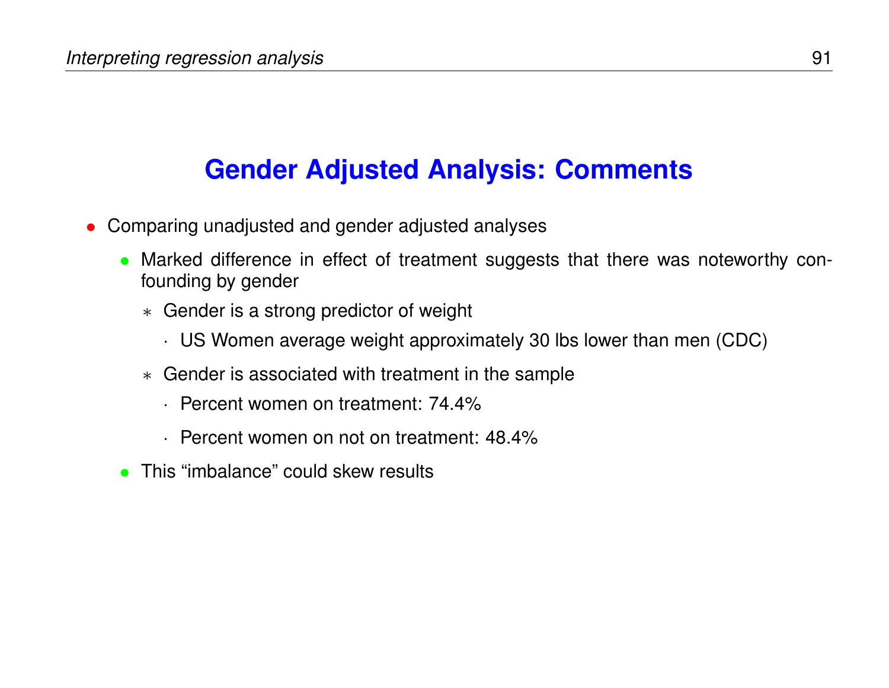## Gender Adjusted Analysis: Comments

- Comparing unadjusted and gender adjusted analyses
  - Marked difference in effect of treatment suggests that there was noteworthy confounding by gender
    - Gender is a strong predictor of weight
      - US Women average weight approximately 30 lbs lower than men (CDC)
    - Gender is associated with treatment in the sample
      - Percent women on treatment: 74.4%
      - Percent women on not on treatment: 48.4%
  - This “imbalance” could skew results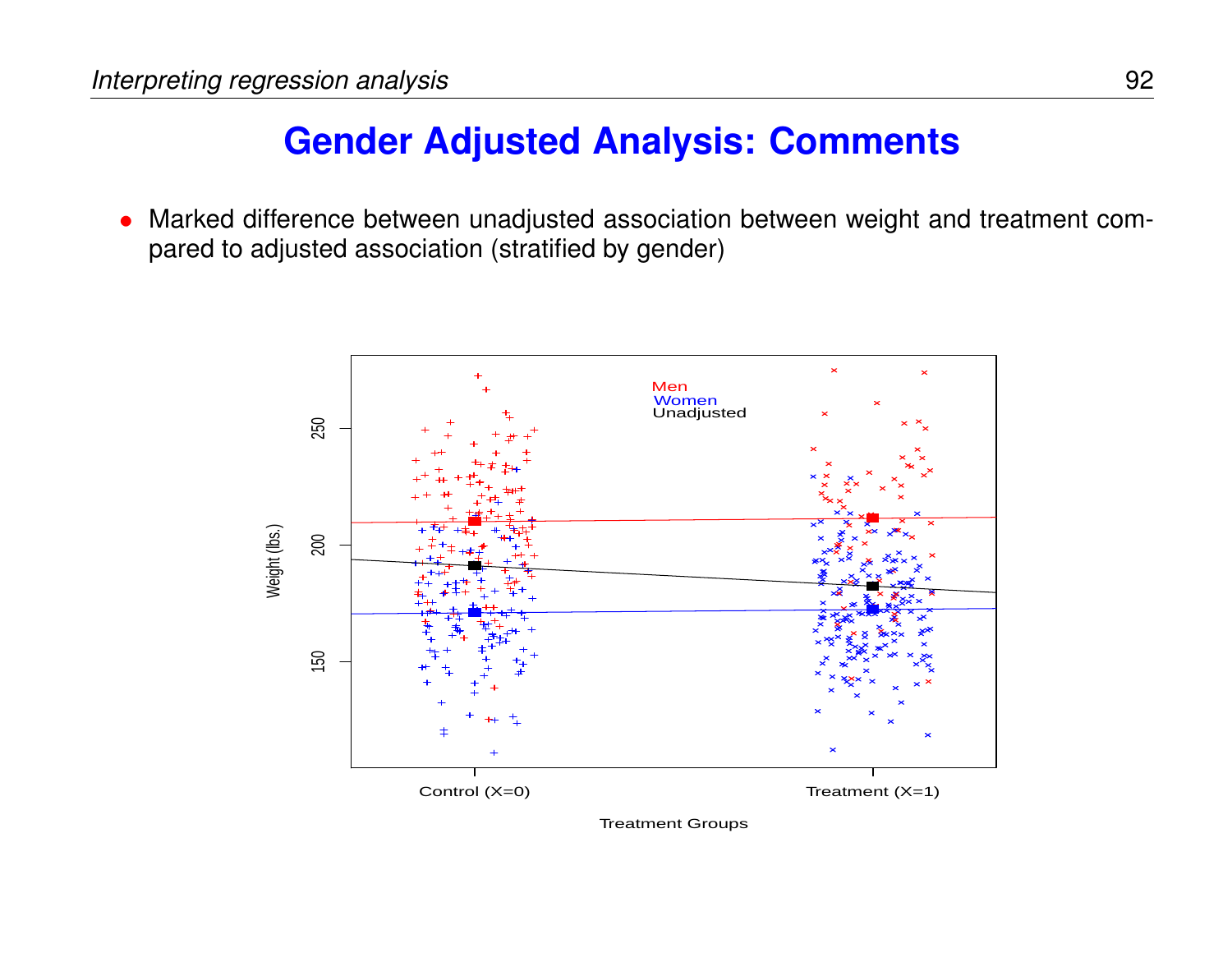# Gender Adjusted Analysis: Comments

- Marked difference between unadjusted association between weight and treatment compared to adjusted association (stratified by gender)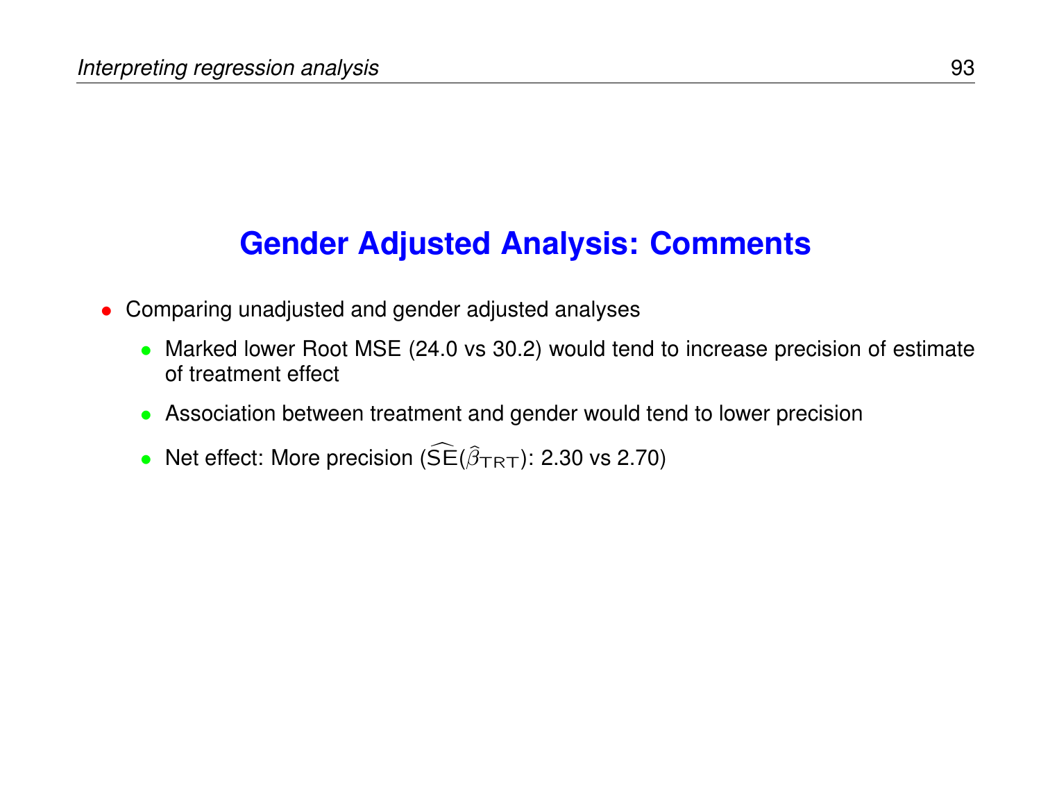## Gender Adjusted Analysis: Comments

- Comparing unadjusted and gender adjusted analyses
  - Marked lower Root MSE (24.0 vs 30.2) would tend to increase precision of estimate of treatment effect
  - Association between treatment and gender would tend to lower precision
  - Net effect: More precision ($\widehat{\text{SE}}(\hat{\beta}_{\text{TRT}})$: 2.30 vs 2.70)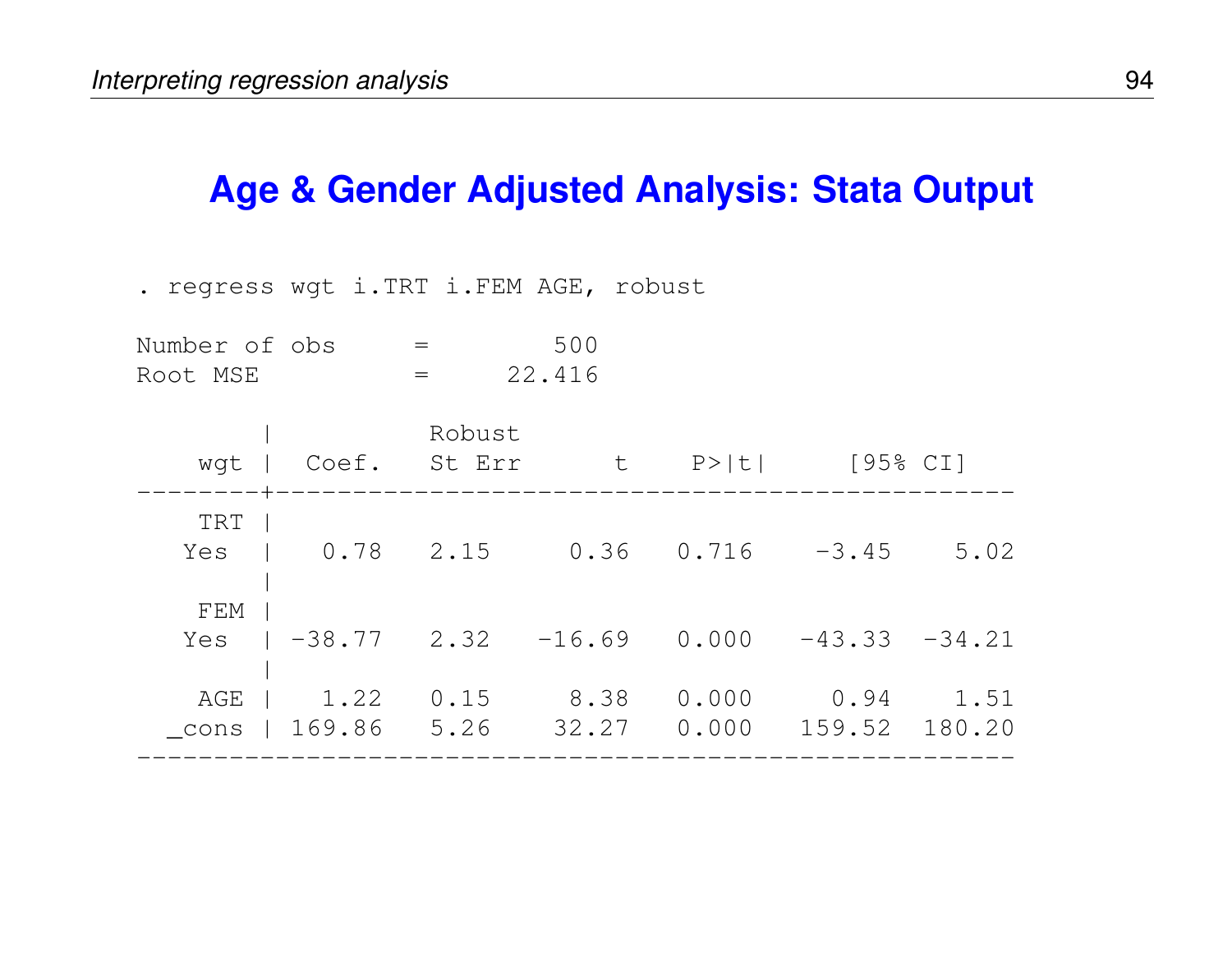## Age & Gender Adjusted Analysis: Stata Output

```
. regress wgt i.TRT i.FEM AGE, robust

Number of obs      =        500
Root MSE           =     22.416

        |          Robust
    wgt |  Coef.   St Err       t    P>|t|      [95% CI]
--------+-----------------------------------------------------
    TRT |
   Yes  |   0.78   2.15      0.36   0.716    -3.45     5.02
        |
    FEM |
   Yes  | -38.77   2.32    -16.69   0.000   -43.33   -34.21
        |
    AGE |   1.22   0.15      8.38   0.000     0.94     1.51
  _cons | 169.86   5.26     32.27   0.000   159.52   180.20
--------------------------------------------------------------
```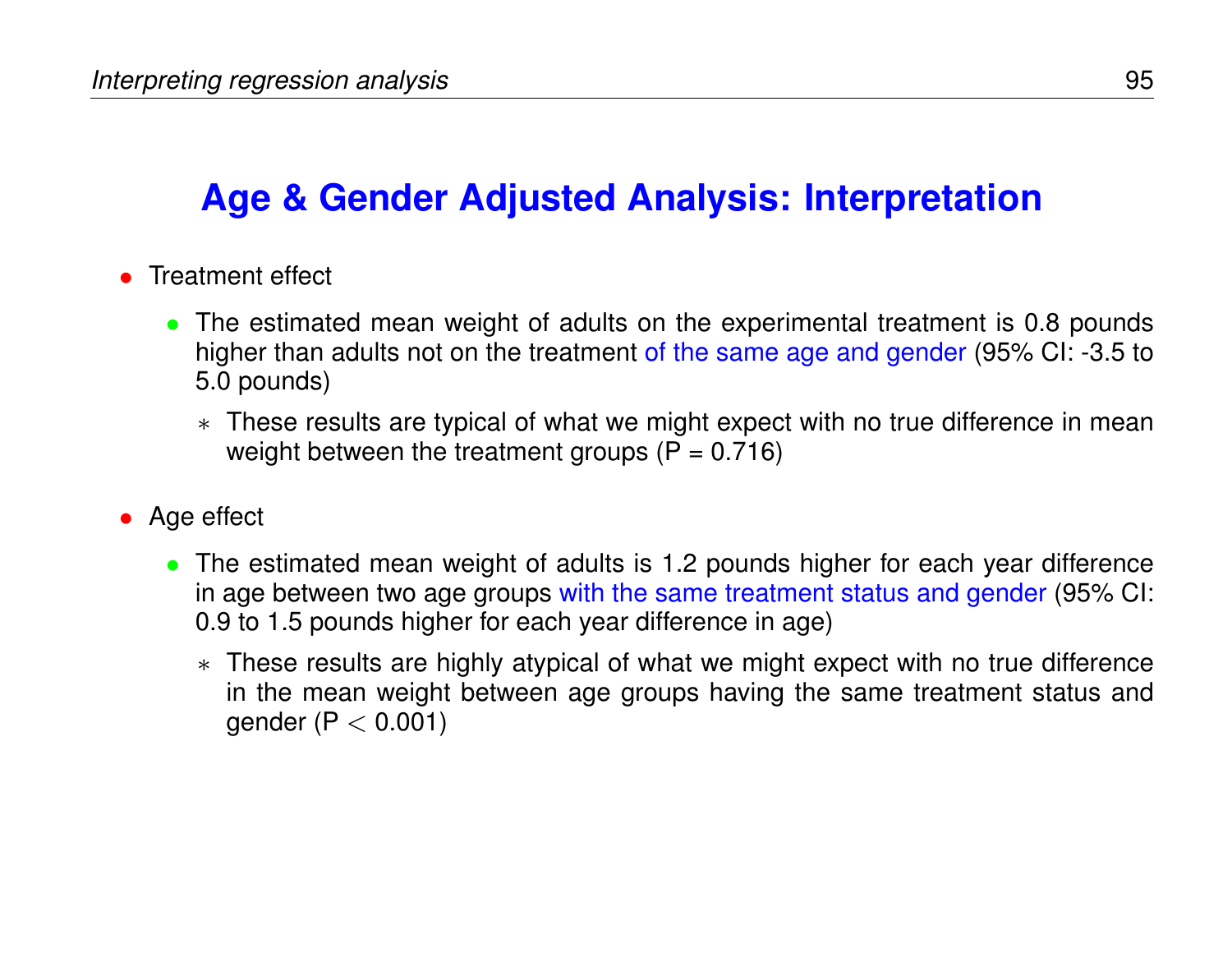## Age & Gender Adjusted Analysis: Interpretation

- Treatment effect
  - The estimated mean weight of adults on the experimental treatment is 0.8 pounds higher than adults not on the treatment of the same age and gender (95% CI: -3.5 to 5.0 pounds)
    - These results are typical of what we might expect with no true difference in mean weight between the treatment groups (P = 0.716)

- Age effect
  - The estimated mean weight of adults is 1.2 pounds higher for each year difference in age between two age groups with the same treatment status and gender (95% CI: 0.9 to 1.5 pounds higher for each year difference in age)
    - These results are highly atypical of what we might expect with no true difference in the mean weight between age groups having the same treatment status and gender ($P < 0.001$)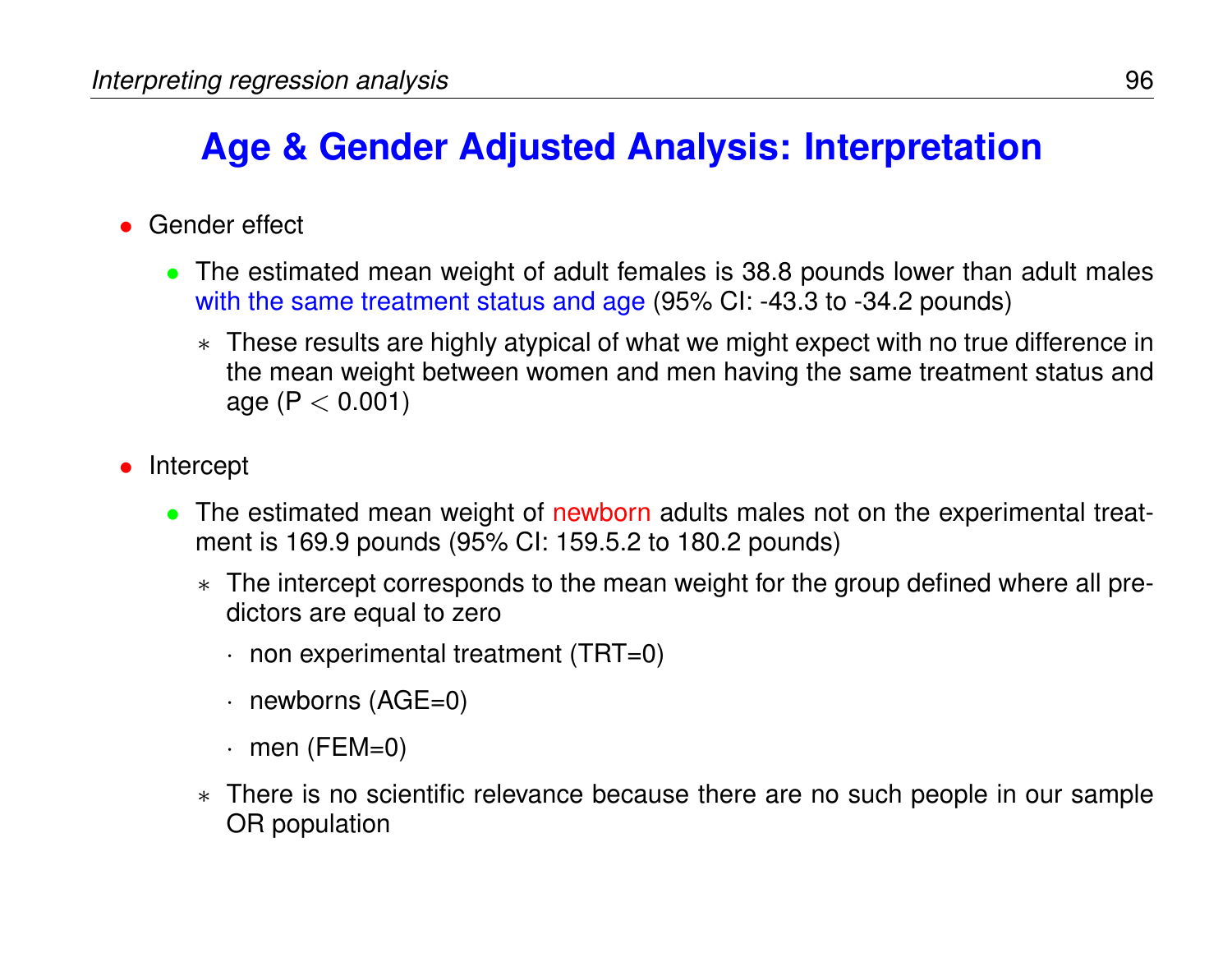## Age & Gender Adjusted Analysis: Interpretation

- Gender effect
  - The estimated mean weight of adult females is 38.8 pounds lower than adult males with the same treatment status and age (95% CI: -43.3 to -34.2 pounds)
    - These results are highly atypical of what we might expect with no true difference in the mean weight between women and men having the same treatment status and age ($P < 0.001$)

- Intercept
  - The estimated mean weight of newborn adults males not on the experimental treatment is 169.9 pounds (95% CI: 159.5.2 to 180.2 pounds)
    - The intercept corresponds to the mean weight for the group defined where all predictors are equal to zero
      - non experimental treatment (TRT=0)
      - newborns (AGE=0)
      - men (FEM=0)
    - There is no scientific relevance because there are no such people in our sample OR population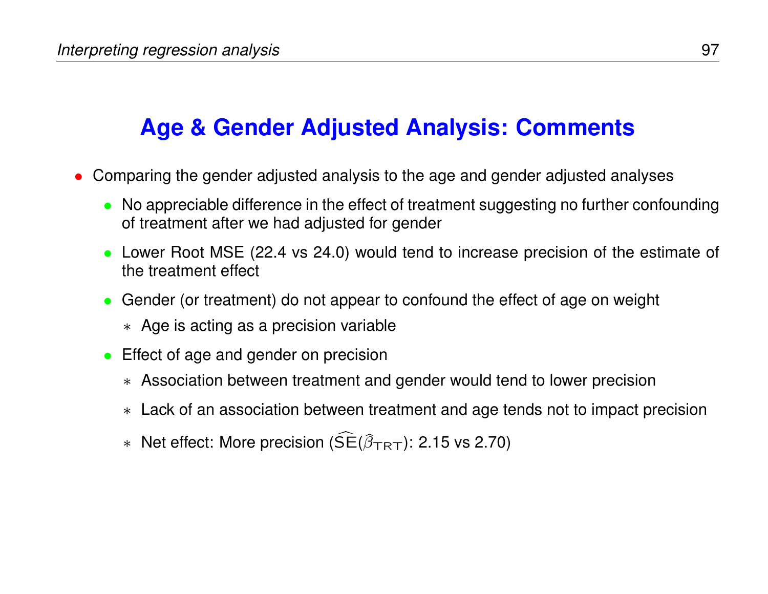## Age & Gender Adjusted Analysis: Comments

- Comparing the gender adjusted analysis to the age and gender adjusted analyses
  - No appreciable difference in the effect of treatment suggesting no further confounding of treatment after we had adjusted for gender
  - Lower Root MSE (22.4 vs 24.0) would tend to increase precision of the estimate of the treatment effect
  - Gender (or treatment) do not appear to confound the effect of age on weight
    - Age is acting as a precision variable
  - Effect of age and gender on precision
    - Association between treatment and gender would tend to lower precision
    - Lack of an association between treatment and age tends not to impact precision
    - Net effect: More precision ($\widehat{\text{SE}}(\hat{\beta}_{\text{TRT}})$: 2.15 vs 2.70)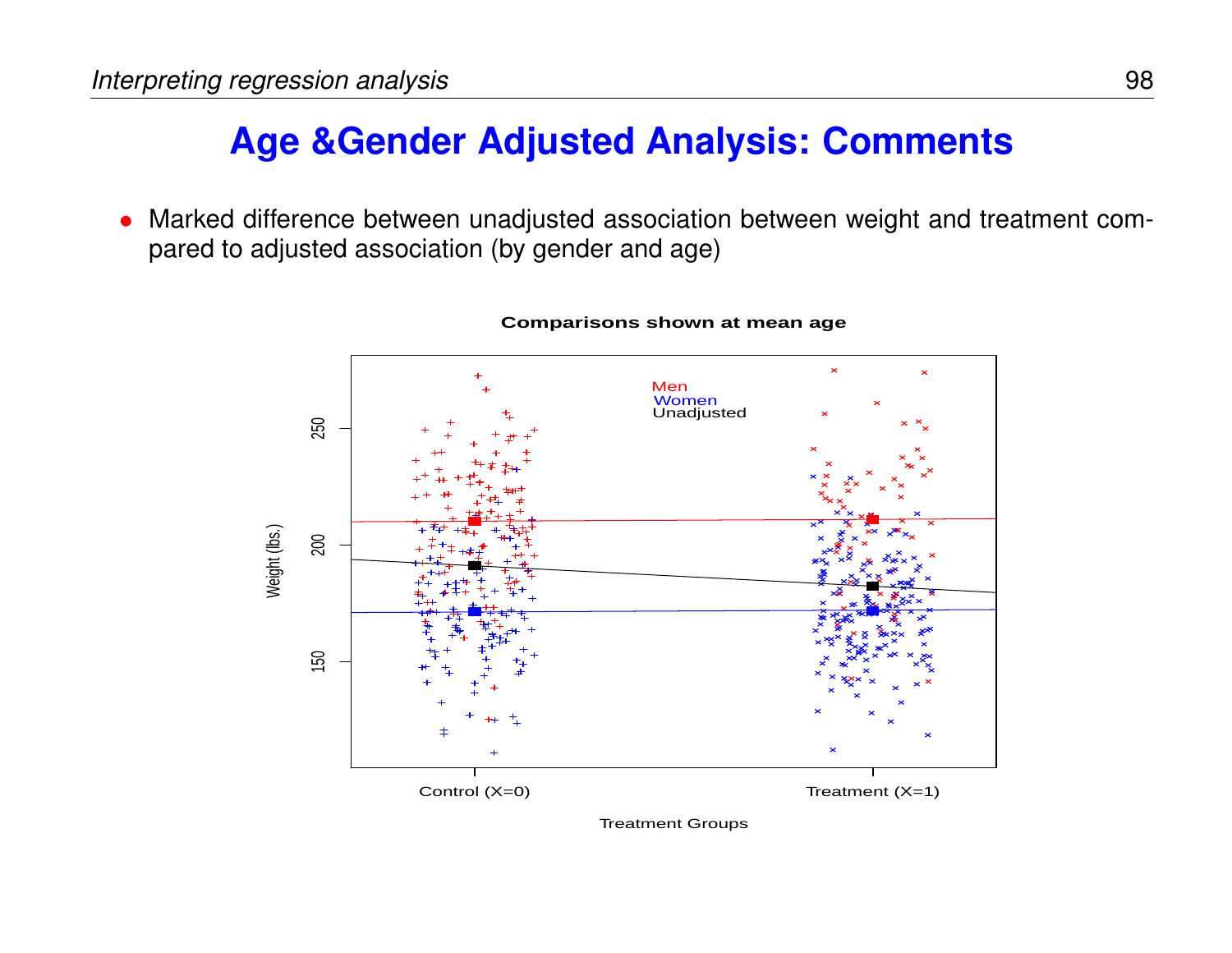# Age &Gender Adjusted Analysis: Comments

- Marked difference between unadjusted association between weight and treatment compared to adjusted association (by gender and age)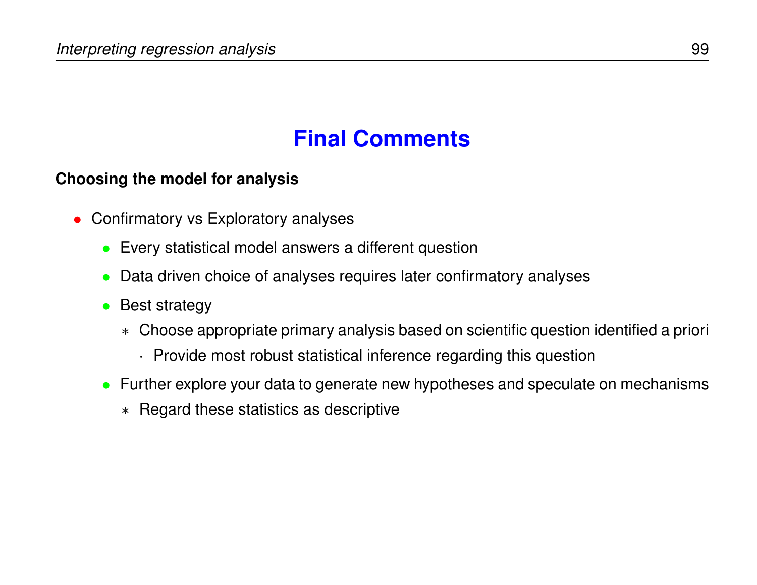# Final Comments

**Choosing the model for analysis**

- Confirmatory vs Exploratory analyses
  - Every statistical model answers a different question
  - Data driven choice of analyses requires later confirmatory analyses
  - Best strategy
    - Choose appropriate primary analysis based on scientific question identified a priori
      - Provide most robust statistical inference regarding this question
  - Further explore your data to generate new hypotheses and speculate on mechanisms
    - Regard these statistics as descriptive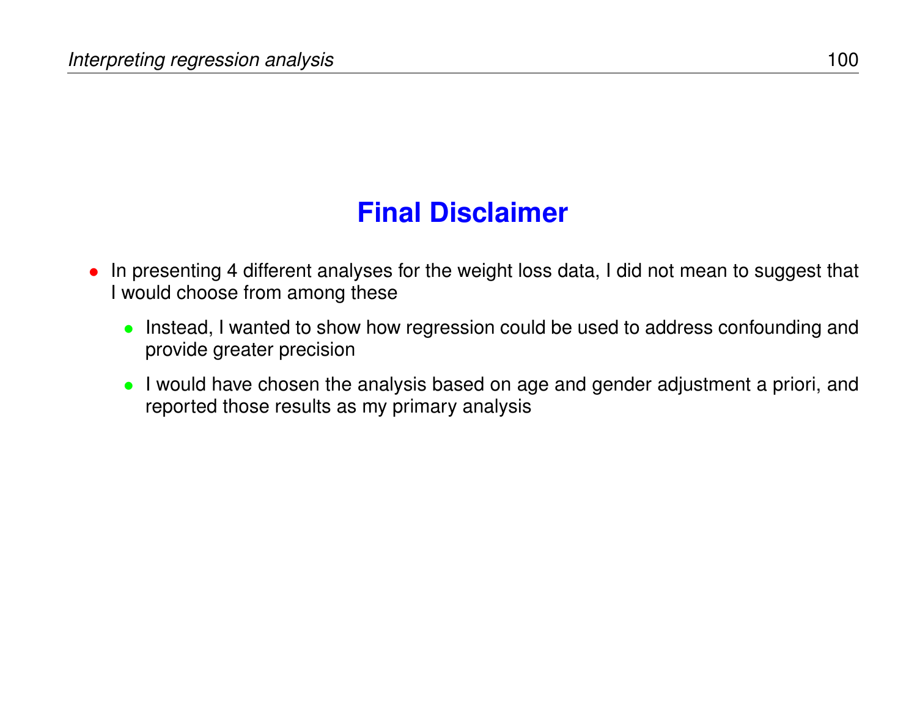# Final Disclaimer

- In presenting 4 different analyses for the weight loss data, I did not mean to suggest that I would choose from among these
  - Instead, I wanted to show how regression could be used to address confounding and provide greater precision
  - I would have chosen the analysis based on age and gender adjustment a priori, and reported those results as my primary analysis